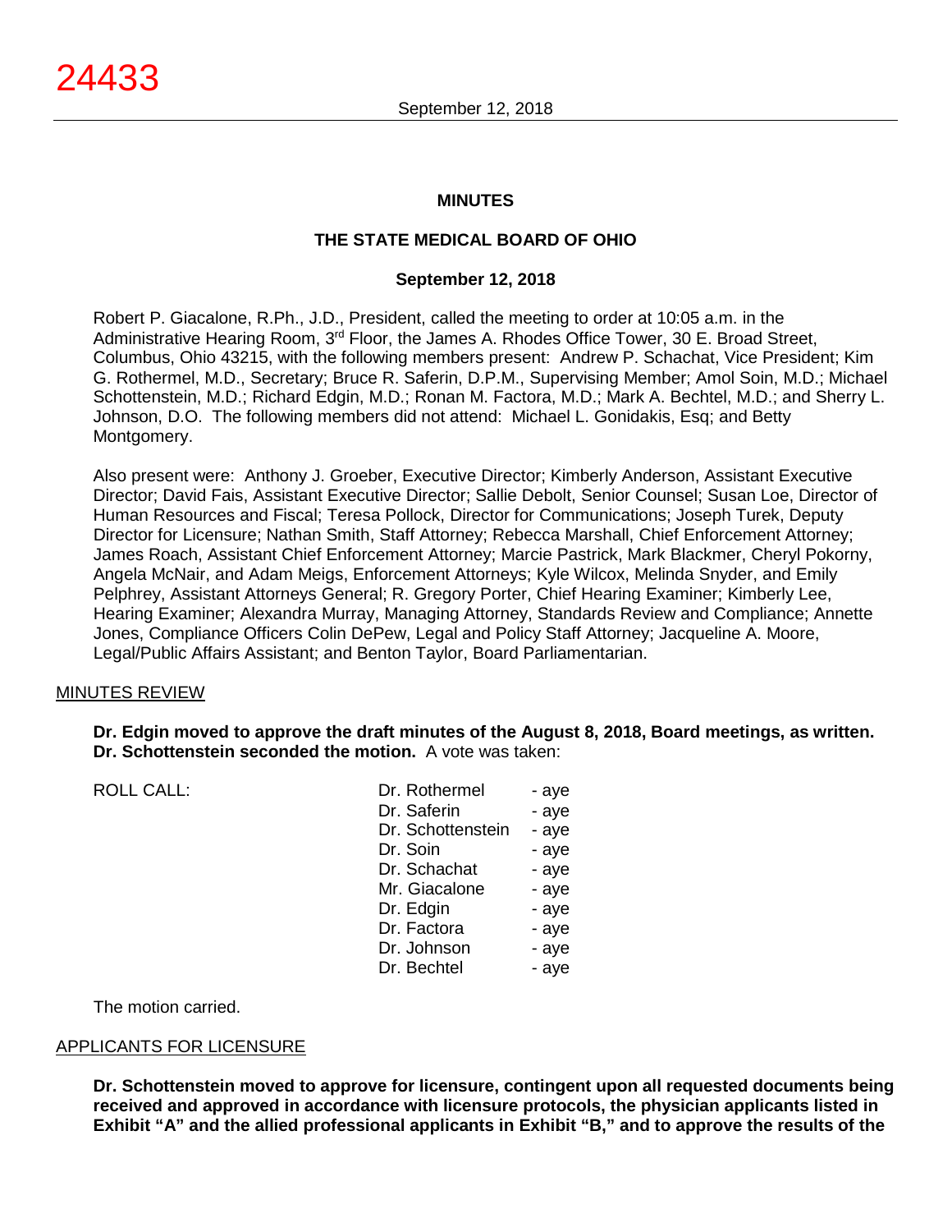# MINUTES

## THE STATE MEDICAL BOARD OF OHIO

### September 12, 2018

Robert P. Giacalone, R.Ph., J.D., President, called the meeting to order at 10:05 a.m. in the Administrative Hearing Room, 3rd Floor, the James A. Rhodes Office Tower, 30 E. Broad Street, Columbus, Ohio 43215, with the following members present: Andrew P. Schachat, Vice President; Kim G. Rothermel, M.D., Secretary; Bruce R. Saferin, D.P.M., Supervising Member; Amol Soin, M.D.; Michael Schottenstein, M.D.; Richard Edgin, M.D.; Ronan M. Factora, M.D.; Mark A. Bechtel, M.D.; and Sherry L. Johnson, D.O. The following members did not attend: Michael L. Gonidakis, Esq; and Betty Montgomery.

Also present were: Anthony J. Groeber, Executive Director; Kimberly Anderson, Assistant Executive Director; David Fais, Assistant Executive Director; Sallie Debolt, Senior Counsel; Susan Loe, Director of Human Resources and Fiscal; Teresa Pollock, Director for Communications; Joseph Turek, Deputy Director for Licensure; Nathan Smith, Staff Attorney; Rebecca Marshall, Chief Enforcement Attorney; James Roach, Assistant Chief Enforcement Attorney; Marcie Pastrick, Mark Blackmer, Cheryl Pokorny, Angela McNair, and Adam Meigs, Enforcement Attorneys; Kyle Wilcox, Melinda Snyder, and Emily Pelphrey, Assistant Attorneys General; R. Gregory Porter, Chief Hearing Examiner; Kimberly Lee, Hearing Examiner; Alexandra Murray, Managing Attorney, Standards Review and Compliance; Annette Jones, Compliance Officers Colin DePew, Legal and Policy Staff Attorney; Jacqueline A. Moore, Legal/Public Affairs Assistant; and Benton Taylor, Board Parliamentarian.

## MINUTES REVIEW

**Dr. Edgin moved to approve the draft minutes of the August 8, 2018, Board meetings, as written. Dr. Schottenstein seconded the motion.** A vote was taken:

| ROLL CALL: | | |
|---|---|---|
| | Dr. Rothermel | - aye |
| | Dr. Saferin | - aye |
| | Dr. Schottenstein | - aye |
| | Dr. Soin | - aye |
| | Dr. Schachat | - aye |
| | Mr. Giacalone | - aye |
| | Dr. Edgin | - aye |
| | Dr. Factora | - aye |
| | Dr. Johnson | - aye |
| | Dr. Bechtel | - aye |

The motion carried.

## APPLICANTS FOR LICENSURE

**Dr. Schottenstein moved to approve for licensure, contingent upon all requested documents being received and approved in accordance with licensure protocols, the physician applicants listed in Exhibit "A" and the allied professional applicants in Exhibit "B," and to approve the results of the**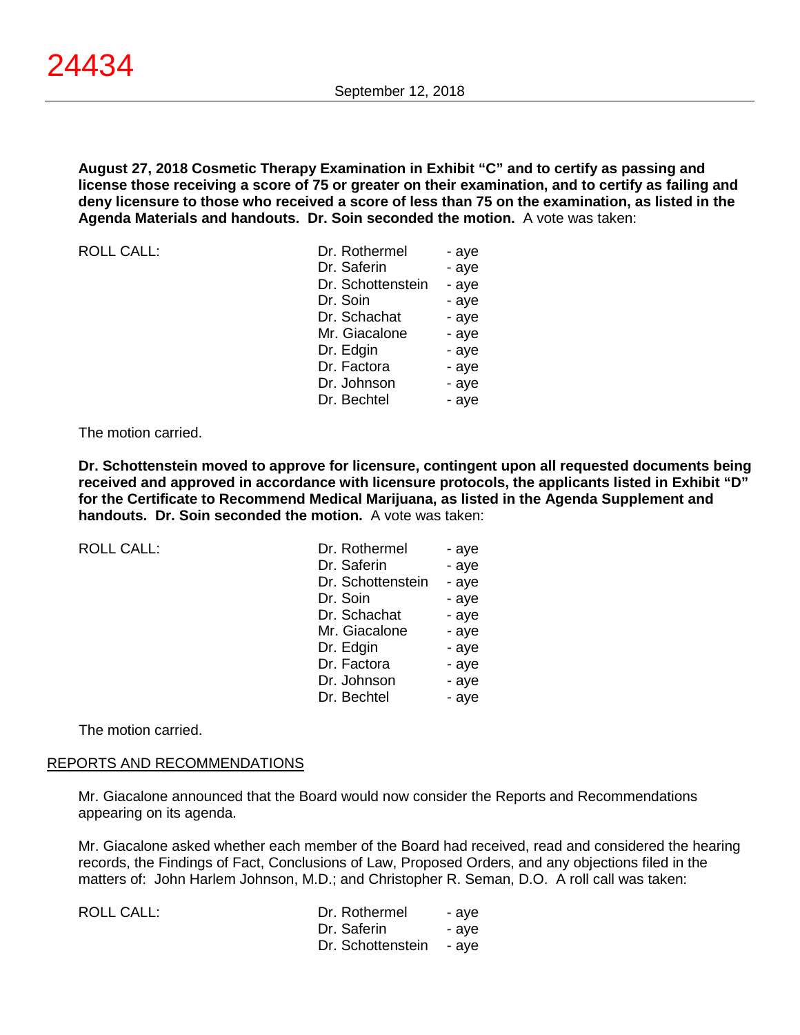**August 27, 2018 Cosmetic Therapy Examination in Exhibit "C" and to certify as passing and license those receiving a score of 75 or greater on their examination, and to certify as failing and deny licensure to those who received a score of less than 75 on the examination, as listed in the Agenda Materials and handouts. Dr. Soin seconded the motion.** A vote was taken:

ROLL CALL:

| | |
|---|---|
| Dr. Rothermel | - aye |
| Dr. Saferin | - aye |
| Dr. Schottenstein | - aye |
| Dr. Soin | - aye |
| Dr. Schachat | - aye |
| Mr. Giacalone | - aye |
| Dr. Edgin | - aye |
| Dr. Factora | - aye |
| Dr. Johnson | - aye |
| Dr. Bechtel | - aye |

The motion carried.

**Dr. Schottenstein moved to approve for licensure, contingent upon all requested documents being received and approved in accordance with licensure protocols, the applicants listed in Exhibit "D" for the Certificate to Recommend Medical Marijuana, as listed in the Agenda Supplement and handouts. Dr. Soin seconded the motion.** A vote was taken:

ROLL CALL:

| | |
|---|---|
| Dr. Rothermel | - aye |
| Dr. Saferin | - aye |
| Dr. Schottenstein | - aye |
| Dr. Soin | - aye |
| Dr. Schachat | - aye |
| Mr. Giacalone | - aye |
| Dr. Edgin | - aye |
| Dr. Factora | - aye |
| Dr. Johnson | - aye |
| Dr. Bechtel | - aye |

The motion carried.

## REPORTS AND RECOMMENDATIONS

Mr. Giacalone announced that the Board would now consider the Reports and Recommendations appearing on its agenda.

Mr. Giacalone asked whether each member of the Board had received, read and considered the hearing records, the Findings of Fact, Conclusions of Law, Proposed Orders, and any objections filed in the matters of: John Harlem Johnson, M.D.; and Christopher R. Seman, D.O. A roll call was taken:

ROLL CALL:

| | |
|---|---|
| Dr. Rothermel | - aye |
| Dr. Saferin | - aye |
| Dr. Schottenstein | - aye |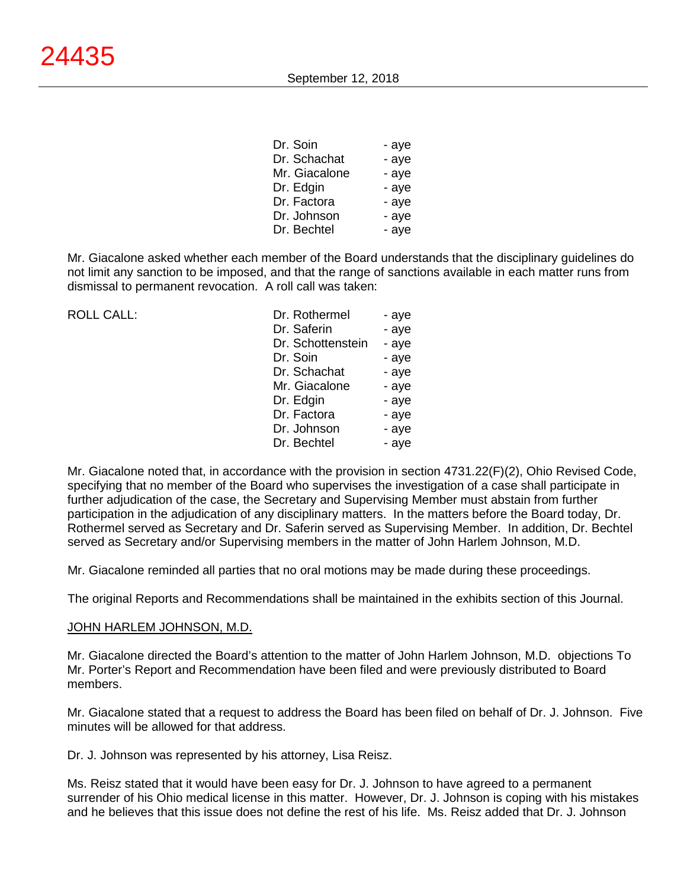| | |
|---|---|
| Dr. Soin | - aye |
| Dr. Schachat | - aye |
| Mr. Giacalone | - aye |
| Dr. Edgin | - aye |
| Dr. Factora | - aye |
| Dr. Johnson | - aye |
| Dr. Bechtel | - aye |

Mr. Giacalone asked whether each member of the Board understands that the disciplinary guidelines do not limit any sanction to be imposed, and that the range of sanctions available in each matter runs from dismissal to permanent revocation. A roll call was taken:

| ROLL CALL: | | |
|---|---|---|
| | Dr. Rothermel | - aye |
| | Dr. Saferin | - aye |
| | Dr. Schottenstein | - aye |
| | Dr. Soin | - aye |
| | Dr. Schachat | - aye |
| | Mr. Giacalone | - aye |
| | Dr. Edgin | - aye |
| | Dr. Factora | - aye |
| | Dr. Johnson | - aye |
| | Dr. Bechtel | - aye |

Mr. Giacalone noted that, in accordance with the provision in section 4731.22(F)(2), Ohio Revised Code, specifying that no member of the Board who supervises the investigation of a case shall participate in further adjudication of the case, the Secretary and Supervising Member must abstain from further participation in the adjudication of any disciplinary matters. In the matters before the Board today, Dr. Rothermel served as Secretary and Dr. Saferin served as Supervising Member. In addition, Dr. Bechtel served as Secretary and/or Supervising members in the matter of John Harlem Johnson, M.D.

Mr. Giacalone reminded all parties that no oral motions may be made during these proceedings.

The original Reports and Recommendations shall be maintained in the exhibits section of this Journal.

JOHN HARLEM JOHNSON, M.D.

Mr. Giacalone directed the Board's attention to the matter of John Harlem Johnson, M.D. objections To Mr. Porter's Report and Recommendation have been filed and were previously distributed to Board members.

Mr. Giacalone stated that a request to address the Board has been filed on behalf of Dr. J. Johnson. Five minutes will be allowed for that address.

Dr. J. Johnson was represented by his attorney, Lisa Reisz.

Ms. Reisz stated that it would have been easy for Dr. J. Johnson to have agreed to a permanent surrender of his Ohio medical license in this matter. However, Dr. J. Johnson is coping with his mistakes and he believes that this issue does not define the rest of his life. Ms. Reisz added that Dr. J. Johnson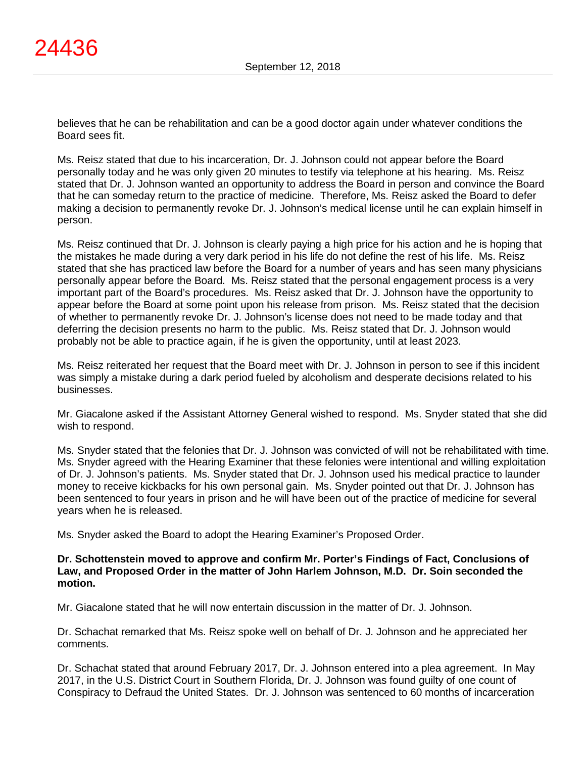believes that he can be rehabilitation and can be a good doctor again under whatever conditions the Board sees fit.

Ms. Reisz stated that due to his incarceration, Dr. J. Johnson could not appear before the Board personally today and he was only given 20 minutes to testify via telephone at his hearing. Ms. Reisz stated that Dr. J. Johnson wanted an opportunity to address the Board in person and convince the Board that he can someday return to the practice of medicine. Therefore, Ms. Reisz asked the Board to defer making a decision to permanently revoke Dr. J. Johnson's medical license until he can explain himself in person.

Ms. Reisz continued that Dr. J. Johnson is clearly paying a high price for his action and he is hoping that the mistakes he made during a very dark period in his life do not define the rest of his life. Ms. Reisz stated that she has practiced law before the Board for a number of years and has seen many physicians personally appear before the Board. Ms. Reisz stated that the personal engagement process is a very important part of the Board's procedures. Ms. Reisz asked that Dr. J. Johnson have the opportunity to appear before the Board at some point upon his release from prison. Ms. Reisz stated that the decision of whether to permanently revoke Dr. J. Johnson's license does not need to be made today and that deferring the decision presents no harm to the public. Ms. Reisz stated that Dr. J. Johnson would probably not be able to practice again, if he is given the opportunity, until at least 2023.

Ms. Reisz reiterated her request that the Board meet with Dr. J. Johnson in person to see if this incident was simply a mistake during a dark period fueled by alcoholism and desperate decisions related to his businesses.

Mr. Giacalone asked if the Assistant Attorney General wished to respond. Ms. Snyder stated that she did wish to respond.

Ms. Snyder stated that the felonies that Dr. J. Johnson was convicted of will not be rehabilitated with time. Ms. Snyder agreed with the Hearing Examiner that these felonies were intentional and willing exploitation of Dr. J. Johnson's patients. Ms. Snyder stated that Dr. J. Johnson used his medical practice to launder money to receive kickbacks for his own personal gain. Ms. Snyder pointed out that Dr. J. Johnson has been sentenced to four years in prison and he will have been out of the practice of medicine for several years when he is released.

Ms. Snyder asked the Board to adopt the Hearing Examiner's Proposed Order.

**Dr. Schottenstein moved to approve and confirm Mr. Porter's Findings of Fact, Conclusions of Law, and Proposed Order in the matter of John Harlem Johnson, M.D. Dr. Soin seconded the motion.**

Mr. Giacalone stated that he will now entertain discussion in the matter of Dr. J. Johnson.

Dr. Schachat remarked that Ms. Reisz spoke well on behalf of Dr. J. Johnson and he appreciated her comments.

Dr. Schachat stated that around February 2017, Dr. J. Johnson entered into a plea agreement. In May 2017, in the U.S. District Court in Southern Florida, Dr. J. Johnson was found guilty of one count of Conspiracy to Defraud the United States. Dr. J. Johnson was sentenced to 60 months of incarceration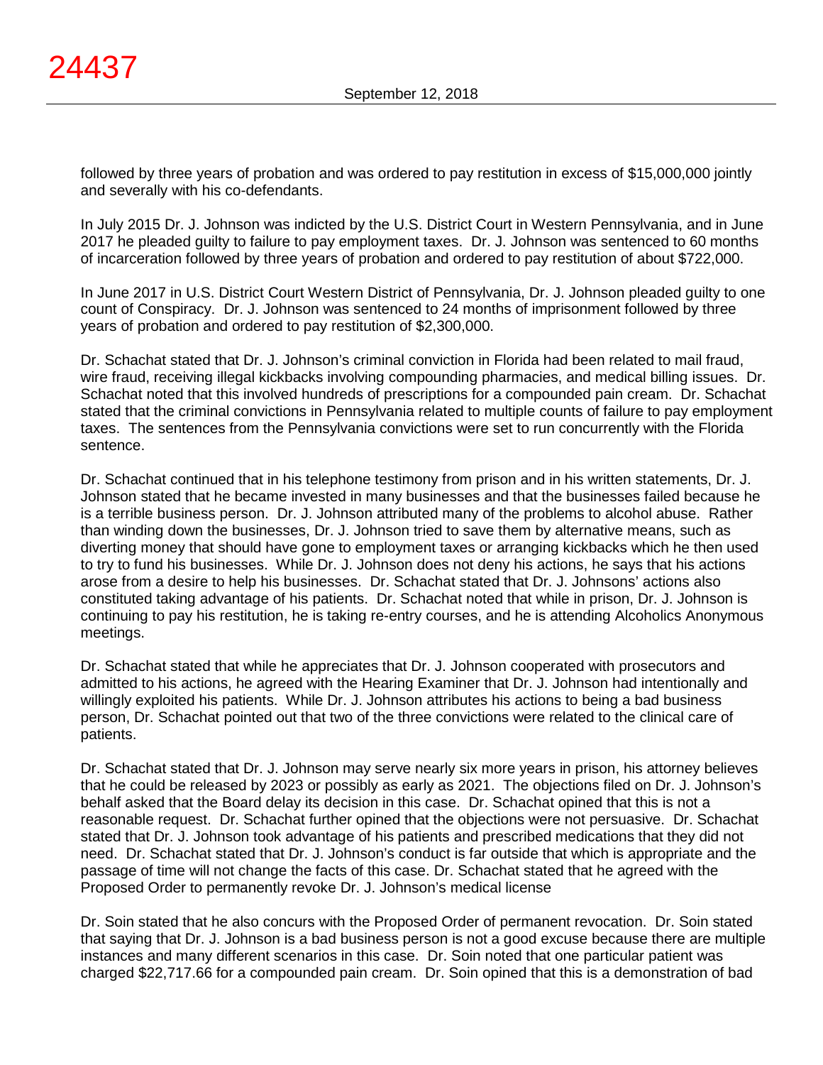followed by three years of probation and was ordered to pay restitution in excess of $15,000,000 jointly and severally with his co-defendants.

In July 2015 Dr. J. Johnson was indicted by the U.S. District Court in Western Pennsylvania, and in June 2017 he pleaded guilty to failure to pay employment taxes. Dr. J. Johnson was sentenced to 60 months of incarceration followed by three years of probation and ordered to pay restitution of about $722,000.

In June 2017 in U.S. District Court Western District of Pennsylvania, Dr. J. Johnson pleaded guilty to one count of Conspiracy. Dr. J. Johnson was sentenced to 24 months of imprisonment followed by three years of probation and ordered to pay restitution of $2,300,000.

Dr. Schachat stated that Dr. J. Johnson's criminal conviction in Florida had been related to mail fraud, wire fraud, receiving illegal kickbacks involving compounding pharmacies, and medical billing issues. Dr. Schachat noted that this involved hundreds of prescriptions for a compounded pain cream. Dr. Schachat stated that the criminal convictions in Pennsylvania related to multiple counts of failure to pay employment taxes. The sentences from the Pennsylvania convictions were set to run concurrently with the Florida sentence.

Dr. Schachat continued that in his telephone testimony from prison and in his written statements, Dr. J. Johnson stated that he became invested in many businesses and that the businesses failed because he is a terrible business person. Dr. J. Johnson attributed many of the problems to alcohol abuse. Rather than winding down the businesses, Dr. J. Johnson tried to save them by alternative means, such as diverting money that should have gone to employment taxes or arranging kickbacks which he then used to try to fund his businesses. While Dr. J. Johnson does not deny his actions, he says that his actions arose from a desire to help his businesses. Dr. Schachat stated that Dr. J. Johnsons' actions also constituted taking advantage of his patients. Dr. Schachat noted that while in prison, Dr. J. Johnson is continuing to pay his restitution, he is taking re-entry courses, and he is attending Alcoholics Anonymous meetings.

Dr. Schachat stated that while he appreciates that Dr. J. Johnson cooperated with prosecutors and admitted to his actions, he agreed with the Hearing Examiner that Dr. J. Johnson had intentionally and willingly exploited his patients. While Dr. J. Johnson attributes his actions to being a bad business person, Dr. Schachat pointed out that two of the three convictions were related to the clinical care of patients.

Dr. Schachat stated that Dr. J. Johnson may serve nearly six more years in prison, his attorney believes that he could be released by 2023 or possibly as early as 2021. The objections filed on Dr. J. Johnson's behalf asked that the Board delay its decision in this case. Dr. Schachat opined that this is not a reasonable request. Dr. Schachat further opined that the objections were not persuasive. Dr. Schachat stated that Dr. J. Johnson took advantage of his patients and prescribed medications that they did not need. Dr. Schachat stated that Dr. J. Johnson's conduct is far outside that which is appropriate and the passage of time will not change the facts of this case. Dr. Schachat stated that he agreed with the Proposed Order to permanently revoke Dr. J. Johnson's medical license

Dr. Soin stated that he also concurs with the Proposed Order of permanent revocation. Dr. Soin stated that saying that Dr. J. Johnson is a bad business person is not a good excuse because there are multiple instances and many different scenarios in this case. Dr. Soin noted that one particular patient was charged $22,717.66 for a compounded pain cream. Dr. Soin opined that this is a demonstration of bad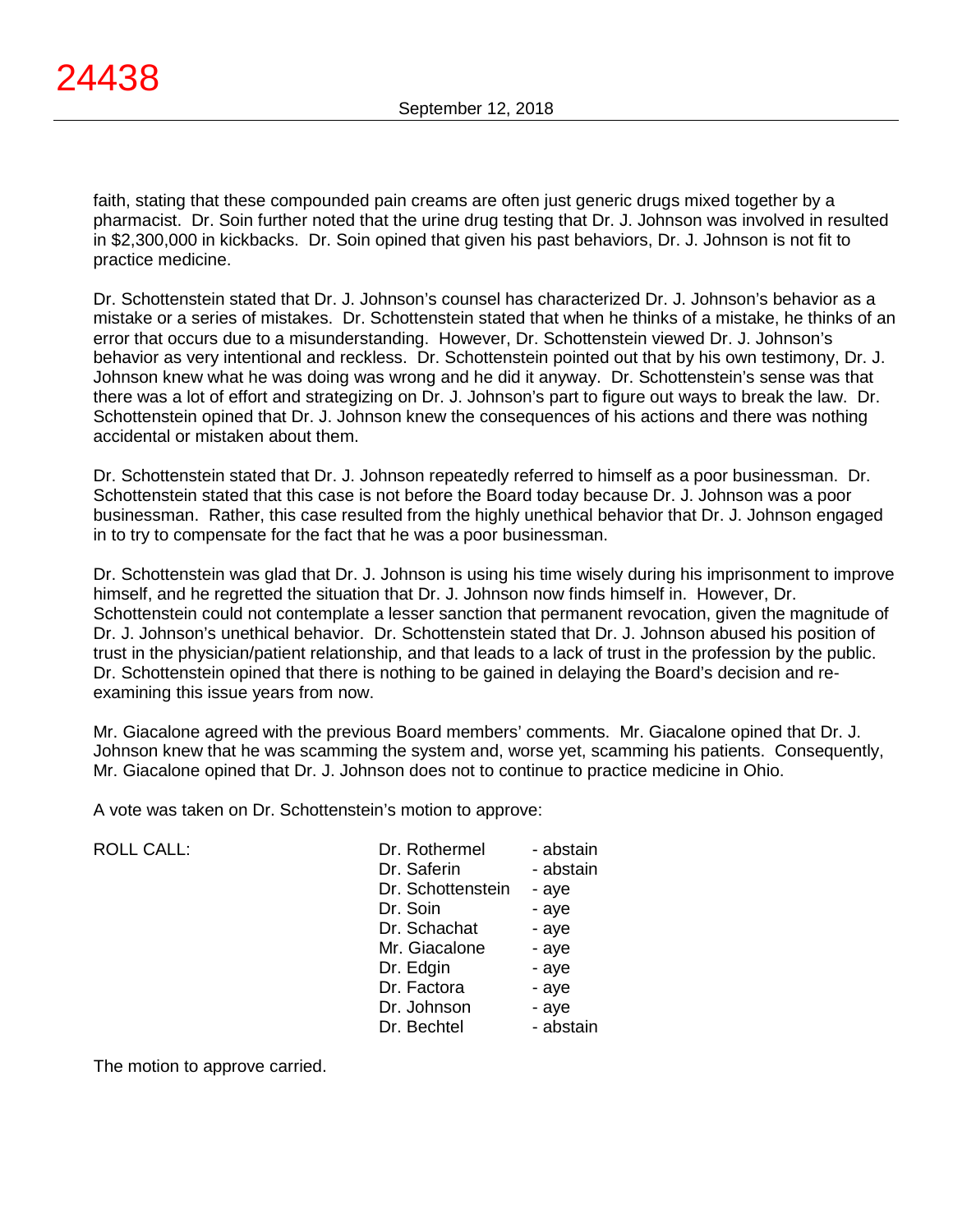faith, stating that these compounded pain creams are often just generic drugs mixed together by a pharmacist. Dr. Soin further noted that the urine drug testing that Dr. J. Johnson was involved in resulted in $2,300,000 in kickbacks. Dr. Soin opined that given his past behaviors, Dr. J. Johnson is not fit to practice medicine.

Dr. Schottenstein stated that Dr. J. Johnson's counsel has characterized Dr. J. Johnson's behavior as a mistake or a series of mistakes. Dr. Schottenstein stated that when he thinks of a mistake, he thinks of an error that occurs due to a misunderstanding. However, Dr. Schottenstein viewed Dr. J. Johnson's behavior as very intentional and reckless. Dr. Schottenstein pointed out that by his own testimony, Dr. J. Johnson knew what he was doing was wrong and he did it anyway. Dr. Schottenstein's sense was that there was a lot of effort and strategizing on Dr. J. Johnson's part to figure out ways to break the law. Dr. Schottenstein opined that Dr. J. Johnson knew the consequences of his actions and there was nothing accidental or mistaken about them.

Dr. Schottenstein stated that Dr. J. Johnson repeatedly referred to himself as a poor businessman. Dr. Schottenstein stated that this case is not before the Board today because Dr. J. Johnson was a poor businessman. Rather, this case resulted from the highly unethical behavior that Dr. J. Johnson engaged in to try to compensate for the fact that he was a poor businessman.

Dr. Schottenstein was glad that Dr. J. Johnson is using his time wisely during his imprisonment to improve himself, and he regretted the situation that Dr. J. Johnson now finds himself in. However, Dr. Schottenstein could not contemplate a lesser sanction that permanent revocation, given the magnitude of Dr. J. Johnson's unethical behavior. Dr. Schottenstein stated that Dr. J. Johnson abused his position of trust in the physician/patient relationship, and that leads to a lack of trust in the profession by the public. Dr. Schottenstein opined that there is nothing to be gained in delaying the Board's decision and re-examining this issue years from now.

Mr. Giacalone agreed with the previous Board members' comments. Mr. Giacalone opined that Dr. J. Johnson knew that he was scamming the system and, worse yet, scamming his patients. Consequently, Mr. Giacalone opined that Dr. J. Johnson does not to continue to practice medicine in Ohio.

A vote was taken on Dr. Schottenstein's motion to approve:

| ROLL CALL: | | |
|---|---|---|
| | Dr. Rothermel | - abstain |
| | Dr. Saferin | - abstain |
| | Dr. Schottenstein | - aye |
| | Dr. Soin | - aye |
| | Dr. Schachat | - aye |
| | Mr. Giacalone | - aye |
| | Dr. Edgin | - aye |
| | Dr. Factora | - aye |
| | Dr. Johnson | - aye |
| | Dr. Bechtel | - abstain |

The motion to approve carried.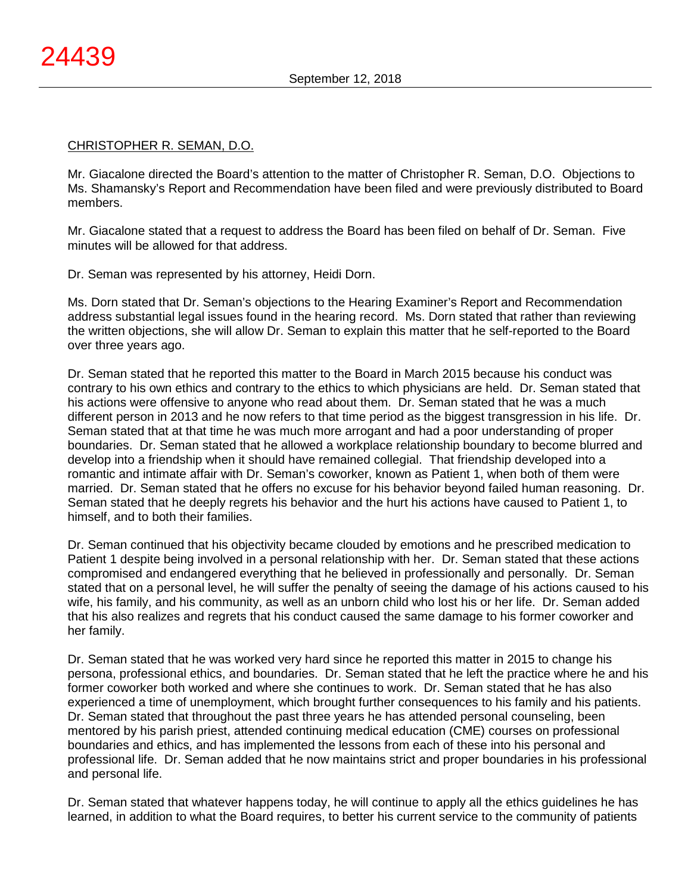CHRISTOPHER R. SEMAN, D.O.

Mr. Giacalone directed the Board's attention to the matter of Christopher R. Seman, D.O. Objections to Ms. Shamansky's Report and Recommendation have been filed and were previously distributed to Board members.

Mr. Giacalone stated that a request to address the Board has been filed on behalf of Dr. Seman. Five minutes will be allowed for that address.

Dr. Seman was represented by his attorney, Heidi Dorn.

Ms. Dorn stated that Dr. Seman's objections to the Hearing Examiner's Report and Recommendation address substantial legal issues found in the hearing record. Ms. Dorn stated that rather than reviewing the written objections, she will allow Dr. Seman to explain this matter that he self-reported to the Board over three years ago.

Dr. Seman stated that he reported this matter to the Board in March 2015 because his conduct was contrary to his own ethics and contrary to the ethics to which physicians are held. Dr. Seman stated that his actions were offensive to anyone who read about them. Dr. Seman stated that he was a much different person in 2013 and he now refers to that time period as the biggest transgression in his life. Dr. Seman stated that at that time he was much more arrogant and had a poor understanding of proper boundaries. Dr. Seman stated that he allowed a workplace relationship boundary to become blurred and develop into a friendship when it should have remained collegial. That friendship developed into a romantic and intimate affair with Dr. Seman's coworker, known as Patient 1, when both of them were married. Dr. Seman stated that he offers no excuse for his behavior beyond failed human reasoning. Dr. Seman stated that he deeply regrets his behavior and the hurt his actions have caused to Patient 1, to himself, and to both their families.

Dr. Seman continued that his objectivity became clouded by emotions and he prescribed medication to Patient 1 despite being involved in a personal relationship with her. Dr. Seman stated that these actions compromised and endangered everything that he believed in professionally and personally. Dr. Seman stated that on a personal level, he will suffer the penalty of seeing the damage of his actions caused to his wife, his family, and his community, as well as an unborn child who lost his or her life. Dr. Seman added that his also realizes and regrets that his conduct caused the same damage to his former coworker and her family.

Dr. Seman stated that he was worked very hard since he reported this matter in 2015 to change his persona, professional ethics, and boundaries. Dr. Seman stated that he left the practice where he and his former coworker both worked and where she continues to work. Dr. Seman stated that he has also experienced a time of unemployment, which brought further consequences to his family and his patients. Dr. Seman stated that throughout the past three years he has attended personal counseling, been mentored by his parish priest, attended continuing medical education (CME) courses on professional boundaries and ethics, and has implemented the lessons from each of these into his personal and professional life. Dr. Seman added that he now maintains strict and proper boundaries in his professional and personal life.

Dr. Seman stated that whatever happens today, he will continue to apply all the ethics guidelines he has learned, in addition to what the Board requires, to better his current service to the community of patients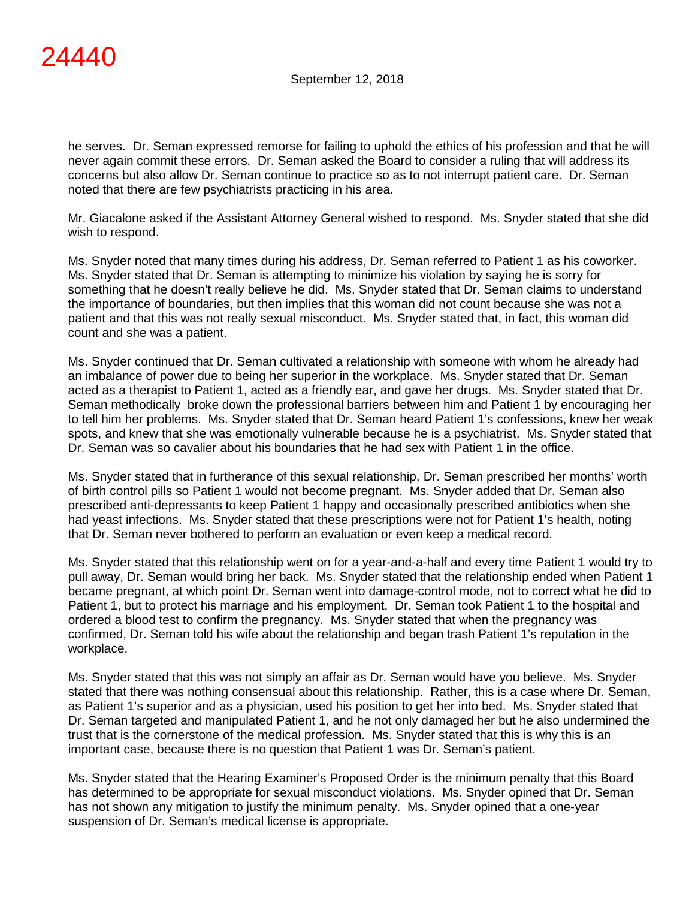he serves. Dr. Seman expressed remorse for failing to uphold the ethics of his profession and that he will never again commit these errors. Dr. Seman asked the Board to consider a ruling that will address its concerns but also allow Dr. Seman continue to practice so as to not interrupt patient care. Dr. Seman noted that there are few psychiatrists practicing in his area.

Mr. Giacalone asked if the Assistant Attorney General wished to respond. Ms. Snyder stated that she did wish to respond.

Ms. Snyder noted that many times during his address, Dr. Seman referred to Patient 1 as his coworker. Ms. Snyder stated that Dr. Seman is attempting to minimize his violation by saying he is sorry for something that he doesn't really believe he did. Ms. Snyder stated that Dr. Seman claims to understand the importance of boundaries, but then implies that this woman did not count because she was not a patient and that this was not really sexual misconduct. Ms. Snyder stated that, in fact, this woman did count and she was a patient.

Ms. Snyder continued that Dr. Seman cultivated a relationship with someone with whom he already had an imbalance of power due to being her superior in the workplace. Ms. Snyder stated that Dr. Seman acted as a therapist to Patient 1, acted as a friendly ear, and gave her drugs. Ms. Snyder stated that Dr. Seman methodically broke down the professional barriers between him and Patient 1 by encouraging her to tell him her problems. Ms. Snyder stated that Dr. Seman heard Patient 1's confessions, knew her weak spots, and knew that she was emotionally vulnerable because he is a psychiatrist. Ms. Snyder stated that Dr. Seman was so cavalier about his boundaries that he had sex with Patient 1 in the office.

Ms. Snyder stated that in furtherance of this sexual relationship, Dr. Seman prescribed her months' worth of birth control pills so Patient 1 would not become pregnant. Ms. Snyder added that Dr. Seman also prescribed anti-depressants to keep Patient 1 happy and occasionally prescribed antibiotics when she had yeast infections. Ms. Snyder stated that these prescriptions were not for Patient 1's health, noting that Dr. Seman never bothered to perform an evaluation or even keep a medical record.

Ms. Snyder stated that this relationship went on for a year-and-a-half and every time Patient 1 would try to pull away, Dr. Seman would bring her back. Ms. Snyder stated that the relationship ended when Patient 1 became pregnant, at which point Dr. Seman went into damage-control mode, not to correct what he did to Patient 1, but to protect his marriage and his employment. Dr. Seman took Patient 1 to the hospital and ordered a blood test to confirm the pregnancy. Ms. Snyder stated that when the pregnancy was confirmed, Dr. Seman told his wife about the relationship and began trash Patient 1's reputation in the workplace.

Ms. Snyder stated that this was not simply an affair as Dr. Seman would have you believe. Ms. Snyder stated that there was nothing consensual about this relationship. Rather, this is a case where Dr. Seman, as Patient 1's superior and as a physician, used his position to get her into bed. Ms. Snyder stated that Dr. Seman targeted and manipulated Patient 1, and he not only damaged her but he also undermined the trust that is the cornerstone of the medical profession. Ms. Snyder stated that this is why this is an important case, because there is no question that Patient 1 was Dr. Seman's patient.

Ms. Snyder stated that the Hearing Examiner's Proposed Order is the minimum penalty that this Board has determined to be appropriate for sexual misconduct violations. Ms. Snyder opined that Dr. Seman has not shown any mitigation to justify the minimum penalty. Ms. Snyder opined that a one-year suspension of Dr. Seman's medical license is appropriate.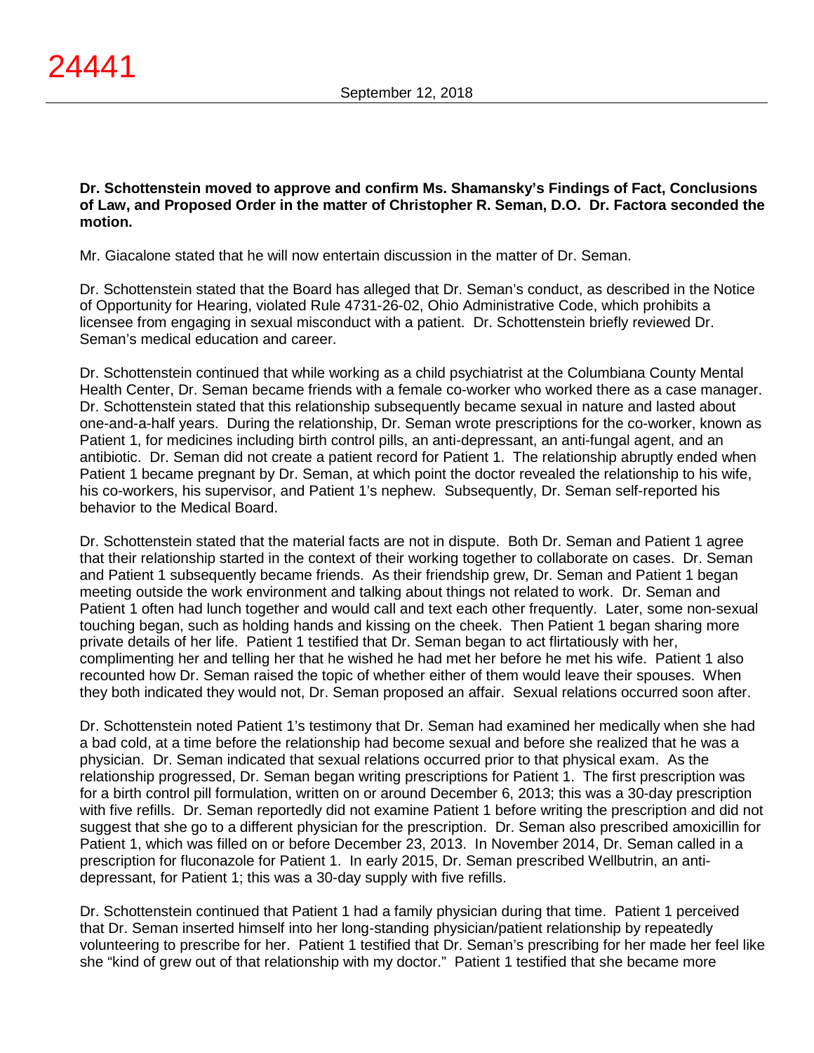**Dr. Schottenstein moved to approve and confirm Ms. Shamansky's Findings of Fact, Conclusions of Law, and Proposed Order in the matter of Christopher R. Seman, D.O. Dr. Factora seconded the motion.**

Mr. Giacalone stated that he will now entertain discussion in the matter of Dr. Seman.

Dr. Schottenstein stated that the Board has alleged that Dr. Seman's conduct, as described in the Notice of Opportunity for Hearing, violated Rule 4731-26-02, Ohio Administrative Code, which prohibits a licensee from engaging in sexual misconduct with a patient. Dr. Schottenstein briefly reviewed Dr. Seman's medical education and career.

Dr. Schottenstein continued that while working as a child psychiatrist at the Columbiana County Mental Health Center, Dr. Seman became friends with a female co-worker who worked there as a case manager. Dr. Schottenstein stated that this relationship subsequently became sexual in nature and lasted about one-and-a-half years. During the relationship, Dr. Seman wrote prescriptions for the co-worker, known as Patient 1, for medicines including birth control pills, an anti-depressant, an anti-fungal agent, and an antibiotic. Dr. Seman did not create a patient record for Patient 1. The relationship abruptly ended when Patient 1 became pregnant by Dr. Seman, at which point the doctor revealed the relationship to his wife, his co-workers, his supervisor, and Patient 1's nephew. Subsequently, Dr. Seman self-reported his behavior to the Medical Board.

Dr. Schottenstein stated that the material facts are not in dispute. Both Dr. Seman and Patient 1 agree that their relationship started in the context of their working together to collaborate on cases. Dr. Seman and Patient 1 subsequently became friends. As their friendship grew, Dr. Seman and Patient 1 began meeting outside the work environment and talking about things not related to work. Dr. Seman and Patient 1 often had lunch together and would call and text each other frequently. Later, some non-sexual touching began, such as holding hands and kissing on the cheek. Then Patient 1 began sharing more private details of her life. Patient 1 testified that Dr. Seman began to act flirtatiously with her, complimenting her and telling her that he wished he had met her before he met his wife. Patient 1 also recounted how Dr. Seman raised the topic of whether either of them would leave their spouses. When they both indicated they would not, Dr. Seman proposed an affair. Sexual relations occurred soon after.

Dr. Schottenstein noted Patient 1's testimony that Dr. Seman had examined her medically when she had a bad cold, at a time before the relationship had become sexual and before she realized that he was a physician. Dr. Seman indicated that sexual relations occurred prior to that physical exam. As the relationship progressed, Dr. Seman began writing prescriptions for Patient 1. The first prescription was for a birth control pill formulation, written on or around December 6, 2013; this was a 30-day prescription with five refills. Dr. Seman reportedly did not examine Patient 1 before writing the prescription and did not suggest that she go to a different physician for the prescription. Dr. Seman also prescribed amoxicillin for Patient 1, which was filled on or before December 23, 2013. In November 2014, Dr. Seman called in a prescription for fluconazole for Patient 1. In early 2015, Dr. Seman prescribed Wellbutrin, an anti-depressant, for Patient 1; this was a 30-day supply with five refills.

Dr. Schottenstein continued that Patient 1 had a family physician during that time. Patient 1 perceived that Dr. Seman inserted himself into her long-standing physician/patient relationship by repeatedly volunteering to prescribe for her. Patient 1 testified that Dr. Seman's prescribing for her made her feel like she "kind of grew out of that relationship with my doctor." Patient 1 testified that she became more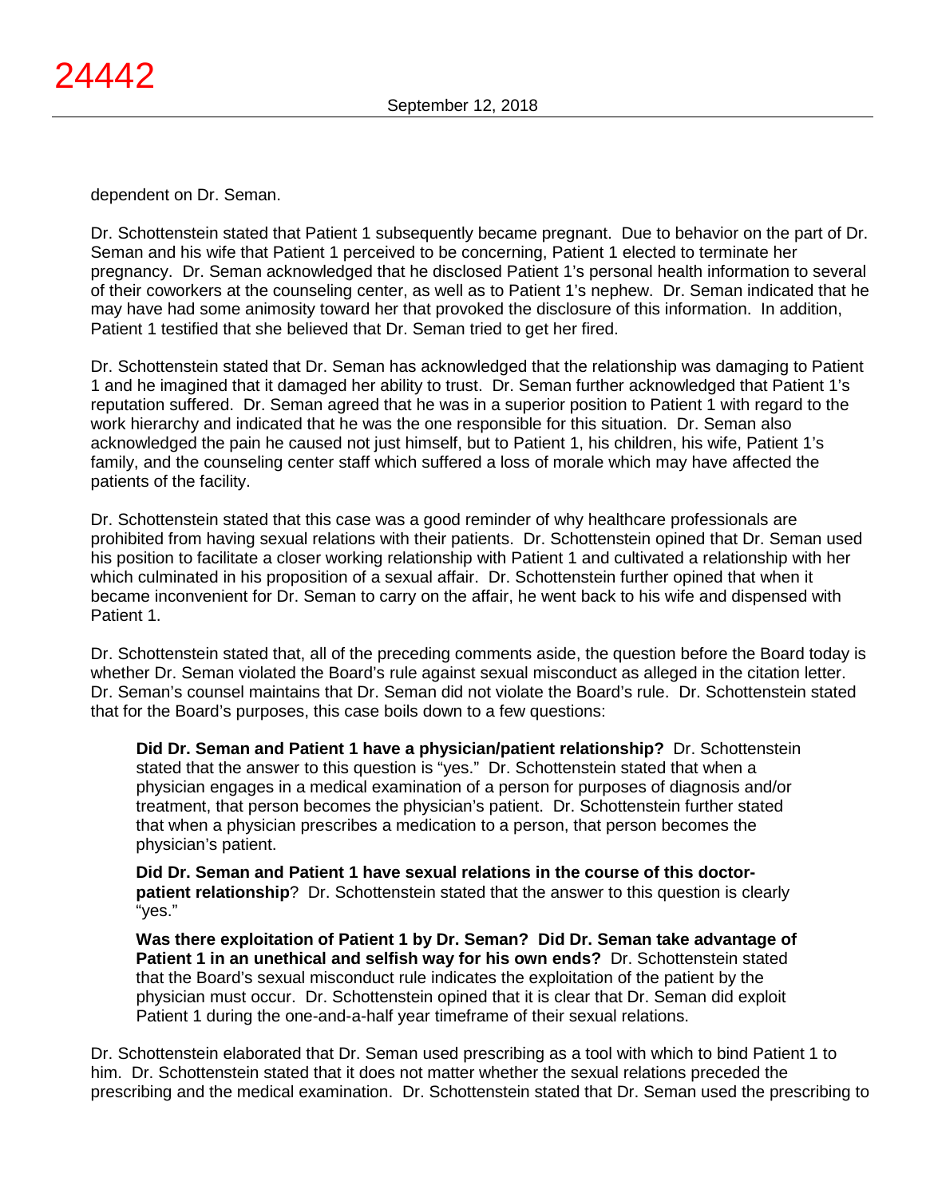dependent on Dr. Seman.

Dr. Schottenstein stated that Patient 1 subsequently became pregnant. Due to behavior on the part of Dr. Seman and his wife that Patient 1 perceived to be concerning, Patient 1 elected to terminate her pregnancy. Dr. Seman acknowledged that he disclosed Patient 1's personal health information to several of their coworkers at the counseling center, as well as to Patient 1's nephew. Dr. Seman indicated that he may have had some animosity toward her that provoked the disclosure of this information. In addition, Patient 1 testified that she believed that Dr. Seman tried to get her fired.

Dr. Schottenstein stated that Dr. Seman has acknowledged that the relationship was damaging to Patient 1 and he imagined that it damaged her ability to trust. Dr. Seman further acknowledged that Patient 1's reputation suffered. Dr. Seman agreed that he was in a superior position to Patient 1 with regard to the work hierarchy and indicated that he was the one responsible for this situation. Dr. Seman also acknowledged the pain he caused not just himself, but to Patient 1, his children, his wife, Patient 1's family, and the counseling center staff which suffered a loss of morale which may have affected the patients of the facility.

Dr. Schottenstein stated that this case was a good reminder of why healthcare professionals are prohibited from having sexual relations with their patients. Dr. Schottenstein opined that Dr. Seman used his position to facilitate a closer working relationship with Patient 1 and cultivated a relationship with her which culminated in his proposition of a sexual affair. Dr. Schottenstein further opined that when it became inconvenient for Dr. Seman to carry on the affair, he went back to his wife and dispensed with Patient 1.

Dr. Schottenstein stated that, all of the preceding comments aside, the question before the Board today is whether Dr. Seman violated the Board's rule against sexual misconduct as alleged in the citation letter. Dr. Seman's counsel maintains that Dr. Seman did not violate the Board's rule. Dr. Schottenstein stated that for the Board's purposes, this case boils down to a few questions:

> **Did Dr. Seman and Patient 1 have a physician/patient relationship?** Dr. Schottenstein stated that the answer to this question is "yes." Dr. Schottenstein stated that when a physician engages in a medical examination of a person for purposes of diagnosis and/or treatment, that person becomes the physician's patient. Dr. Schottenstein further stated that when a physician prescribes a medication to a person, that person becomes the physician's patient.
>
> **Did Dr. Seman and Patient 1 have sexual relations in the course of this doctor-patient relationship**? Dr. Schottenstein stated that the answer to this question is clearly "yes."
>
> **Was there exploitation of Patient 1 by Dr. Seman? Did Dr. Seman take advantage of Patient 1 in an unethical and selfish way for his own ends?** Dr. Schottenstein stated that the Board's sexual misconduct rule indicates the exploitation of the patient by the physician must occur. Dr. Schottenstein opined that it is clear that Dr. Seman did exploit Patient 1 during the one-and-a-half year timeframe of their sexual relations.

Dr. Schottenstein elaborated that Dr. Seman used prescribing as a tool with which to bind Patient 1 to him. Dr. Schottenstein stated that it does not matter whether the sexual relations preceded the prescribing and the medical examination. Dr. Schottenstein stated that Dr. Seman used the prescribing to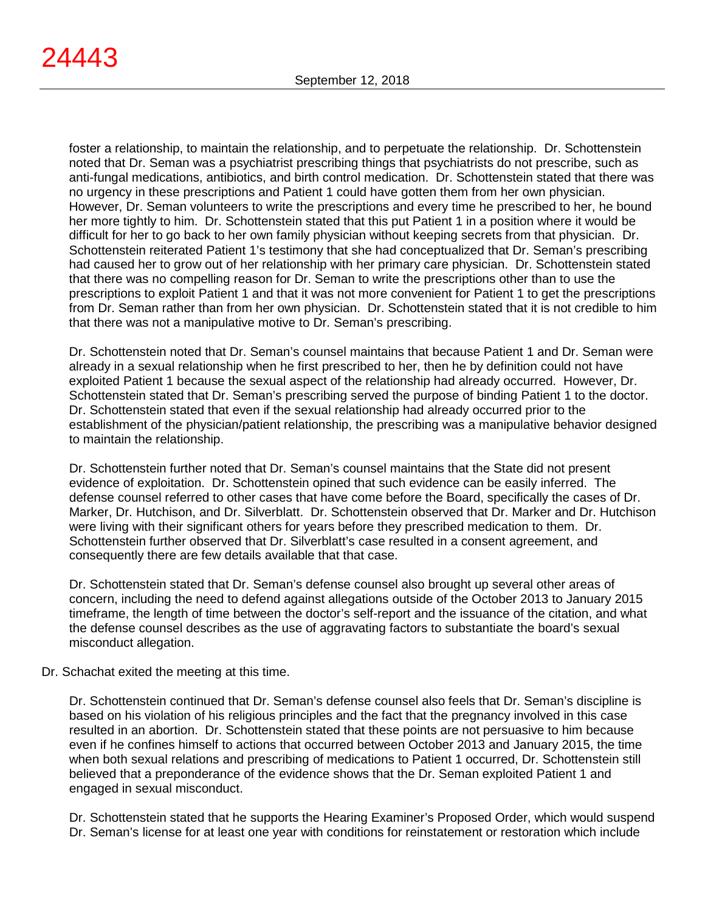foster a relationship, to maintain the relationship, and to perpetuate the relationship. Dr. Schottenstein noted that Dr. Seman was a psychiatrist prescribing things that psychiatrists do not prescribe, such as anti-fungal medications, antibiotics, and birth control medication. Dr. Schottenstein stated that there was no urgency in these prescriptions and Patient 1 could have gotten them from her own physician. However, Dr. Seman volunteers to write the prescriptions and every time he prescribed to her, he bound her more tightly to him. Dr. Schottenstein stated that this put Patient 1 in a position where it would be difficult for her to go back to her own family physician without keeping secrets from that physician. Dr. Schottenstein reiterated Patient 1's testimony that she had conceptualized that Dr. Seman's prescribing had caused her to grow out of her relationship with her primary care physician. Dr. Schottenstein stated that there was no compelling reason for Dr. Seman to write the prescriptions other than to use the prescriptions to exploit Patient 1 and that it was not more convenient for Patient 1 to get the prescriptions from Dr. Seman rather than from her own physician. Dr. Schottenstein stated that it is not credible to him that there was not a manipulative motive to Dr. Seman's prescribing.

Dr. Schottenstein noted that Dr. Seman's counsel maintains that because Patient 1 and Dr. Seman were already in a sexual relationship when he first prescribed to her, then he by definition could not have exploited Patient 1 because the sexual aspect of the relationship had already occurred. However, Dr. Schottenstein stated that Dr. Seman's prescribing served the purpose of binding Patient 1 to the doctor. Dr. Schottenstein stated that even if the sexual relationship had already occurred prior to the establishment of the physician/patient relationship, the prescribing was a manipulative behavior designed to maintain the relationship.

Dr. Schottenstein further noted that Dr. Seman's counsel maintains that the State did not present evidence of exploitation. Dr. Schottenstein opined that such evidence can be easily inferred. The defense counsel referred to other cases that have come before the Board, specifically the cases of Dr. Marker, Dr. Hutchison, and Dr. Silverblatt. Dr. Schottenstein observed that Dr. Marker and Dr. Hutchison were living with their significant others for years before they prescribed medication to them. Dr. Schottenstein further observed that Dr. Silverblatt's case resulted in a consent agreement, and consequently there are few details available that that case.

Dr. Schottenstein stated that Dr. Seman's defense counsel also brought up several other areas of concern, including the need to defend against allegations outside of the October 2013 to January 2015 timeframe, the length of time between the doctor's self-report and the issuance of the citation, and what the defense counsel describes as the use of aggravating factors to substantiate the board's sexual misconduct allegation.

Dr. Schachat exited the meeting at this time.

Dr. Schottenstein continued that Dr. Seman's defense counsel also feels that Dr. Seman's discipline is based on his violation of his religious principles and the fact that the pregnancy involved in this case resulted in an abortion. Dr. Schottenstein stated that these points are not persuasive to him because even if he confines himself to actions that occurred between October 2013 and January 2015, the time when both sexual relations and prescribing of medications to Patient 1 occurred, Dr. Schottenstein still believed that a preponderance of the evidence shows that the Dr. Seman exploited Patient 1 and engaged in sexual misconduct.

Dr. Schottenstein stated that he supports the Hearing Examiner's Proposed Order, which would suspend Dr. Seman's license for at least one year with conditions for reinstatement or restoration which include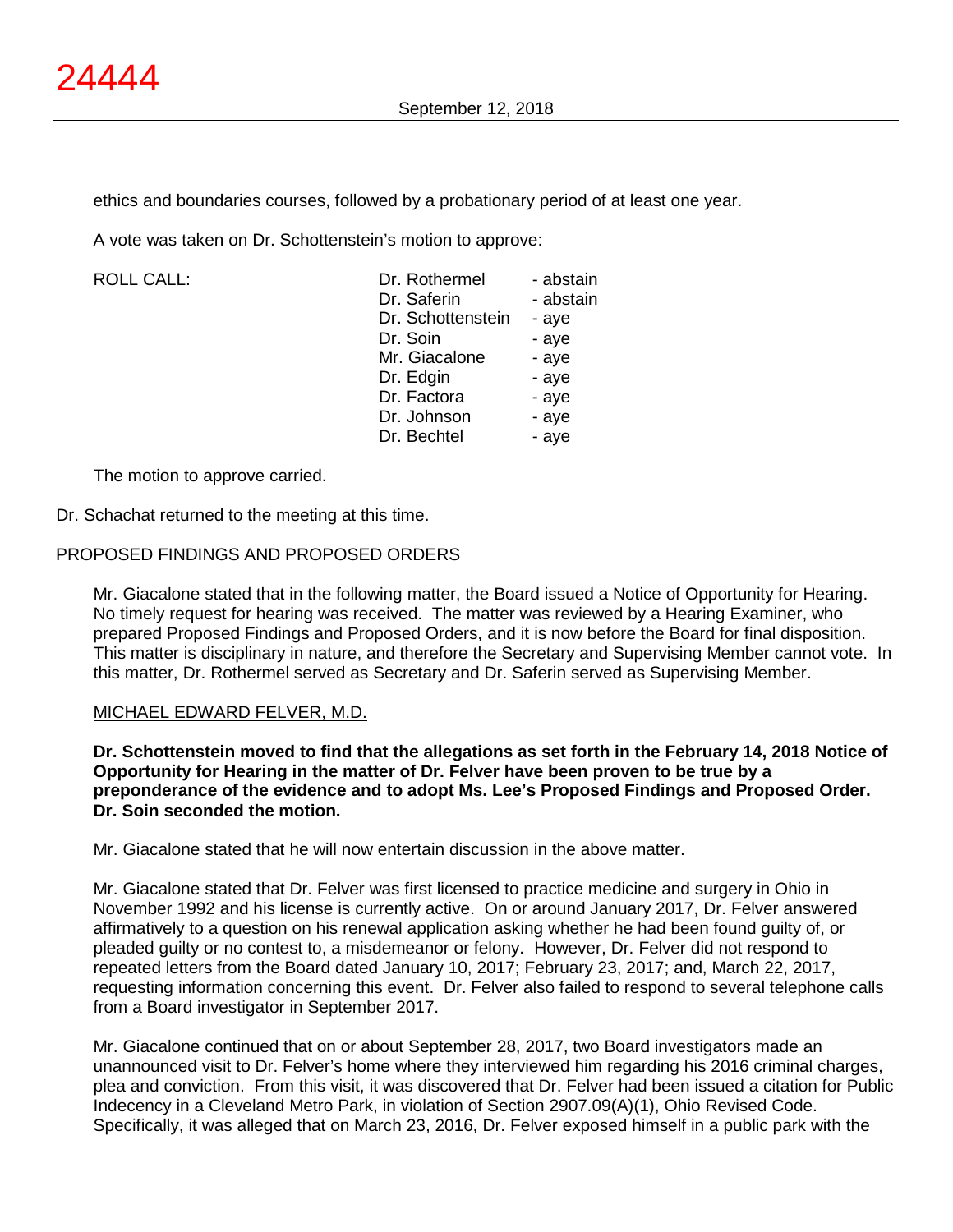ethics and boundaries courses, followed by a probationary period of at least one year.

A vote was taken on Dr. Schottenstein's motion to approve:

| ROLL CALL: | | |
|---|---|---|
| | Dr. Rothermel | - abstain |
| | Dr. Saferin | - abstain |
| | Dr. Schottenstein | - aye |
| | Dr. Soin | - aye |
| | Mr. Giacalone | - aye |
| | Dr. Edgin | - aye |
| | Dr. Factora | - aye |
| | Dr. Johnson | - aye |
| | Dr. Bechtel | - aye |

The motion to approve carried.

Dr. Schachat returned to the meeting at this time.

## PROPOSED FINDINGS AND PROPOSED ORDERS

Mr. Giacalone stated that in the following matter, the Board issued a Notice of Opportunity for Hearing. No timely request for hearing was received. The matter was reviewed by a Hearing Examiner, who prepared Proposed Findings and Proposed Orders, and it is now before the Board for final disposition. This matter is disciplinary in nature, and therefore the Secretary and Supervising Member cannot vote. In this matter, Dr. Rothermel served as Secretary and Dr. Saferin served as Supervising Member.

### MICHAEL EDWARD FELVER, M.D.

**Dr. Schottenstein moved to find that the allegations as set forth in the February 14, 2018 Notice of Opportunity for Hearing in the matter of Dr. Felver have been proven to be true by a preponderance of the evidence and to adopt Ms. Lee's Proposed Findings and Proposed Order. Dr. Soin seconded the motion.**

Mr. Giacalone stated that he will now entertain discussion in the above matter.

Mr. Giacalone stated that Dr. Felver was first licensed to practice medicine and surgery in Ohio in November 1992 and his license is currently active. On or around January 2017, Dr. Felver answered affirmatively to a question on his renewal application asking whether he had been found guilty of, or pleaded guilty or no contest to, a misdemeanor or felony. However, Dr. Felver did not respond to repeated letters from the Board dated January 10, 2017; February 23, 2017; and, March 22, 2017, requesting information concerning this event. Dr. Felver also failed to respond to several telephone calls from a Board investigator in September 2017.

Mr. Giacalone continued that on or about September 28, 2017, two Board investigators made an unannounced visit to Dr. Felver's home where they interviewed him regarding his 2016 criminal charges, plea and conviction. From this visit, it was discovered that Dr. Felver had been issued a citation for Public Indecency in a Cleveland Metro Park, in violation of Section 2907.09(A)(1), Ohio Revised Code. Specifically, it was alleged that on March 23, 2016, Dr. Felver exposed himself in a public park with the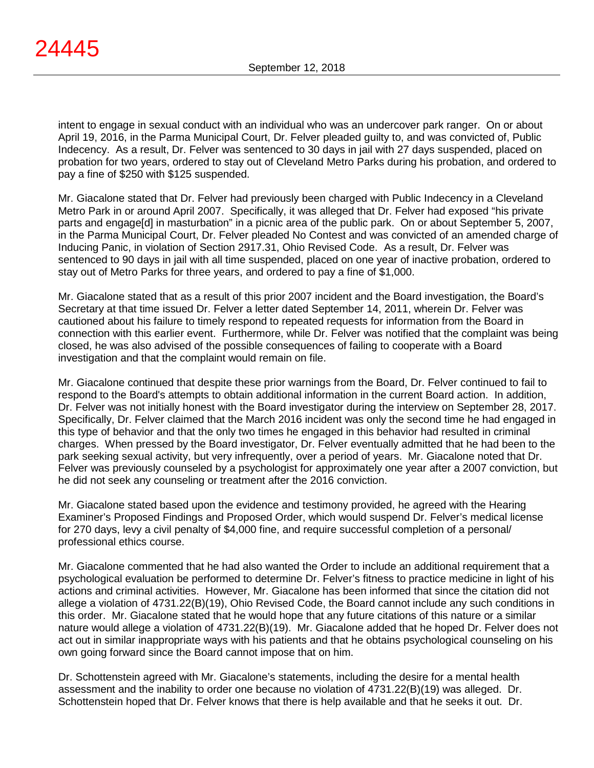intent to engage in sexual conduct with an individual who was an undercover park ranger. On or about April 19, 2016, in the Parma Municipal Court, Dr. Felver pleaded guilty to, and was convicted of, Public Indecency. As a result, Dr. Felver was sentenced to 30 days in jail with 27 days suspended, placed on probation for two years, ordered to stay out of Cleveland Metro Parks during his probation, and ordered to pay a fine of $250 with $125 suspended.

Mr. Giacalone stated that Dr. Felver had previously been charged with Public Indecency in a Cleveland Metro Park in or around April 2007. Specifically, it was alleged that Dr. Felver had exposed "his private parts and engage[d] in masturbation" in a picnic area of the public park. On or about September 5, 2007, in the Parma Municipal Court, Dr. Felver pleaded No Contest and was convicted of an amended charge of Inducing Panic, in violation of Section 2917.31, Ohio Revised Code. As a result, Dr. Felver was sentenced to 90 days in jail with all time suspended, placed on one year of inactive probation, ordered to stay out of Metro Parks for three years, and ordered to pay a fine of $1,000.

Mr. Giacalone stated that as a result of this prior 2007 incident and the Board investigation, the Board's Secretary at that time issued Dr. Felver a letter dated September 14, 2011, wherein Dr. Felver was cautioned about his failure to timely respond to repeated requests for information from the Board in connection with this earlier event. Furthermore, while Dr. Felver was notified that the complaint was being closed, he was also advised of the possible consequences of failing to cooperate with a Board investigation and that the complaint would remain on file.

Mr. Giacalone continued that despite these prior warnings from the Board, Dr. Felver continued to fail to respond to the Board's attempts to obtain additional information in the current Board action. In addition, Dr. Felver was not initially honest with the Board investigator during the interview on September 28, 2017. Specifically, Dr. Felver claimed that the March 2016 incident was only the second time he had engaged in this type of behavior and that the only two times he engaged in this behavior had resulted in criminal charges. When pressed by the Board investigator, Dr. Felver eventually admitted that he had been to the park seeking sexual activity, but very infrequently, over a period of years. Mr. Giacalone noted that Dr. Felver was previously counseled by a psychologist for approximately one year after a 2007 conviction, but he did not seek any counseling or treatment after the 2016 conviction.

Mr. Giacalone stated based upon the evidence and testimony provided, he agreed with the Hearing Examiner's Proposed Findings and Proposed Order, which would suspend Dr. Felver's medical license for 270 days, levy a civil penalty of $4,000 fine, and require successful completion of a personal/ professional ethics course.

Mr. Giacalone commented that he had also wanted the Order to include an additional requirement that a psychological evaluation be performed to determine Dr. Felver's fitness to practice medicine in light of his actions and criminal activities. However, Mr. Giacalone has been informed that since the citation did not allege a violation of 4731.22(B)(19), Ohio Revised Code, the Board cannot include any such conditions in this order. Mr. Giacalone stated that he would hope that any future citations of this nature or a similar nature would allege a violation of 4731.22(B)(19). Mr. Giacalone added that he hoped Dr. Felver does not act out in similar inappropriate ways with his patients and that he obtains psychological counseling on his own going forward since the Board cannot impose that on him.

Dr. Schottenstein agreed with Mr. Giacalone's statements, including the desire for a mental health assessment and the inability to order one because no violation of 4731.22(B)(19) was alleged. Dr. Schottenstein hoped that Dr. Felver knows that there is help available and that he seeks it out. Dr.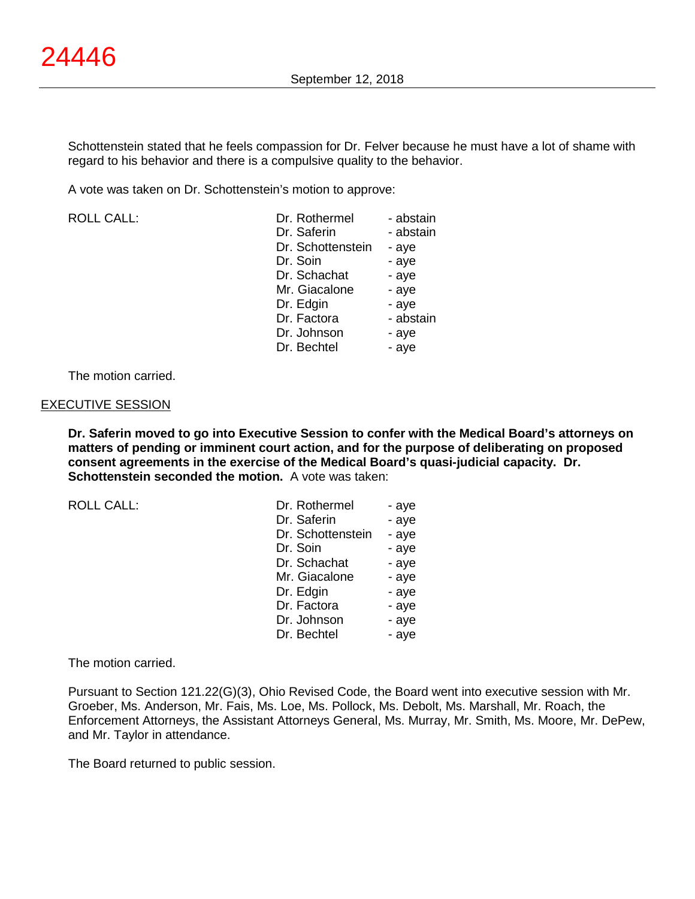Schottenstein stated that he feels compassion for Dr. Felver because he must have a lot of shame with regard to his behavior and there is a compulsive quality to the behavior.

A vote was taken on Dr. Schottenstein's motion to approve:

| ROLL CALL: | Dr. Rothermel | - abstain |
|---|---|---|
| | Dr. Saferin | - abstain |
| | Dr. Schottenstein | - aye |
| | Dr. Soin | - aye |
| | Dr. Schachat | - aye |
| | Mr. Giacalone | - aye |
| | Dr. Edgin | - aye |
| | Dr. Factora | - abstain |
| | Dr. Johnson | - aye |
| | Dr. Bechtel | - aye |

The motion carried.

## EXECUTIVE SESSION

**Dr. Saferin moved to go into Executive Session to confer with the Medical Board's attorneys on matters of pending or imminent court action, and for the purpose of deliberating on proposed consent agreements in the exercise of the Medical Board's quasi-judicial capacity. Dr. Schottenstein seconded the motion.** A vote was taken:

| ROLL CALL: | Dr. Rothermel | - aye |
|---|---|---|
| | Dr. Saferin | - aye |
| | Dr. Schottenstein | - aye |
| | Dr. Soin | - aye |
| | Dr. Schachat | - aye |
| | Mr. Giacalone | - aye |
| | Dr. Edgin | - aye |
| | Dr. Factora | - aye |
| | Dr. Johnson | - aye |
| | Dr. Bechtel | - aye |

The motion carried.

Pursuant to Section 121.22(G)(3), Ohio Revised Code, the Board went into executive session with Mr. Groeber, Ms. Anderson, Mr. Fais, Ms. Loe, Ms. Pollock, Ms. Debolt, Ms. Marshall, Mr. Roach, the Enforcement Attorneys, the Assistant Attorneys General, Ms. Murray, Mr. Smith, Ms. Moore, Mr. DePew, and Mr. Taylor in attendance.

The Board returned to public session.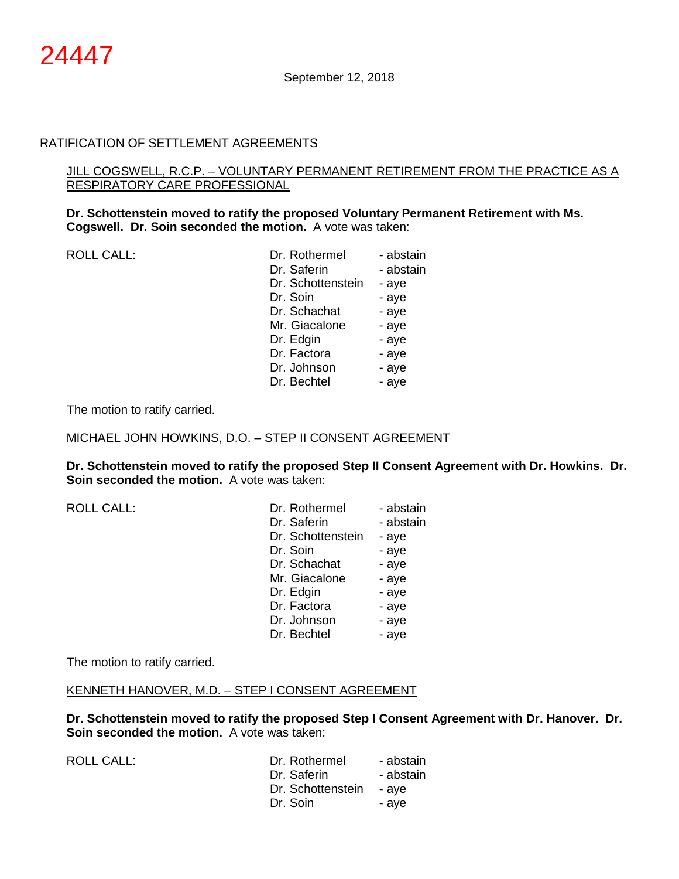## RATIFICATION OF SETTLEMENT AGREEMENTS

### JILL COGSWELL, R.C.P. – VOLUNTARY PERMANENT RETIREMENT FROM THE PRACTICE AS A RESPIRATORY CARE PROFESSIONAL

**Dr. Schottenstein moved to ratify the proposed Voluntary Permanent Retirement with Ms. Cogswell. Dr. Soin seconded the motion.** A vote was taken:

| ROLL CALL: | | |
|---|---|---|
| | Dr. Rothermel | - abstain |
| | Dr. Saferin | - abstain |
| | Dr. Schottenstein | - aye |
| | Dr. Soin | - aye |
| | Dr. Schachat | - aye |
| | Mr. Giacalone | - aye |
| | Dr. Edgin | - aye |
| | Dr. Factora | - aye |
| | Dr. Johnson | - aye |
| | Dr. Bechtel | - aye |

The motion to ratify carried.

### MICHAEL JOHN HOWKINS, D.O. – STEP II CONSENT AGREEMENT

**Dr. Schottenstein moved to ratify the proposed Step II Consent Agreement with Dr. Howkins. Dr. Soin seconded the motion.** A vote was taken:

| ROLL CALL: | | |
|---|---|---|
| | Dr. Rothermel | - abstain |
| | Dr. Saferin | - abstain |
| | Dr. Schottenstein | - aye |
| | Dr. Soin | - aye |
| | Dr. Schachat | - aye |
| | Mr. Giacalone | - aye |
| | Dr. Edgin | - aye |
| | Dr. Factora | - aye |
| | Dr. Johnson | - aye |
| | Dr. Bechtel | - aye |

The motion to ratify carried.

### KENNETH HANOVER, M.D. – STEP I CONSENT AGREEMENT

**Dr. Schottenstein moved to ratify the proposed Step I Consent Agreement with Dr. Hanover. Dr. Soin seconded the motion.** A vote was taken:

| ROLL CALL: | | |
|---|---|---|
| | Dr. Rothermel | - abstain |
| | Dr. Saferin | - abstain |
| | Dr. Schottenstein | - aye |
| | Dr. Soin | - aye |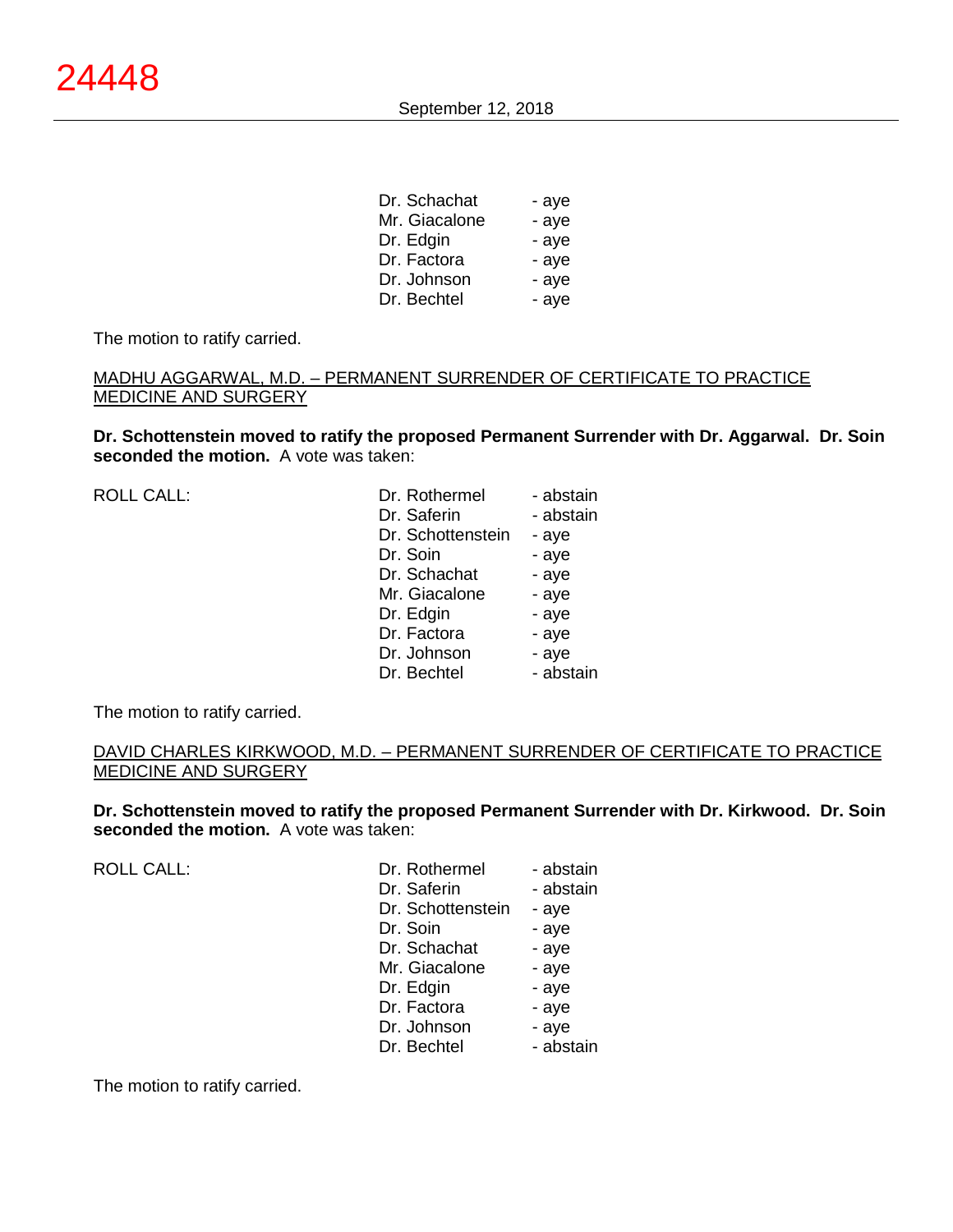| | | |
|---|---|---|
| | Dr. Schachat | - aye |
| | Mr. Giacalone | - aye |
| | Dr. Edgin | - aye |
| | Dr. Factora | - aye |
| | Dr. Johnson | - aye |
| | Dr. Bechtel | - aye |

The motion to ratify carried.

<u>MADHU AGGARWAL, M.D. – PERMANENT SURRENDER OF CERTIFICATE TO PRACTICE MEDICINE AND SURGERY</u>

**Dr. Schottenstein moved to ratify the proposed Permanent Surrender with Dr. Aggarwal. Dr. Soin seconded the motion.** A vote was taken:

| | | |
|---|---|---|
| ROLL CALL: | Dr. Rothermel | - abstain |
| | Dr. Saferin | - abstain |
| | Dr. Schottenstein | - aye |
| | Dr. Soin | - aye |
| | Dr. Schachat | - aye |
| | Mr. Giacalone | - aye |
| | Dr. Edgin | - aye |
| | Dr. Factora | - aye |
| | Dr. Johnson | - aye |
| | Dr. Bechtel | - abstain |

The motion to ratify carried.

<u>DAVID CHARLES KIRKWOOD, M.D. – PERMANENT SURRENDER OF CERTIFICATE TO PRACTICE MEDICINE AND SURGERY</u>

**Dr. Schottenstein moved to ratify the proposed Permanent Surrender with Dr. Kirkwood. Dr. Soin seconded the motion.** A vote was taken:

| | | |
|---|---|---|
| ROLL CALL: | Dr. Rothermel | - abstain |
| | Dr. Saferin | - abstain |
| | Dr. Schottenstein | - aye |
| | Dr. Soin | - aye |
| | Dr. Schachat | - aye |
| | Mr. Giacalone | - aye |
| | Dr. Edgin | - aye |
| | Dr. Factora | - aye |
| | Dr. Johnson | - aye |
| | Dr. Bechtel | - abstain |

The motion to ratify carried.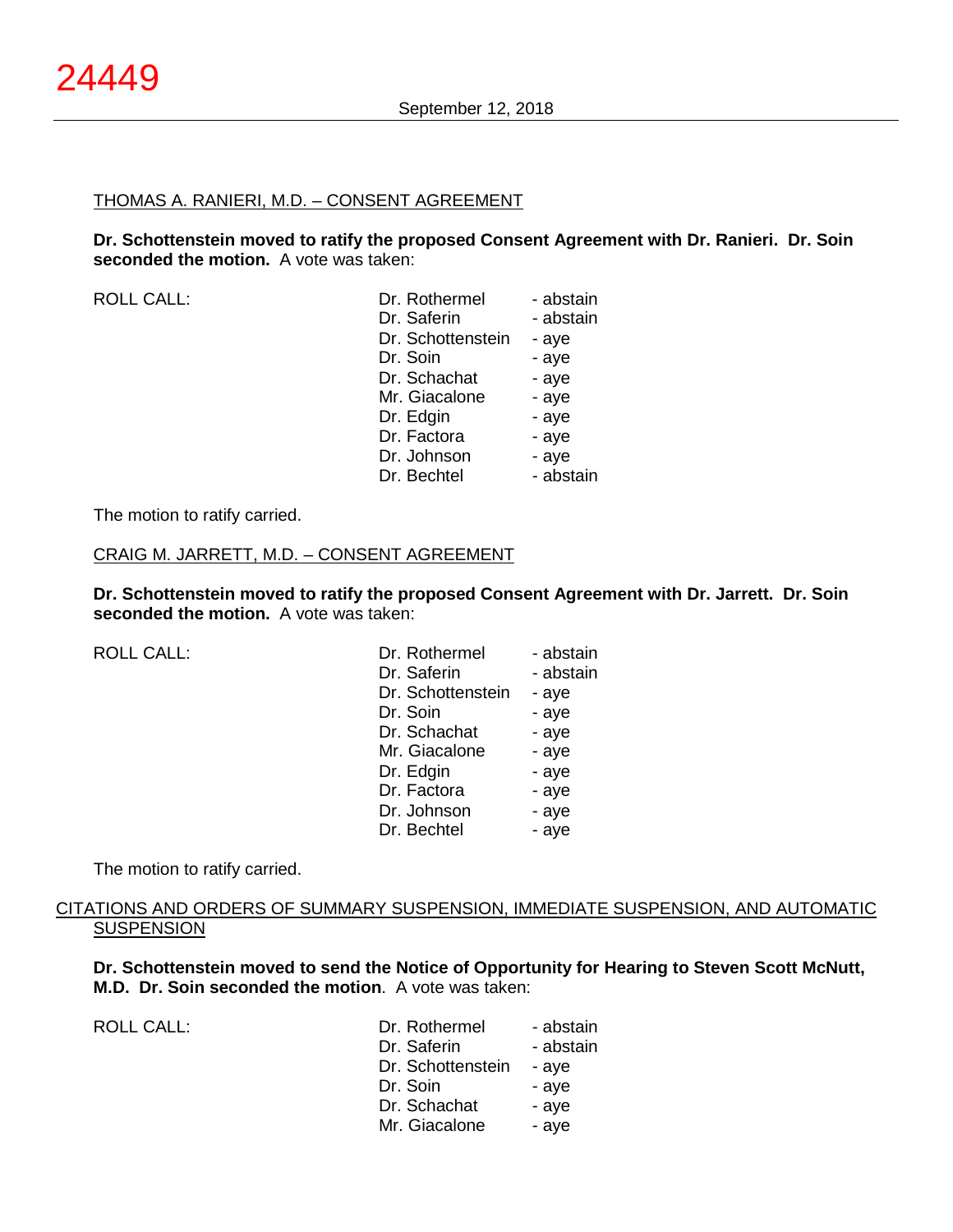THOMAS A. RANIERI, M.D. – CONSENT AGREEMENT

**Dr. Schottenstein moved to ratify the proposed Consent Agreement with Dr. Ranieri. Dr. Soin seconded the motion.** A vote was taken:

| ROLL CALL: | Dr. Rothermel | - abstain |
|---|---|---|
| | Dr. Saferin | - abstain |
| | Dr. Schottenstein | - aye |
| | Dr. Soin | - aye |
| | Dr. Schachat | - aye |
| | Mr. Giacalone | - aye |
| | Dr. Edgin | - aye |
| | Dr. Factora | - aye |
| | Dr. Johnson | - aye |
| | Dr. Bechtel | - abstain |

The motion to ratify carried.

CRAIG M. JARRETT, M.D. – CONSENT AGREEMENT

**Dr. Schottenstein moved to ratify the proposed Consent Agreement with Dr. Jarrett. Dr. Soin seconded the motion.** A vote was taken:

| ROLL CALL: | Dr. Rothermel | - abstain |
|---|---|---|
| | Dr. Saferin | - abstain |
| | Dr. Schottenstein | - aye |
| | Dr. Soin | - aye |
| | Dr. Schachat | - aye |
| | Mr. Giacalone | - aye |
| | Dr. Edgin | - aye |
| | Dr. Factora | - aye |
| | Dr. Johnson | - aye |
| | Dr. Bechtel | - aye |

The motion to ratify carried.

CITATIONS AND ORDERS OF SUMMARY SUSPENSION, IMMEDIATE SUSPENSION, AND AUTOMATIC SUSPENSION

**Dr. Schottenstein moved to send the Notice of Opportunity for Hearing to Steven Scott McNutt, M.D. Dr. Soin seconded the motion**. A vote was taken:

| ROLL CALL: | Dr. Rothermel | - abstain |
|---|---|---|
| | Dr. Saferin | - abstain |
| | Dr. Schottenstein | - aye |
| | Dr. Soin | - aye |
| | Dr. Schachat | - aye |
| | Mr. Giacalone | - aye |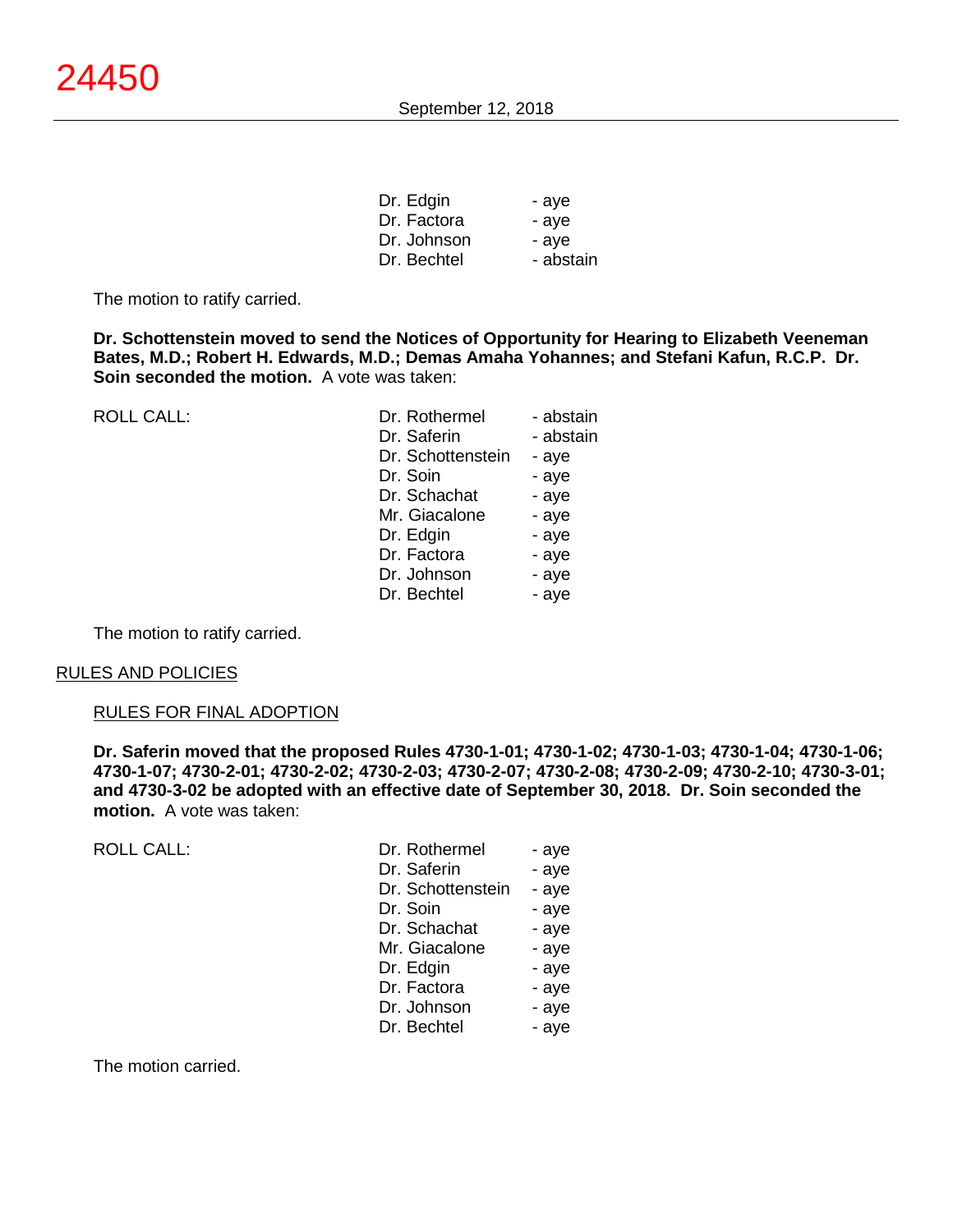| | |
|---|---|
| Dr. Edgin | - aye |
| Dr. Factora | - aye |
| Dr. Johnson | - aye |
| Dr. Bechtel | - abstain |

The motion to ratify carried.

**Dr. Schottenstein moved to send the Notices of Opportunity for Hearing to Elizabeth Veeneman Bates, M.D.; Robert H. Edwards, M.D.; Demas Amaha Yohannes; and Stefani Kafun, R.C.P. Dr. Soin seconded the motion.** A vote was taken:

| ROLL CALL: | | |
|---|---|---|
| | Dr. Rothermel | - abstain |
| | Dr. Saferin | - abstain |
| | Dr. Schottenstein | - aye |
| | Dr. Soin | - aye |
| | Dr. Schachat | - aye |
| | Mr. Giacalone | - aye |
| | Dr. Edgin | - aye |
| | Dr. Factora | - aye |
| | Dr. Johnson | - aye |
| | Dr. Bechtel | - aye |

The motion to ratify carried.

## RULES AND POLICIES

### RULES FOR FINAL ADOPTION

**Dr. Saferin moved that the proposed Rules 4730-1-01; 4730-1-02; 4730-1-03; 4730-1-04; 4730-1-06; 4730-1-07; 4730-2-01; 4730-2-02; 4730-2-03; 4730-2-07; 4730-2-08; 4730-2-09; 4730-2-10; 4730-3-01; and 4730-3-02 be adopted with an effective date of September 30, 2018. Dr. Soin seconded the motion.** A vote was taken:

| ROLL CALL: | | |
|---|---|---|
| | Dr. Rothermel | - aye |
| | Dr. Saferin | - aye |
| | Dr. Schottenstein | - aye |
| | Dr. Soin | - aye |
| | Dr. Schachat | - aye |
| | Mr. Giacalone | - aye |
| | Dr. Edgin | - aye |
| | Dr. Factora | - aye |
| | Dr. Johnson | - aye |
| | Dr. Bechtel | - aye |

The motion carried.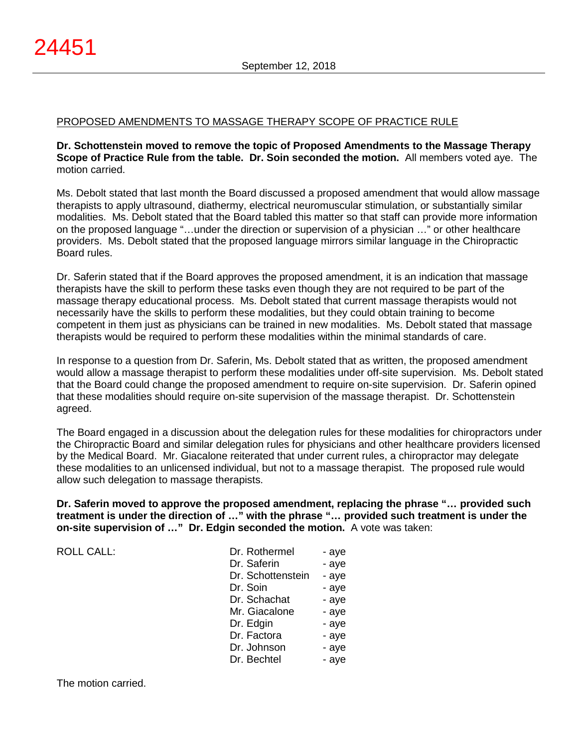PROPOSED AMENDMENTS TO MASSAGE THERAPY SCOPE OF PRACTICE RULE

**Dr. Schottenstein moved to remove the topic of Proposed Amendments to the Massage Therapy Scope of Practice Rule from the table. Dr. Soin seconded the motion.** All members voted aye. The motion carried.

Ms. Debolt stated that last month the Board discussed a proposed amendment that would allow massage therapists to apply ultrasound, diathermy, electrical neuromuscular stimulation, or substantially similar modalities. Ms. Debolt stated that the Board tabled this matter so that staff can provide more information on the proposed language "…under the direction or supervision of a physician …" or other healthcare providers. Ms. Debolt stated that the proposed language mirrors similar language in the Chiropractic Board rules.

Dr. Saferin stated that if the Board approves the proposed amendment, it is an indication that massage therapists have the skill to perform these tasks even though they are not required to be part of the massage therapy educational process. Ms. Debolt stated that current massage therapists would not necessarily have the skills to perform these modalities, but they could obtain training to become competent in them just as physicians can be trained in new modalities. Ms. Debolt stated that massage therapists would be required to perform these modalities within the minimal standards of care.

In response to a question from Dr. Saferin, Ms. Debolt stated that as written, the proposed amendment would allow a massage therapist to perform these modalities under off-site supervision. Ms. Debolt stated that the Board could change the proposed amendment to require on-site supervision. Dr. Saferin opined that these modalities should require on-site supervision of the massage therapist. Dr. Schottenstein agreed.

The Board engaged in a discussion about the delegation rules for these modalities for chiropractors under the Chiropractic Board and similar delegation rules for physicians and other healthcare providers licensed by the Medical Board. Mr. Giacalone reiterated that under current rules, a chiropractor may delegate these modalities to an unlicensed individual, but not to a massage therapist. The proposed rule would allow such delegation to massage therapists.

**Dr. Saferin moved to approve the proposed amendment, replacing the phrase "… provided such treatment is under the direction of …" with the phrase "… provided such treatment is under the on-site supervision of …" Dr. Edgin seconded the motion.** A vote was taken:

| ROLL CALL: | | |
|---|---|---|
| | Dr. Rothermel | - aye |
| | Dr. Saferin | - aye |
| | Dr. Schottenstein | - aye |
| | Dr. Soin | - aye |
| | Dr. Schachat | - aye |
| | Mr. Giacalone | - aye |
| | Dr. Edgin | - aye |
| | Dr. Factora | - aye |
| | Dr. Johnson | - aye |
| | Dr. Bechtel | - aye |

The motion carried.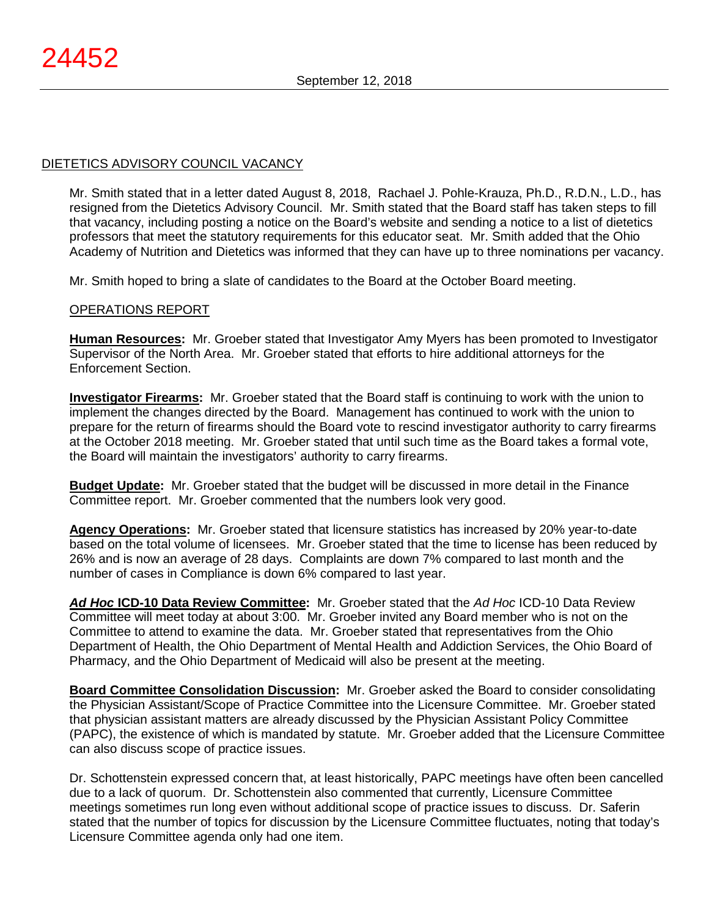## DIETETICS ADVISORY COUNCIL VACANCY

Mr. Smith stated that in a letter dated August 8, 2018, Rachael J. Pohle-Krauza, Ph.D., R.D.N., L.D., has resigned from the Dietetics Advisory Council. Mr. Smith stated that the Board staff has taken steps to fill that vacancy, including posting a notice on the Board's website and sending a notice to a list of dietetics professors that meet the statutory requirements for this educator seat. Mr. Smith added that the Ohio Academy of Nutrition and Dietetics was informed that they can have up to three nominations per vacancy.

Mr. Smith hoped to bring a slate of candidates to the Board at the October Board meeting.

### OPERATIONS REPORT

**Human Resources:** Mr. Groeber stated that Investigator Amy Myers has been promoted to Investigator Supervisor of the North Area. Mr. Groeber stated that efforts to hire additional attorneys for the Enforcement Section.

**Investigator Firearms:** Mr. Groeber stated that the Board staff is continuing to work with the union to implement the changes directed by the Board. Management has continued to work with the union to prepare for the return of firearms should the Board vote to rescind investigator authority to carry firearms at the October 2018 meeting. Mr. Groeber stated that until such time as the Board takes a formal vote, the Board will maintain the investigators' authority to carry firearms.

**Budget Update:** Mr. Groeber stated that the budget will be discussed in more detail in the Finance Committee report. Mr. Groeber commented that the numbers look very good.

**Agency Operations:** Mr. Groeber stated that licensure statistics has increased by 20% year-to-date based on the total volume of licensees. Mr. Groeber stated that the time to license has been reduced by 26% and is now an average of 28 days. Complaints are down 7% compared to last month and the number of cases in Compliance is down 6% compared to last year.

***Ad Hoc* ICD-10 Data Review Committee:** Mr. Groeber stated that the *Ad Hoc* ICD-10 Data Review Committee will meet today at about 3:00. Mr. Groeber invited any Board member who is not on the Committee to attend to examine the data. Mr. Groeber stated that representatives from the Ohio Department of Health, the Ohio Department of Mental Health and Addiction Services, the Ohio Board of Pharmacy, and the Ohio Department of Medicaid will also be present at the meeting.

**Board Committee Consolidation Discussion:** Mr. Groeber asked the Board to consider consolidating the Physician Assistant/Scope of Practice Committee into the Licensure Committee. Mr. Groeber stated that physician assistant matters are already discussed by the Physician Assistant Policy Committee (PAPC), the existence of which is mandated by statute. Mr. Groeber added that the Licensure Committee can also discuss scope of practice issues.

Dr. Schottenstein expressed concern that, at least historically, PAPC meetings have often been cancelled due to a lack of quorum. Dr. Schottenstein also commented that currently, Licensure Committee meetings sometimes run long even without additional scope of practice issues to discuss. Dr. Saferin stated that the number of topics for discussion by the Licensure Committee fluctuates, noting that today's Licensure Committee agenda only had one item.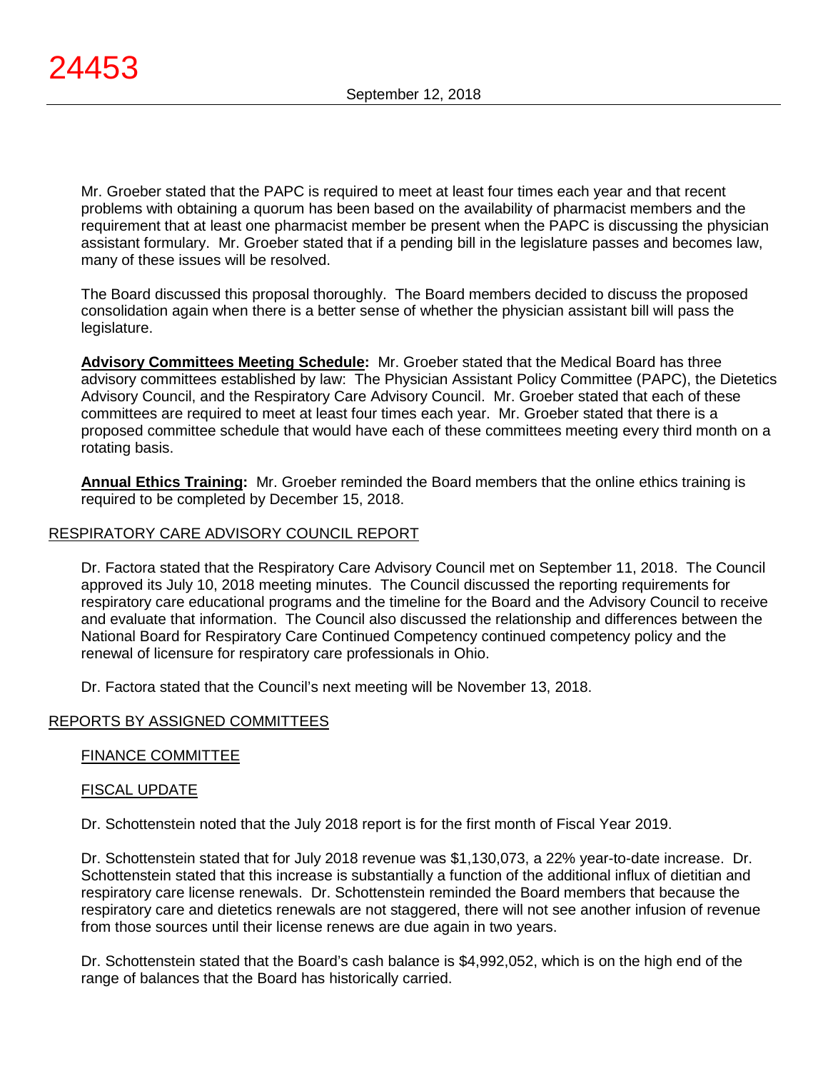Mr. Groeber stated that the PAPC is required to meet at least four times each year and that recent problems with obtaining a quorum has been based on the availability of pharmacist members and the requirement that at least one pharmacist member be present when the PAPC is discussing the physician assistant formulary. Mr. Groeber stated that if a pending bill in the legislature passes and becomes law, many of these issues will be resolved.

The Board discussed this proposal thoroughly. The Board members decided to discuss the proposed consolidation again when there is a better sense of whether the physician assistant bill will pass the legislature.

**Advisory Committees Meeting Schedule:** Mr. Groeber stated that the Medical Board has three advisory committees established by law: The Physician Assistant Policy Committee (PAPC), the Dietetics Advisory Council, and the Respiratory Care Advisory Council. Mr. Groeber stated that each of these committees are required to meet at least four times each year. Mr. Groeber stated that there is a proposed committee schedule that would have each of these committees meeting every third month on a rotating basis.

**Annual Ethics Training:** Mr. Groeber reminded the Board members that the online ethics training is required to be completed by December 15, 2018.

## RESPIRATORY CARE ADVISORY COUNCIL REPORT

Dr. Factora stated that the Respiratory Care Advisory Council met on September 11, 2018. The Council approved its July 10, 2018 meeting minutes. The Council discussed the reporting requirements for respiratory care educational programs and the timeline for the Board and the Advisory Council to receive and evaluate that information. The Council also discussed the relationship and differences between the National Board for Respiratory Care Continued Competency continued competency policy and the renewal of licensure for respiratory care professionals in Ohio.

Dr. Factora stated that the Council's next meeting will be November 13, 2018.

## REPORTS BY ASSIGNED COMMITTEES

### FINANCE COMMITTEE

### FISCAL UPDATE

Dr. Schottenstein noted that the July 2018 report is for the first month of Fiscal Year 2019.

Dr. Schottenstein stated that for July 2018 revenue was $1,130,073, a 22% year-to-date increase. Dr. Schottenstein stated that this increase is substantially a function of the additional influx of dietitian and respiratory care license renewals. Dr. Schottenstein reminded the Board members that because the respiratory care and dietetics renewals are not staggered, there will not see another infusion of revenue from those sources until their license renews are due again in two years.

Dr. Schottenstein stated that the Board's cash balance is $4,992,052, which is on the high end of the range of balances that the Board has historically carried.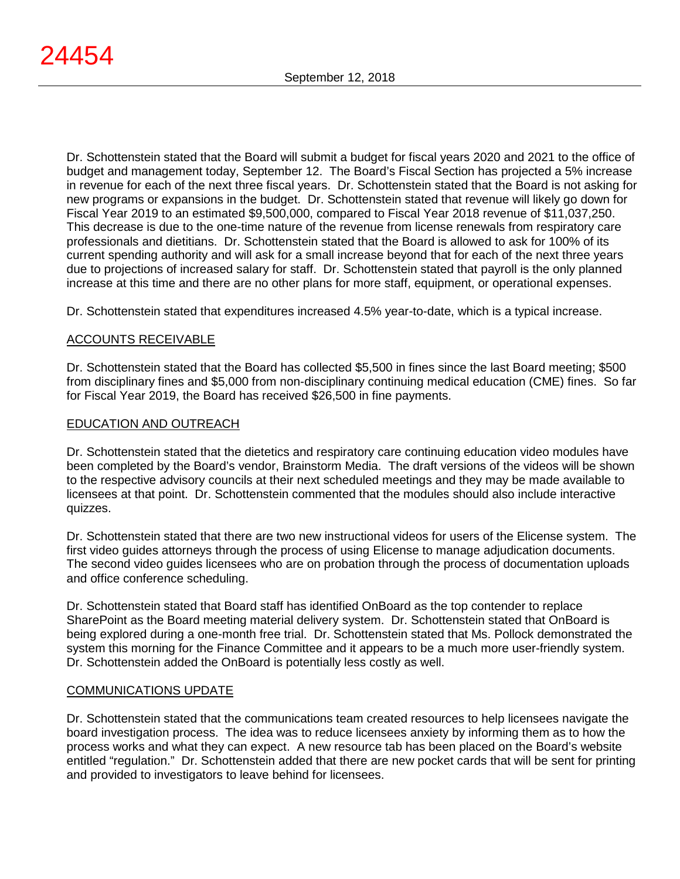Dr. Schottenstein stated that the Board will submit a budget for fiscal years 2020 and 2021 to the office of budget and management today, September 12. The Board's Fiscal Section has projected a 5% increase in revenue for each of the next three fiscal years. Dr. Schottenstein stated that the Board is not asking for new programs or expansions in the budget. Dr. Schottenstein stated that revenue will likely go down for Fiscal Year 2019 to an estimated $9,500,000, compared to Fiscal Year 2018 revenue of $11,037,250. This decrease is due to the one-time nature of the revenue from license renewals from respiratory care professionals and dietitians. Dr. Schottenstein stated that the Board is allowed to ask for 100% of its current spending authority and will ask for a small increase beyond that for each of the next three years due to projections of increased salary for staff. Dr. Schottenstein stated that payroll is the only planned increase at this time and there are no other plans for more staff, equipment, or operational expenses.

Dr. Schottenstein stated that expenditures increased 4.5% year-to-date, which is a typical increase.

## ACCOUNTS RECEIVABLE

Dr. Schottenstein stated that the Board has collected $5,500 in fines since the last Board meeting; $500 from disciplinary fines and $5,000 from non-disciplinary continuing medical education (CME) fines. So far for Fiscal Year 2019, the Board has received $26,500 in fine payments.

## EDUCATION AND OUTREACH

Dr. Schottenstein stated that the dietetics and respiratory care continuing education video modules have been completed by the Board's vendor, Brainstorm Media. The draft versions of the videos will be shown to the respective advisory councils at their next scheduled meetings and they may be made available to licensees at that point. Dr. Schottenstein commented that the modules should also include interactive quizzes.

Dr. Schottenstein stated that there are two new instructional videos for users of the Elicense system. The first video guides attorneys through the process of using Elicense to manage adjudication documents. The second video guides licensees who are on probation through the process of documentation uploads and office conference scheduling.

Dr. Schottenstein stated that Board staff has identified OnBoard as the top contender to replace SharePoint as the Board meeting material delivery system. Dr. Schottenstein stated that OnBoard is being explored during a one-month free trial. Dr. Schottenstein stated that Ms. Pollock demonstrated the system this morning for the Finance Committee and it appears to be a much more user-friendly system. Dr. Schottenstein added the OnBoard is potentially less costly as well.

## COMMUNICATIONS UPDATE

Dr. Schottenstein stated that the communications team created resources to help licensees navigate the board investigation process. The idea was to reduce licensees anxiety by informing them as to how the process works and what they can expect. A new resource tab has been placed on the Board's website entitled "regulation." Dr. Schottenstein added that there are new pocket cards that will be sent for printing and provided to investigators to leave behind for licensees.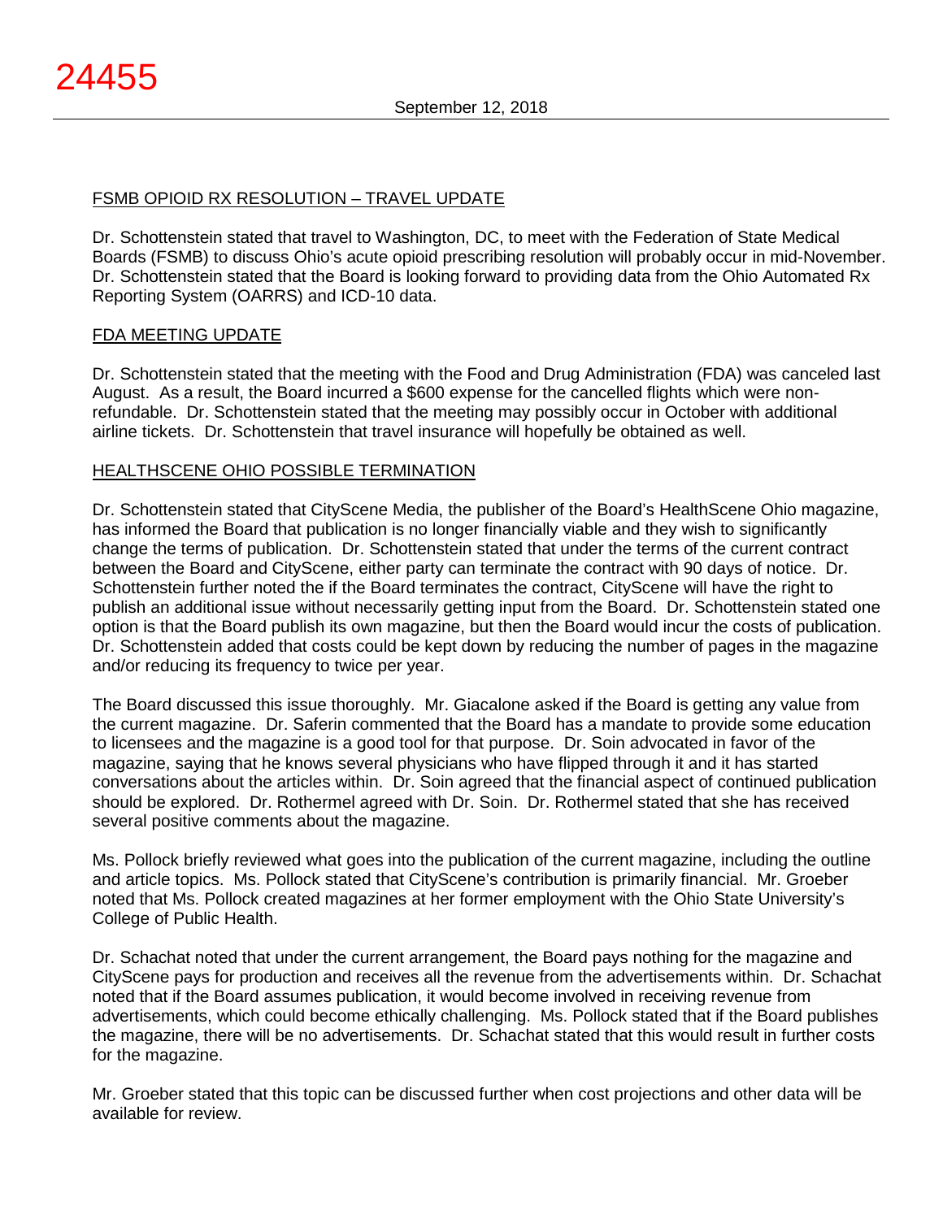## FSMB OPIOID RX RESOLUTION – TRAVEL UPDATE

Dr. Schottenstein stated that travel to Washington, DC, to meet with the Federation of State Medical Boards (FSMB) to discuss Ohio's acute opioid prescribing resolution will probably occur in mid-November. Dr. Schottenstein stated that the Board is looking forward to providing data from the Ohio Automated Rx Reporting System (OARRS) and ICD-10 data.

## FDA MEETING UPDATE

Dr. Schottenstein stated that the meeting with the Food and Drug Administration (FDA) was canceled last August. As a result, the Board incurred a $600 expense for the cancelled flights which were non-refundable. Dr. Schottenstein stated that the meeting may possibly occur in October with additional airline tickets. Dr. Schottenstein that travel insurance will hopefully be obtained as well.

## HEALTHSCENE OHIO POSSIBLE TERMINATION

Dr. Schottenstein stated that CityScene Media, the publisher of the Board's HealthScene Ohio magazine, has informed the Board that publication is no longer financially viable and they wish to significantly change the terms of publication. Dr. Schottenstein stated that under the terms of the current contract between the Board and CityScene, either party can terminate the contract with 90 days of notice. Dr. Schottenstein further noted the if the Board terminates the contract, CityScene will have the right to publish an additional issue without necessarily getting input from the Board. Dr. Schottenstein stated one option is that the Board publish its own magazine, but then the Board would incur the costs of publication. Dr. Schottenstein added that costs could be kept down by reducing the number of pages in the magazine and/or reducing its frequency to twice per year.

The Board discussed this issue thoroughly. Mr. Giacalone asked if the Board is getting any value from the current magazine. Dr. Saferin commented that the Board has a mandate to provide some education to licensees and the magazine is a good tool for that purpose. Dr. Soin advocated in favor of the magazine, saying that he knows several physicians who have flipped through it and it has started conversations about the articles within. Dr. Soin agreed that the financial aspect of continued publication should be explored. Dr. Rothermel agreed with Dr. Soin. Dr. Rothermel stated that she has received several positive comments about the magazine.

Ms. Pollock briefly reviewed what goes into the publication of the current magazine, including the outline and article topics. Ms. Pollock stated that CityScene's contribution is primarily financial. Mr. Groeber noted that Ms. Pollock created magazines at her former employment with the Ohio State University's College of Public Health.

Dr. Schachat noted that under the current arrangement, the Board pays nothing for the magazine and CityScene pays for production and receives all the revenue from the advertisements within. Dr. Schachat noted that if the Board assumes publication, it would become involved in receiving revenue from advertisements, which could become ethically challenging. Ms. Pollock stated that if the Board publishes the magazine, there will be no advertisements. Dr. Schachat stated that this would result in further costs for the magazine.

Mr. Groeber stated that this topic can be discussed further when cost projections and other data will be available for review.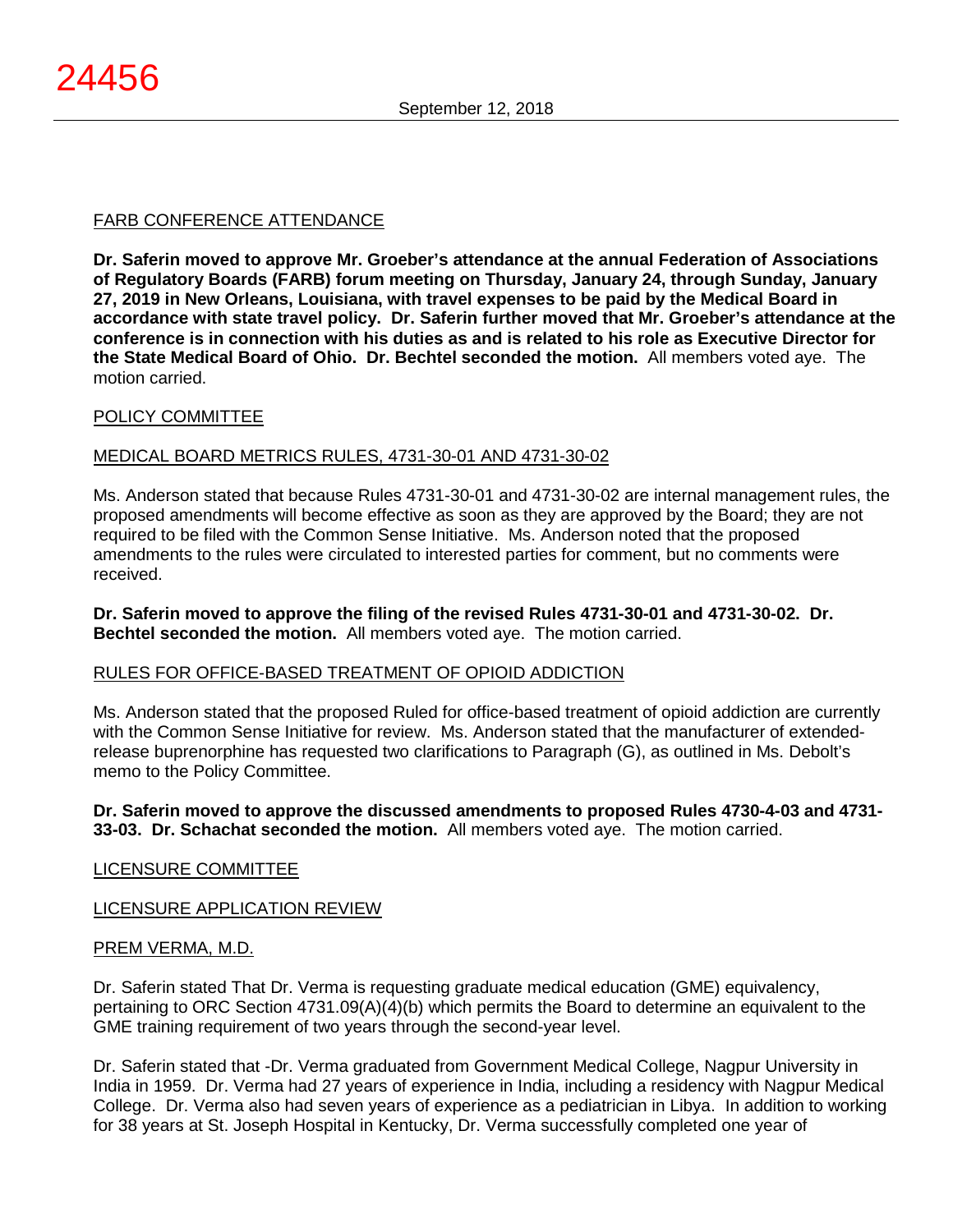FARB CONFERENCE ATTENDANCE

**Dr. Saferin moved to approve Mr. Groeber's attendance at the annual Federation of Associations of Regulatory Boards (FARB) forum meeting on Thursday, January 24, through Sunday, January 27, 2019 in New Orleans, Louisiana, with travel expenses to be paid by the Medical Board in accordance with state travel policy. Dr. Saferin further moved that Mr. Groeber's attendance at the conference is in connection with his duties as and is related to his role as Executive Director for the State Medical Board of Ohio. Dr. Bechtel seconded the motion.** All members voted aye. The motion carried.

POLICY COMMITTEE

MEDICAL BOARD METRICS RULES, 4731-30-01 AND 4731-30-02

Ms. Anderson stated that because Rules 4731-30-01 and 4731-30-02 are internal management rules, the proposed amendments will become effective as soon as they are approved by the Board; they are not required to be filed with the Common Sense Initiative. Ms. Anderson noted that the proposed amendments to the rules were circulated to interested parties for comment, but no comments were received.

**Dr. Saferin moved to approve the filing of the revised Rules 4731-30-01 and 4731-30-02. Dr. Bechtel seconded the motion.** All members voted aye. The motion carried.

RULES FOR OFFICE-BASED TREATMENT OF OPIOID ADDICTION

Ms. Anderson stated that the proposed Ruled for office-based treatment of opioid addiction are currently with the Common Sense Initiative for review. Ms. Anderson stated that the manufacturer of extended-release buprenorphine has requested two clarifications to Paragraph (G), as outlined in Ms. Debolt's memo to the Policy Committee.

**Dr. Saferin moved to approve the discussed amendments to proposed Rules 4730-4-03 and 4731-33-03. Dr. Schachat seconded the motion.** All members voted aye. The motion carried.

LICENSURE COMMITTEE

LICENSURE APPLICATION REVIEW

PREM VERMA, M.D.

Dr. Saferin stated That Dr. Verma is requesting graduate medical education (GME) equivalency, pertaining to ORC Section 4731.09(A)(4)(b) which permits the Board to determine an equivalent to the GME training requirement of two years through the second-year level.

Dr. Saferin stated that -Dr. Verma graduated from Government Medical College, Nagpur University in India in 1959. Dr. Verma had 27 years of experience in India, including a residency with Nagpur Medical College. Dr. Verma also had seven years of experience as a pediatrician in Libya. In addition to working for 38 years at St. Joseph Hospital in Kentucky, Dr. Verma successfully completed one year of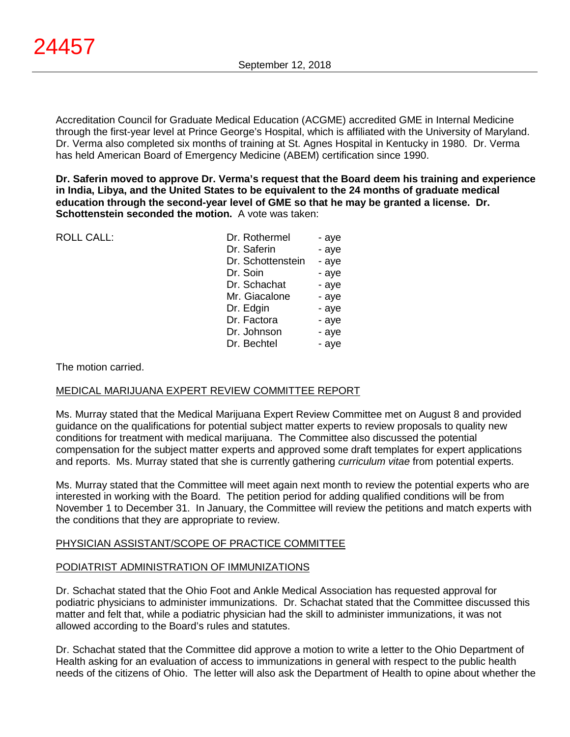Accreditation Council for Graduate Medical Education (ACGME) accredited GME in Internal Medicine through the first-year level at Prince George's Hospital, which is affiliated with the University of Maryland. Dr. Verma also completed six months of training at St. Agnes Hospital in Kentucky in 1980. Dr. Verma has held American Board of Emergency Medicine (ABEM) certification since 1990.

**Dr. Saferin moved to approve Dr. Verma's request that the Board deem his training and experience in India, Libya, and the United States to be equivalent to the 24 months of graduate medical education through the second-year level of GME so that he may be granted a license. Dr. Schottenstein seconded the motion.** A vote was taken:

| ROLL CALL: | | |
|---|---|---|
| | Dr. Rothermel | - aye |
| | Dr. Saferin | - aye |
| | Dr. Schottenstein | - aye |
| | Dr. Soin | - aye |
| | Dr. Schachat | - aye |
| | Mr. Giacalone | - aye |
| | Dr. Edgin | - aye |
| | Dr. Factora | - aye |
| | Dr. Johnson | - aye |
| | Dr. Bechtel | - aye |

The motion carried.

## MEDICAL MARIJUANA EXPERT REVIEW COMMITTEE REPORT

Ms. Murray stated that the Medical Marijuana Expert Review Committee met on August 8 and provided guidance on the qualifications for potential subject matter experts to review proposals to quality new conditions for treatment with medical marijuana. The Committee also discussed the potential compensation for the subject matter experts and approved some draft templates for expert applications and reports. Ms. Murray stated that she is currently gathering *curriculum vitae* from potential experts.

Ms. Murray stated that the Committee will meet again next month to review the potential experts who are interested in working with the Board. The petition period for adding qualified conditions will be from November 1 to December 31. In January, the Committee will review the petitions and match experts with the conditions that they are appropriate to review.

## PHYSICIAN ASSISTANT/SCOPE OF PRACTICE COMMITTEE

## PODIATRIST ADMINISTRATION OF IMMUNIZATIONS

Dr. Schachat stated that the Ohio Foot and Ankle Medical Association has requested approval for podiatric physicians to administer immunizations. Dr. Schachat stated that the Committee discussed this matter and felt that, while a podiatric physician had the skill to administer immunizations, it was not allowed according to the Board's rules and statutes.

Dr. Schachat stated that the Committee did approve a motion to write a letter to the Ohio Department of Health asking for an evaluation of access to immunizations in general with respect to the public health needs of the citizens of Ohio. The letter will also ask the Department of Health to opine about whether the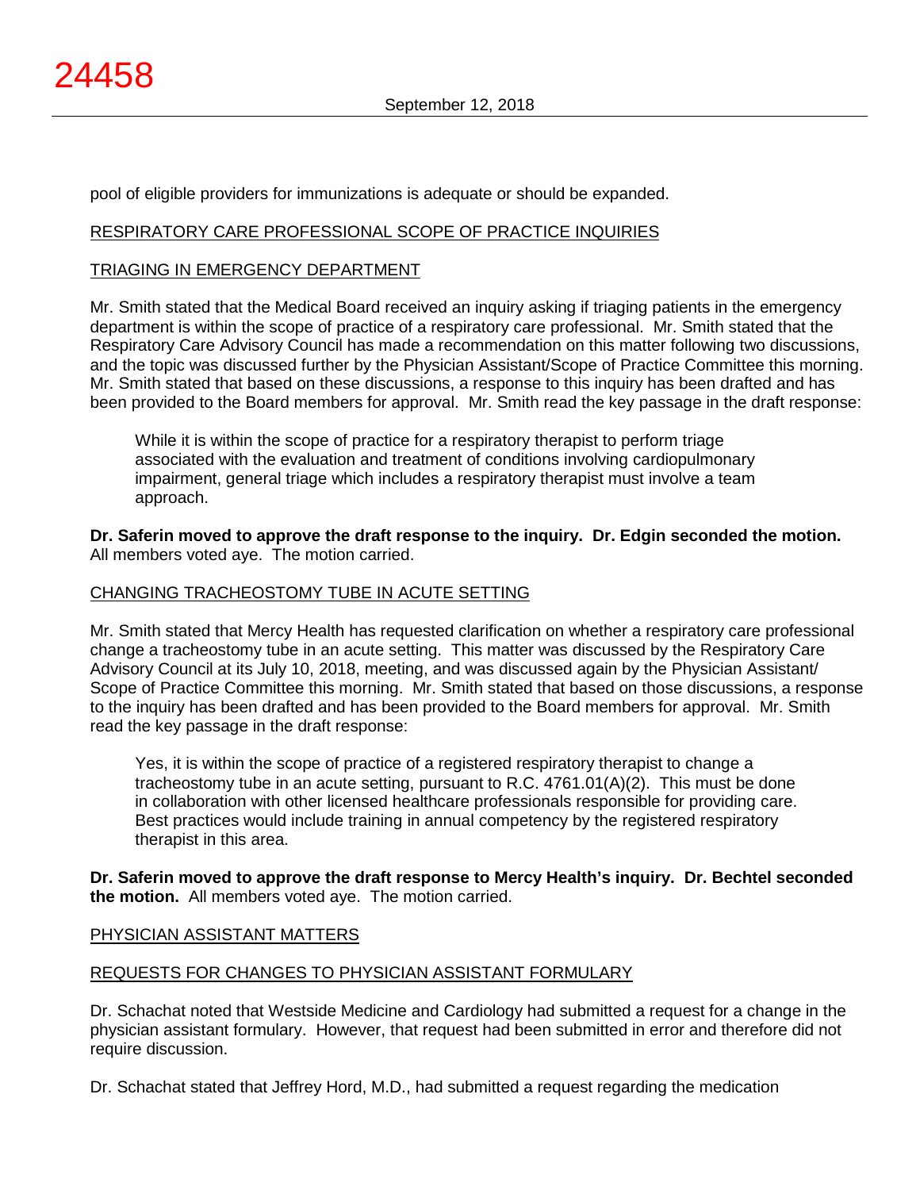pool of eligible providers for immunizations is adequate or should be expanded.

RESPIRATORY CARE PROFESSIONAL SCOPE OF PRACTICE INQUIRIES

TRIAGING IN EMERGENCY DEPARTMENT

Mr. Smith stated that the Medical Board received an inquiry asking if triaging patients in the emergency department is within the scope of practice of a respiratory care professional. Mr. Smith stated that the Respiratory Care Advisory Council has made a recommendation on this matter following two discussions, and the topic was discussed further by the Physician Assistant/Scope of Practice Committee this morning. Mr. Smith stated that based on these discussions, a response to this inquiry has been drafted and has been provided to the Board members for approval. Mr. Smith read the key passage in the draft response:

> While it is within the scope of practice for a respiratory therapist to perform triage associated with the evaluation and treatment of conditions involving cardiopulmonary impairment, general triage which includes a respiratory therapist must involve a team approach.

**Dr. Saferin moved to approve the draft response to the inquiry. Dr. Edgin seconded the motion.** All members voted aye. The motion carried.

CHANGING TRACHEOSTOMY TUBE IN ACUTE SETTING

Mr. Smith stated that Mercy Health has requested clarification on whether a respiratory care professional change a tracheostomy tube in an acute setting. This matter was discussed by the Respiratory Care Advisory Council at its July 10, 2018, meeting, and was discussed again by the Physician Assistant/ Scope of Practice Committee this morning. Mr. Smith stated that based on those discussions, a response to the inquiry has been drafted and has been provided to the Board members for approval. Mr. Smith read the key passage in the draft response:

> Yes, it is within the scope of practice of a registered respiratory therapist to change a tracheostomy tube in an acute setting, pursuant to R.C. 4761.01(A)(2). This must be done in collaboration with other licensed healthcare professionals responsible for providing care. Best practices would include training in annual competency by the registered respiratory therapist in this area.

**Dr. Saferin moved to approve the draft response to Mercy Health's inquiry. Dr. Bechtel seconded the motion.** All members voted aye. The motion carried.

PHYSICIAN ASSISTANT MATTERS

REQUESTS FOR CHANGES TO PHYSICIAN ASSISTANT FORMULARY

Dr. Schachat noted that Westside Medicine and Cardiology had submitted a request for a change in the physician assistant formulary. However, that request had been submitted in error and therefore did not require discussion.

Dr. Schachat stated that Jeffrey Hord, M.D., had submitted a request regarding the medication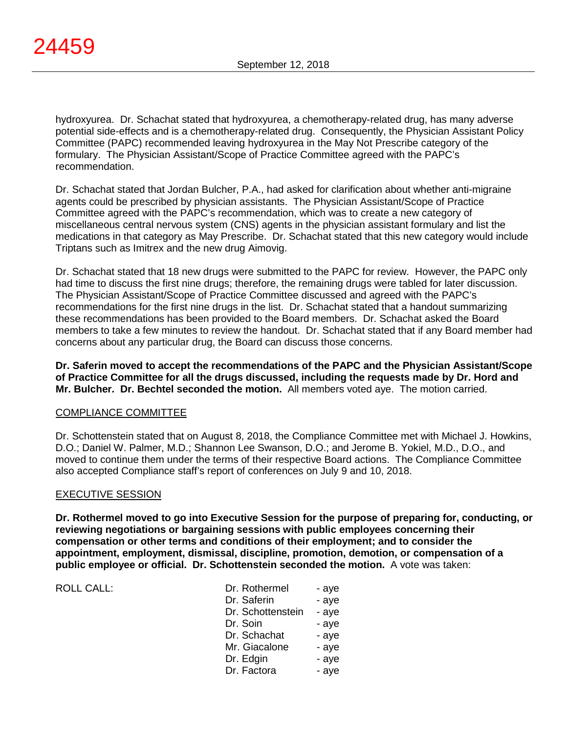hydroxyurea. Dr. Schachat stated that hydroxyurea, a chemotherapy-related drug, has many adverse potential side-effects and is a chemotherapy-related drug. Consequently, the Physician Assistant Policy Committee (PAPC) recommended leaving hydroxyurea in the May Not Prescribe category of the formulary. The Physician Assistant/Scope of Practice Committee agreed with the PAPC's recommendation.

Dr. Schachat stated that Jordan Bulcher, P.A., had asked for clarification about whether anti-migraine agents could be prescribed by physician assistants. The Physician Assistant/Scope of Practice Committee agreed with the PAPC's recommendation, which was to create a new category of miscellaneous central nervous system (CNS) agents in the physician assistant formulary and list the medications in that category as May Prescribe. Dr. Schachat stated that this new category would include Triptans such as Imitrex and the new drug Aimovig.

Dr. Schachat stated that 18 new drugs were submitted to the PAPC for review. However, the PAPC only had time to discuss the first nine drugs; therefore, the remaining drugs were tabled for later discussion. The Physician Assistant/Scope of Practice Committee discussed and agreed with the PAPC's recommendations for the first nine drugs in the list. Dr. Schachat stated that a handout summarizing these recommendations has been provided to the Board members. Dr. Schachat asked the Board members to take a few minutes to review the handout. Dr. Schachat stated that if any Board member had concerns about any particular drug, the Board can discuss those concerns.

**Dr. Saferin moved to accept the recommendations of the PAPC and the Physician Assistant/Scope of Practice Committee for all the drugs discussed, including the requests made by Dr. Hord and Mr. Bulcher. Dr. Bechtel seconded the motion.** All members voted aye. The motion carried.

COMPLIANCE COMMITTEE

Dr. Schottenstein stated that on August 8, 2018, the Compliance Committee met with Michael J. Howkins, D.O.; Daniel W. Palmer, M.D.; Shannon Lee Swanson, D.O.; and Jerome B. Yokiel, M.D., D.O., and moved to continue them under the terms of their respective Board actions. The Compliance Committee also accepted Compliance staff's report of conferences on July 9 and 10, 2018.

EXECUTIVE SESSION

**Dr. Rothermel moved to go into Executive Session for the purpose of preparing for, conducting, or reviewing negotiations or bargaining sessions with public employees concerning their compensation or other terms and conditions of their employment; and to consider the appointment, employment, dismissal, discipline, promotion, demotion, or compensation of a public employee or official. Dr. Schottenstein seconded the motion.** A vote was taken:

| ROLL CALL: | | |
|---|---|---|
| | Dr. Rothermel | - aye |
| | Dr. Saferin | - aye |
| | Dr. Schottenstein | - aye |
| | Dr. Soin | - aye |
| | Dr. Schachat | - aye |
| | Mr. Giacalone | - aye |
| | Dr. Edgin | - aye |
| | Dr. Factora | - aye |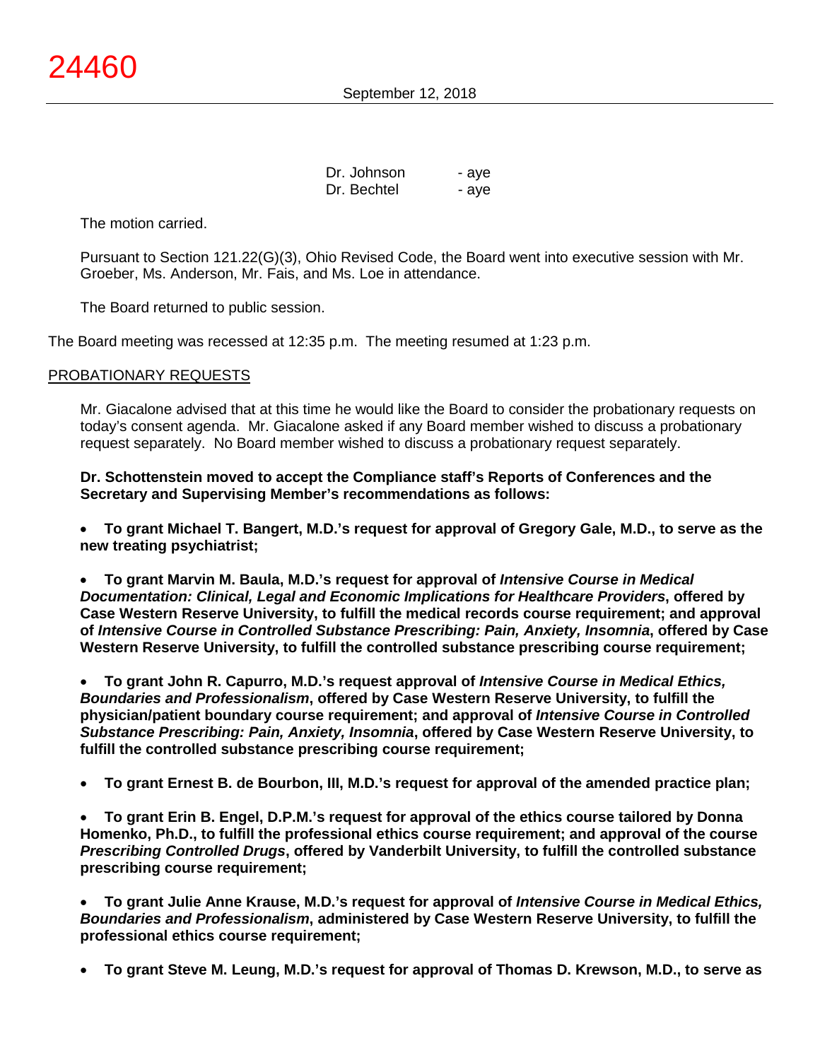| | |
|---|---|
| Dr. Johnson | - aye |
| Dr. Bechtel | - aye |

The motion carried.

Pursuant to Section 121.22(G)(3), Ohio Revised Code, the Board went into executive session with Mr. Groeber, Ms. Anderson, Mr. Fais, and Ms. Loe in attendance.

The Board returned to public session.

The Board meeting was recessed at 12:35 p.m. The meeting resumed at 1:23 p.m.

## PROBATIONARY REQUESTS

Mr. Giacalone advised that at this time he would like the Board to consider the probationary requests on today's consent agenda. Mr. Giacalone asked if any Board member wished to discuss a probationary request separately. No Board member wished to discuss a probationary request separately.

**Dr. Schottenstein moved to accept the Compliance staff's Reports of Conferences and the Secretary and Supervising Member's recommendations as follows:**

- **To grant Michael T. Bangert, M.D.'s request for approval of Gregory Gale, M.D., to serve as the new treating psychiatrist;**

- **To grant Marvin M. Baula, M.D.'s request for approval of *Intensive Course in Medical Documentation: Clinical, Legal and Economic Implications for Healthcare Providers*, offered by Case Western Reserve University, to fulfill the medical records course requirement; and approval of *Intensive Course in Controlled Substance Prescribing: Pain, Anxiety, Insomnia*, offered by Case Western Reserve University, to fulfill the controlled substance prescribing course requirement;**

- **To grant John R. Capurro, M.D.'s request approval of *Intensive Course in Medical Ethics, Boundaries and Professionalism*, offered by Case Western Reserve University, to fulfill the physician/patient boundary course requirement; and approval of *Intensive Course in Controlled Substance Prescribing: Pain, Anxiety, Insomnia*, offered by Case Western Reserve University, to fulfill the controlled substance prescribing course requirement;**

- **To grant Ernest B. de Bourbon, III, M.D.'s request for approval of the amended practice plan;**

- **To grant Erin B. Engel, D.P.M.'s request for approval of the ethics course tailored by Donna Homenko, Ph.D., to fulfill the professional ethics course requirement; and approval of the course *Prescribing Controlled Drugs*, offered by Vanderbilt University, to fulfill the controlled substance prescribing course requirement;**

- **To grant Julie Anne Krause, M.D.'s request for approval of *Intensive Course in Medical Ethics, Boundaries and Professionalism*, administered by Case Western Reserve University, to fulfill the professional ethics course requirement;**

- **To grant Steve M. Leung, M.D.'s request for approval of Thomas D. Krewson, M.D., to serve as**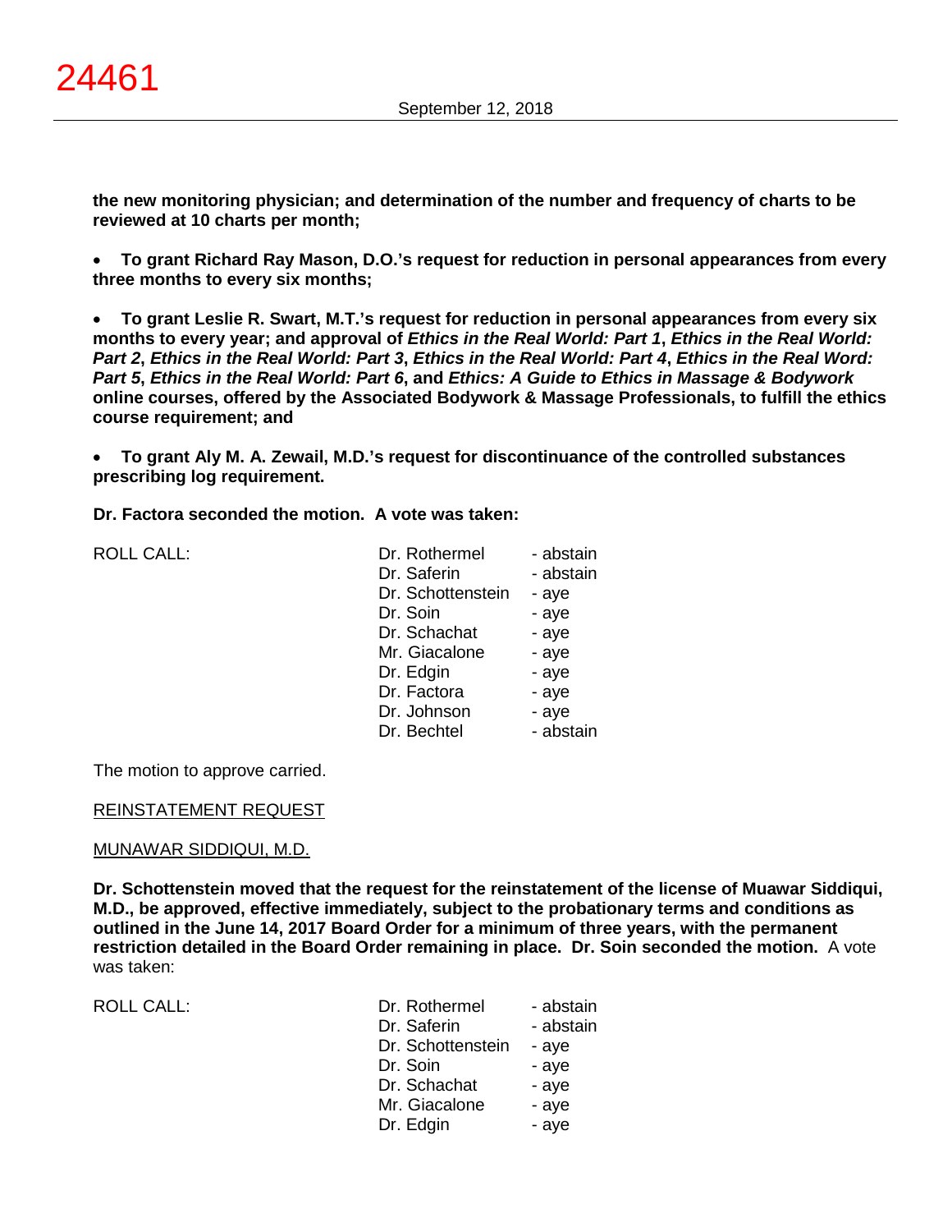**the new monitoring physician; and determination of the number and frequency of charts to be reviewed at 10 charts per month;**

- **To grant Richard Ray Mason, D.O.'s request for reduction in personal appearances from every three months to every six months;**

- **To grant Leslie R. Swart, M.T.'s request for reduction in personal appearances from every six months to every year; and approval of *Ethics in the Real World: Part 1*, *Ethics in the Real World: Part 2*, *Ethics in the Real World: Part 3*, *Ethics in the Real World: Part 4*, *Ethics in the Real Word: Part 5*, *Ethics in the Real World: Part 6*, and *Ethics: A Guide to Ethics in Massage & Bodywork* online courses, offered by the Associated Bodywork & Massage Professionals, to fulfill the ethics course requirement; and**

- **To grant Aly M. A. Zewail, M.D.'s request for discontinuance of the controlled substances prescribing log requirement.**

**Dr. Factora seconded the motion. A vote was taken:**

| ROLL CALL: | Dr. Rothermel | - abstain |
|---|---|---|
| | Dr. Saferin | - abstain |
| | Dr. Schottenstein | - aye |
| | Dr. Soin | - aye |
| | Dr. Schachat | - aye |
| | Mr. Giacalone | - aye |
| | Dr. Edgin | - aye |
| | Dr. Factora | - aye |
| | Dr. Johnson | - aye |
| | Dr. Bechtel | - abstain |

The motion to approve carried.

REINSTATEMENT REQUEST

MUNAWAR SIDDIQUI, M.D.

**Dr. Schottenstein moved that the request for the reinstatement of the license of Muawar Siddiqui, M.D., be approved, effective immediately, subject to the probationary terms and conditions as outlined in the June 14, 2017 Board Order for a minimum of three years, with the permanent restriction detailed in the Board Order remaining in place. Dr. Soin seconded the motion.** A vote was taken:

| ROLL CALL: | Dr. Rothermel | - abstain |
|---|---|---|
| | Dr. Saferin | - abstain |
| | Dr. Schottenstein | - aye |
| | Dr. Soin | - aye |
| | Dr. Schachat | - aye |
| | Mr. Giacalone | - aye |
| | Dr. Edgin | - aye |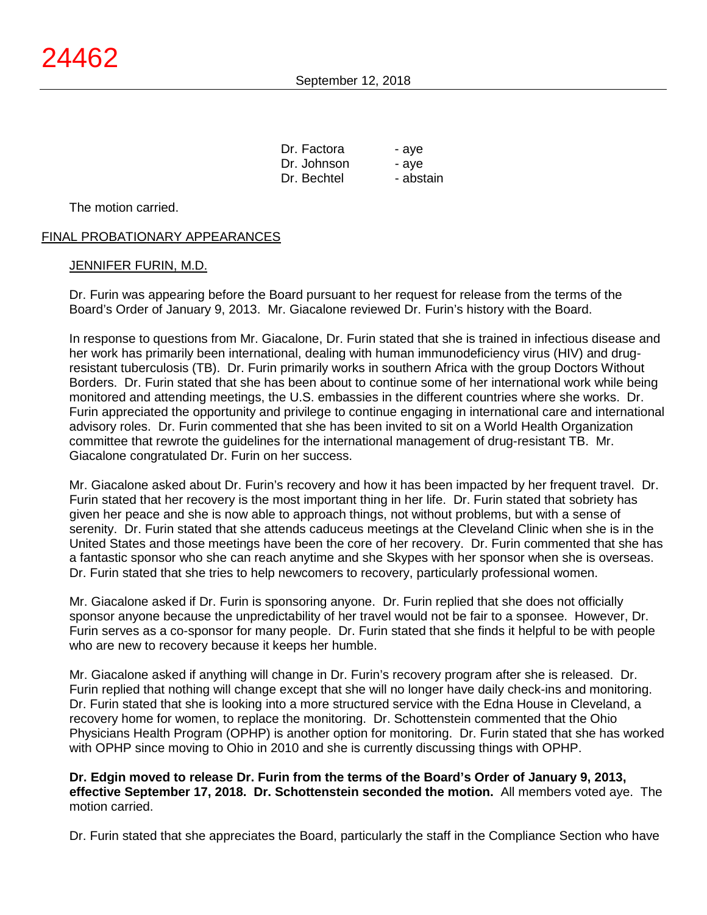| | |
|---|---|
| Dr. Factora | - aye |
| Dr. Johnson | - aye |
| Dr. Bechtel | - abstain |

The motion carried.

## FINAL PROBATIONARY APPEARANCES

### JENNIFER FURIN, M.D.

Dr. Furin was appearing before the Board pursuant to her request for release from the terms of the Board's Order of January 9, 2013. Mr. Giacalone reviewed Dr. Furin's history with the Board.

In response to questions from Mr. Giacalone, Dr. Furin stated that she is trained in infectious disease and her work has primarily been international, dealing with human immunodeficiency virus (HIV) and drug-resistant tuberculosis (TB). Dr. Furin primarily works in southern Africa with the group Doctors Without Borders. Dr. Furin stated that she has been about to continue some of her international work while being monitored and attending meetings, the U.S. embassies in the different countries where she works. Dr. Furin appreciated the opportunity and privilege to continue engaging in international care and international advisory roles. Dr. Furin commented that she has been invited to sit on a World Health Organization committee that rewrote the guidelines for the international management of drug-resistant TB. Mr. Giacalone congratulated Dr. Furin on her success.

Mr. Giacalone asked about Dr. Furin's recovery and how it has been impacted by her frequent travel. Dr. Furin stated that her recovery is the most important thing in her life. Dr. Furin stated that sobriety has given her peace and she is now able to approach things, not without problems, but with a sense of serenity. Dr. Furin stated that she attends caduceus meetings at the Cleveland Clinic when she is in the United States and those meetings have been the core of her recovery. Dr. Furin commented that she has a fantastic sponsor who she can reach anytime and she Skypes with her sponsor when she is overseas. Dr. Furin stated that she tries to help newcomers to recovery, particularly professional women.

Mr. Giacalone asked if Dr. Furin is sponsoring anyone. Dr. Furin replied that she does not officially sponsor anyone because the unpredictability of her travel would not be fair to a sponsee. However, Dr. Furin serves as a co-sponsor for many people. Dr. Furin stated that she finds it helpful to be with people who are new to recovery because it keeps her humble.

Mr. Giacalone asked if anything will change in Dr. Furin's recovery program after she is released. Dr. Furin replied that nothing will change except that she will no longer have daily check-ins and monitoring. Dr. Furin stated that she is looking into a more structured service with the Edna House in Cleveland, a recovery home for women, to replace the monitoring. Dr. Schottenstein commented that the Ohio Physicians Health Program (OPHP) is another option for monitoring. Dr. Furin stated that she has worked with OPHP since moving to Ohio in 2010 and she is currently discussing things with OPHP.

**Dr. Edgin moved to release Dr. Furin from the terms of the Board's Order of January 9, 2013, effective September 17, 2018. Dr. Schottenstein seconded the motion.** All members voted aye. The motion carried.

Dr. Furin stated that she appreciates the Board, particularly the staff in the Compliance Section who have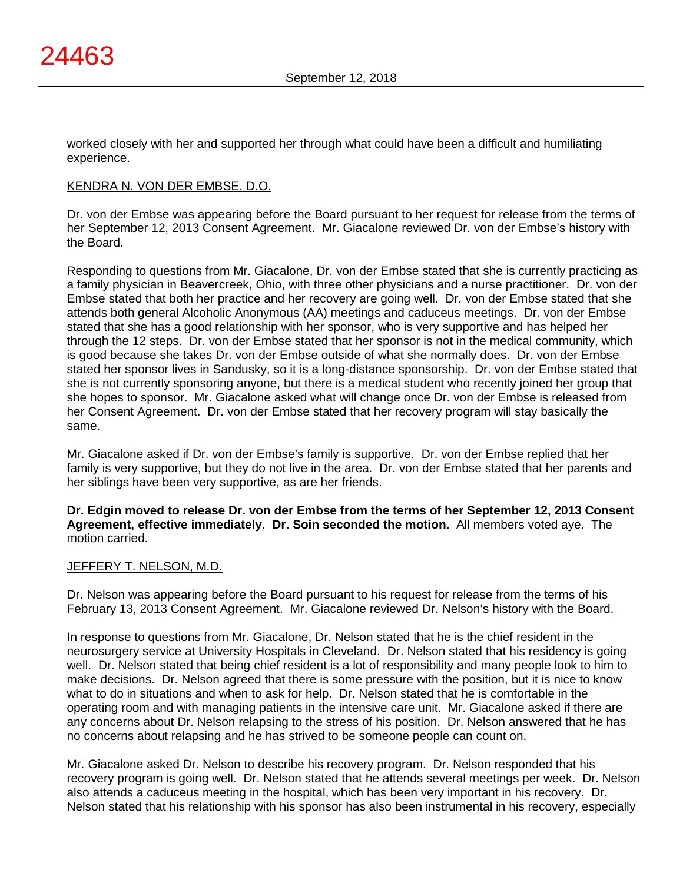worked closely with her and supported her through what could have been a difficult and humiliating experience.

KENDRA N. VON DER EMBSE, D.O.

Dr. von der Embse was appearing before the Board pursuant to her request for release from the terms of her September 12, 2013 Consent Agreement. Mr. Giacalone reviewed Dr. von der Embse's history with the Board.

Responding to questions from Mr. Giacalone, Dr. von der Embse stated that she is currently practicing as a family physician in Beavercreek, Ohio, with three other physicians and a nurse practitioner. Dr. von der Embse stated that both her practice and her recovery are going well. Dr. von der Embse stated that she attends both general Alcoholic Anonymous (AA) meetings and caduceus meetings. Dr. von der Embse stated that she has a good relationship with her sponsor, who is very supportive and has helped her through the 12 steps. Dr. von der Embse stated that her sponsor is not in the medical community, which is good because she takes Dr. von der Embse outside of what she normally does. Dr. von der Embse stated her sponsor lives in Sandusky, so it is a long-distance sponsorship. Dr. von der Embse stated that she is not currently sponsoring anyone, but there is a medical student who recently joined her group that she hopes to sponsor. Mr. Giacalone asked what will change once Dr. von der Embse is released from her Consent Agreement. Dr. von der Embse stated that her recovery program will stay basically the same.

Mr. Giacalone asked if Dr. von der Embse's family is supportive. Dr. von der Embse replied that her family is very supportive, but they do not live in the area. Dr. von der Embse stated that her parents and her siblings have been very supportive, as are her friends.

**Dr. Edgin moved to release Dr. von der Embse from the terms of her September 12, 2013 Consent Agreement, effective immediately. Dr. Soin seconded the motion.** All members voted aye. The motion carried.

JEFFERY T. NELSON, M.D.

Dr. Nelson was appearing before the Board pursuant to his request for release from the terms of his February 13, 2013 Consent Agreement. Mr. Giacalone reviewed Dr. Nelson's history with the Board.

In response to questions from Mr. Giacalone, Dr. Nelson stated that he is the chief resident in the neurosurgery service at University Hospitals in Cleveland. Dr. Nelson stated that his residency is going well. Dr. Nelson stated that being chief resident is a lot of responsibility and many people look to him to make decisions. Dr. Nelson agreed that there is some pressure with the position, but it is nice to know what to do in situations and when to ask for help. Dr. Nelson stated that he is comfortable in the operating room and with managing patients in the intensive care unit. Mr. Giacalone asked if there are any concerns about Dr. Nelson relapsing to the stress of his position. Dr. Nelson answered that he has no concerns about relapsing and he has strived to be someone people can count on.

Mr. Giacalone asked Dr. Nelson to describe his recovery program. Dr. Nelson responded that his recovery program is going well. Dr. Nelson stated that he attends several meetings per week. Dr. Nelson also attends a caduceus meeting in the hospital, which has been very important in his recovery. Dr. Nelson stated that his relationship with his sponsor has also been instrumental in his recovery, especially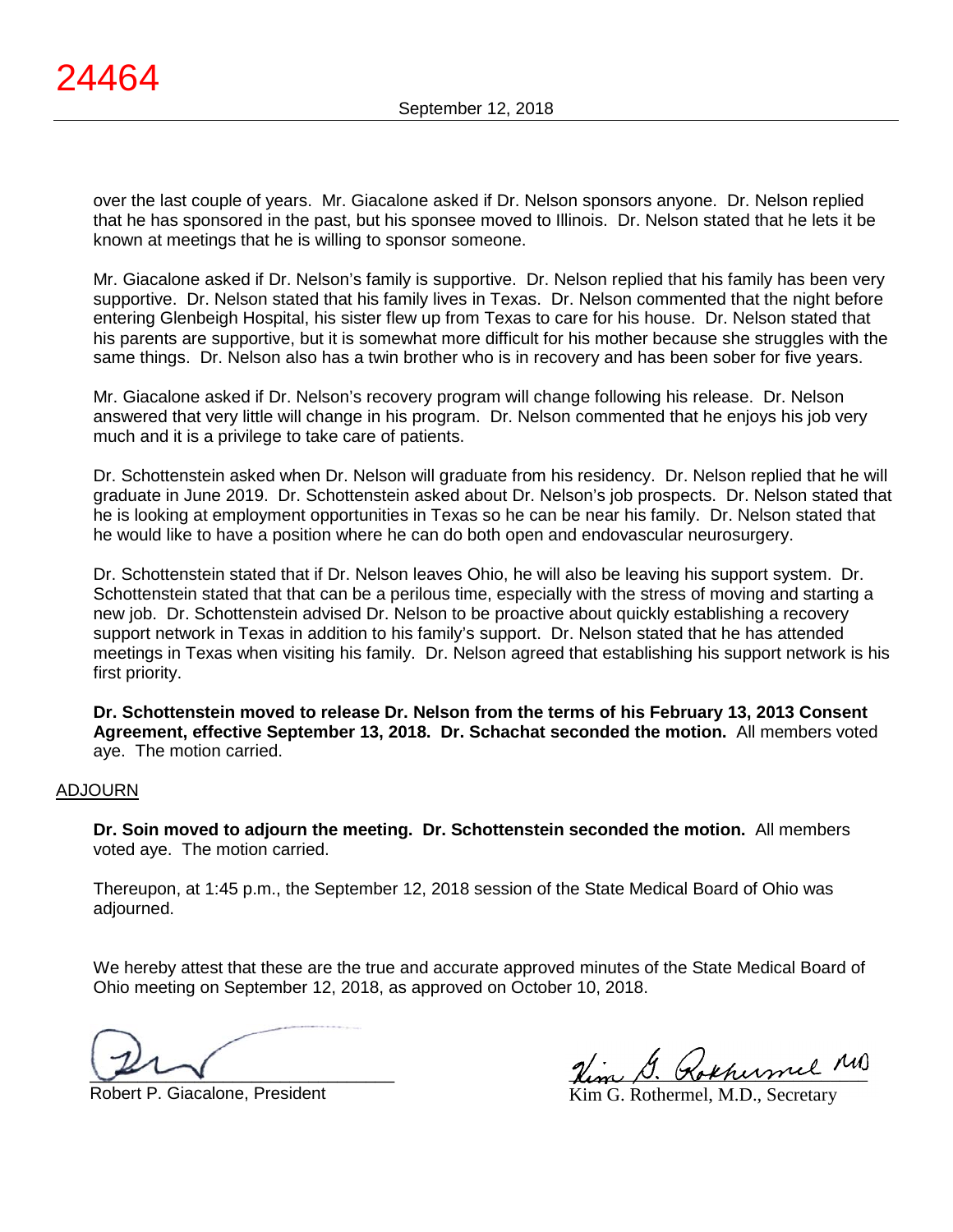over the last couple of years. Mr. Giacalone asked if Dr. Nelson sponsors anyone. Dr. Nelson replied that he has sponsored in the past, but his sponsee moved to Illinois. Dr. Nelson stated that he lets it be known at meetings that he is willing to sponsor someone.

Mr. Giacalone asked if Dr. Nelson's family is supportive. Dr. Nelson replied that his family has been very supportive. Dr. Nelson stated that his family lives in Texas. Dr. Nelson commented that the night before entering Glenbeigh Hospital, his sister flew up from Texas to care for his house. Dr. Nelson stated that his parents are supportive, but it is somewhat more difficult for his mother because she struggles with the same things. Dr. Nelson also has a twin brother who is in recovery and has been sober for five years.

Mr. Giacalone asked if Dr. Nelson's recovery program will change following his release. Dr. Nelson answered that very little will change in his program. Dr. Nelson commented that he enjoys his job very much and it is a privilege to take care of patients.

Dr. Schottenstein asked when Dr. Nelson will graduate from his residency. Dr. Nelson replied that he will graduate in June 2019. Dr. Schottenstein asked about Dr. Nelson's job prospects. Dr. Nelson stated that he is looking at employment opportunities in Texas so he can be near his family. Dr. Nelson stated that he would like to have a position where he can do both open and endovascular neurosurgery.

Dr. Schottenstein stated that if Dr. Nelson leaves Ohio, he will also be leaving his support system. Dr. Schottenstein stated that that can be a perilous time, especially with the stress of moving and starting a new job. Dr. Schottenstein advised Dr. Nelson to be proactive about quickly establishing a recovery support network in Texas in addition to his family's support. Dr. Nelson stated that he has attended meetings in Texas when visiting his family. Dr. Nelson agreed that establishing his support network is his first priority.

**Dr. Schottenstein moved to release Dr. Nelson from the terms of his February 13, 2013 Consent Agreement, effective September 13, 2018. Dr. Schachat seconded the motion.** All members voted aye. The motion carried.

## ADJOURN

**Dr. Soin moved to adjourn the meeting. Dr. Schottenstein seconded the motion.** All members voted aye. The motion carried.

Thereupon, at 1:45 p.m., the September 12, 2018 session of the State Medical Board of Ohio was adjourned.

We hereby attest that these are the true and accurate approved minutes of the State Medical Board of Ohio meeting on September 12, 2018, as approved on October 10, 2018.

Robert P. Giacalone, President

Kim G. Rothermel, M.D., Secretary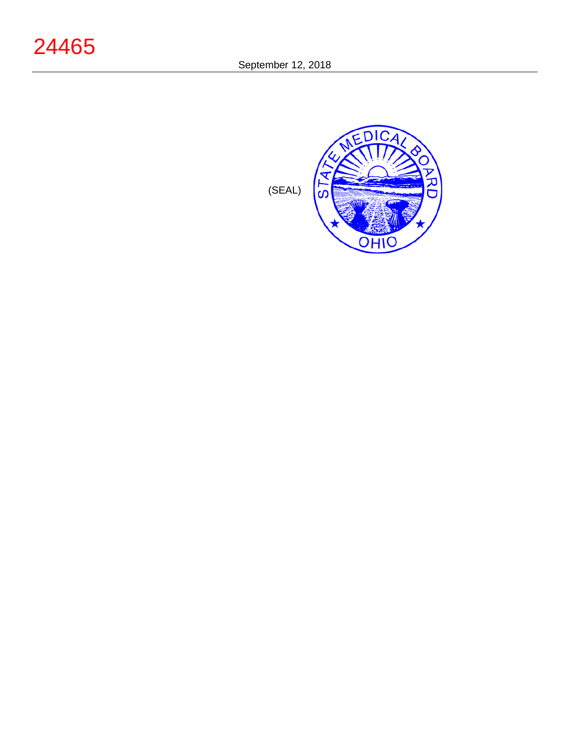24465

September 12, 2018

(SEAL)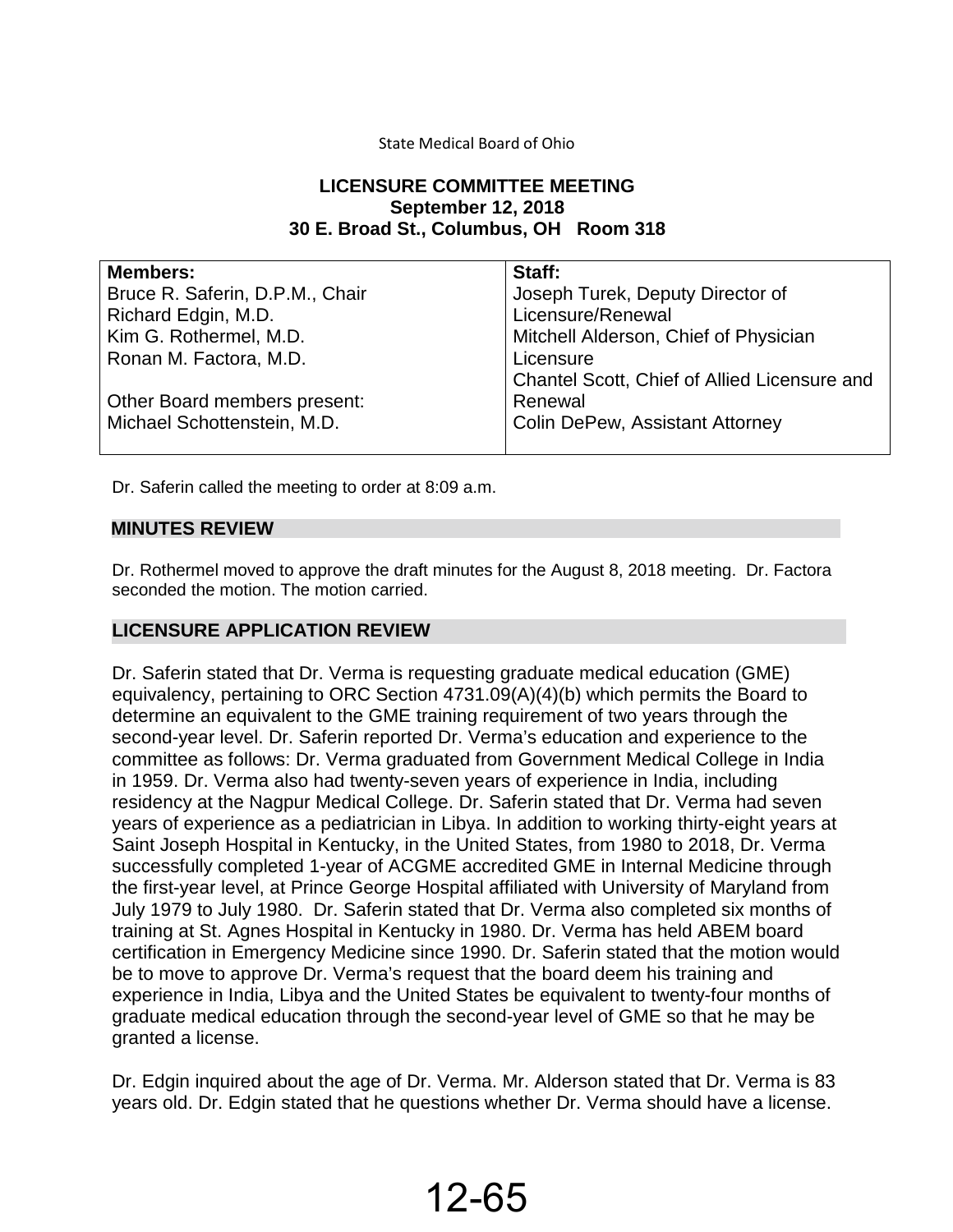State Medical Board of Ohio

**LICENSURE COMMITTEE MEETING**
**September 12, 2018**
**30 E. Broad St., Columbus, OH Room 318**

| **Members:** | **Staff:** |
|---|---|
| Bruce R. Saferin, D.P.M., Chair | Joseph Turek, Deputy Director of Licensure/Renewal |
| Richard Edgin, M.D. | Mitchell Alderson, Chief of Physician Licensure |
| Kim G. Rothermel, M.D. | Chantel Scott, Chief of Allied Licensure and Renewal |
| Ronan M. Factora, M.D. | Colin DePew, Assistant Attorney |
| | |
| Other Board members present: | |
| Michael Schottenstein, M.D. | |

Dr. Saferin called the meeting to order at 8:09 a.m.

## MINUTES REVIEW

Dr. Rothermel moved to approve the draft minutes for the August 8, 2018 meeting. Dr. Factora seconded the motion. The motion carried.

## LICENSURE APPLICATION REVIEW

Dr. Saferin stated that Dr. Verma is requesting graduate medical education (GME) equivalency, pertaining to ORC Section 4731.09(A)(4)(b) which permits the Board to determine an equivalent to the GME training requirement of two years through the second-year level. Dr. Saferin reported Dr. Verma's education and experience to the committee as follows: Dr. Verma graduated from Government Medical College in India in 1959. Dr. Verma also had twenty-seven years of experience in India, including residency at the Nagpur Medical College. Dr. Saferin stated that Dr. Verma had seven years of experience as a pediatrician in Libya. In addition to working thirty-eight years at Saint Joseph Hospital in Kentucky, in the United States, from 1980 to 2018, Dr. Verma successfully completed 1-year of ACGME accredited GME in Internal Medicine through the first-year level, at Prince George Hospital affiliated with University of Maryland from July 1979 to July 1980. Dr. Saferin stated that Dr. Verma also completed six months of training at St. Agnes Hospital in Kentucky in 1980. Dr. Verma has held ABEM board certification in Emergency Medicine since 1990. Dr. Saferin stated that the motion would be to move to approve Dr. Verma's request that the board deem his training and experience in India, Libya and the United States be equivalent to twenty-four months of graduate medical education through the second-year level of GME so that he may be granted a license.

Dr. Edgin inquired about the age of Dr. Verma. Mr. Alderson stated that Dr. Verma is 83 years old. Dr. Edgin stated that he questions whether Dr. Verma should have a license.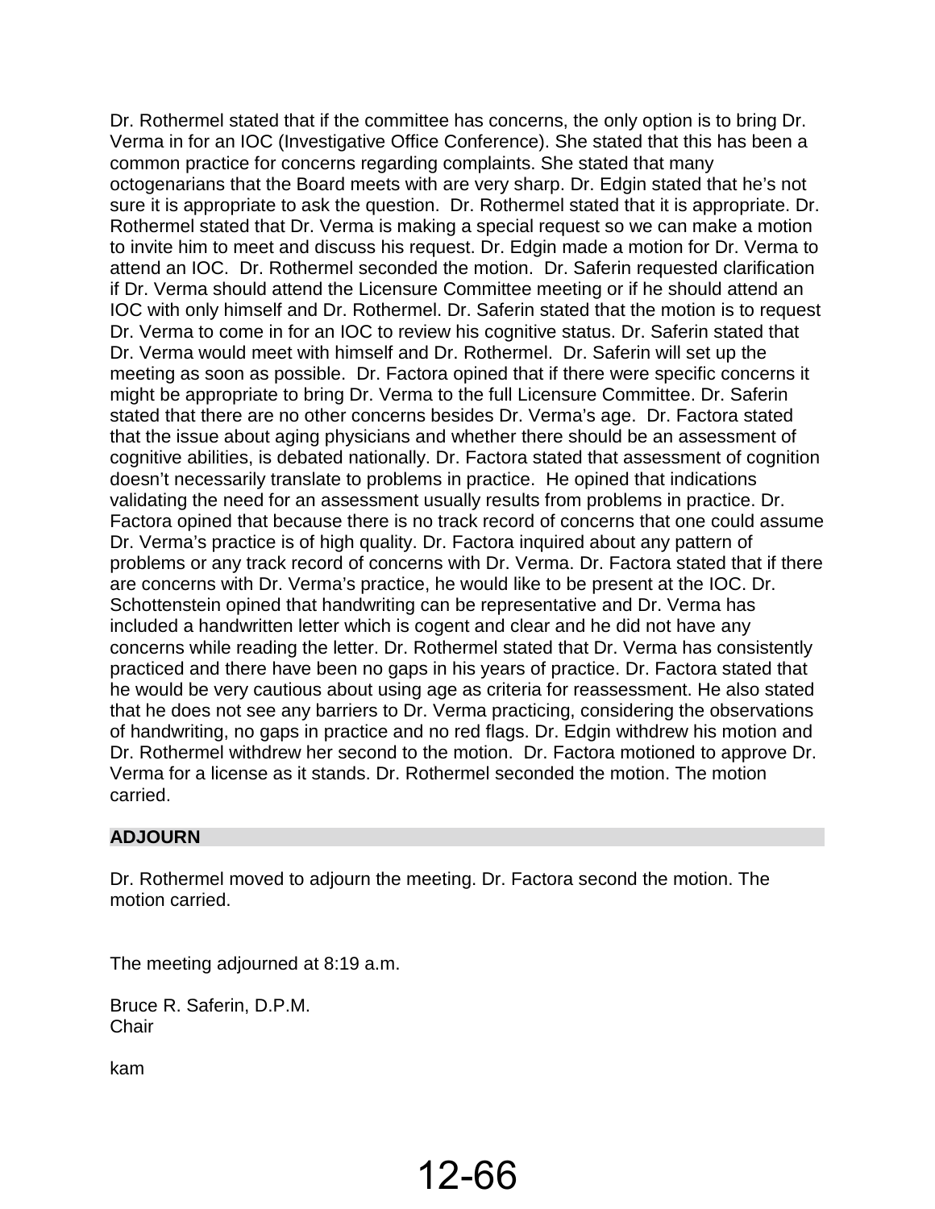Dr. Rothermel stated that if the committee has concerns, the only option is to bring Dr. Verma in for an IOC (Investigative Office Conference). She stated that this has been a common practice for concerns regarding complaints. She stated that many octogenarians that the Board meets with are very sharp. Dr. Edgin stated that he's not sure it is appropriate to ask the question. Dr. Rothermel stated that it is appropriate. Dr. Rothermel stated that Dr. Verma is making a special request so we can make a motion to invite him to meet and discuss his request. Dr. Edgin made a motion for Dr. Verma to attend an IOC. Dr. Rothermel seconded the motion. Dr. Saferin requested clarification if Dr. Verma should attend the Licensure Committee meeting or if he should attend an IOC with only himself and Dr. Rothermel. Dr. Saferin stated that the motion is to request Dr. Verma to come in for an IOC to review his cognitive status. Dr. Saferin stated that Dr. Verma would meet with himself and Dr. Rothermel. Dr. Saferin will set up the meeting as soon as possible. Dr. Factora opined that if there were specific concerns it might be appropriate to bring Dr. Verma to the full Licensure Committee. Dr. Saferin stated that there are no other concerns besides Dr. Verma's age. Dr. Factora stated that the issue about aging physicians and whether there should be an assessment of cognitive abilities, is debated nationally. Dr. Factora stated that assessment of cognition doesn't necessarily translate to problems in practice. He opined that indications validating the need for an assessment usually results from problems in practice. Dr. Factora opined that because there is no track record of concerns that one could assume Dr. Verma's practice is of high quality. Dr. Factora inquired about any pattern of problems or any track record of concerns with Dr. Verma. Dr. Factora stated that if there are concerns with Dr. Verma's practice, he would like to be present at the IOC. Dr. Schottenstein opined that handwriting can be representative and Dr. Verma has included a handwritten letter which is cogent and clear and he did not have any concerns while reading the letter. Dr. Rothermel stated that Dr. Verma has consistently practiced and there have been no gaps in his years of practice. Dr. Factora stated that he would be very cautious about using age as criteria for reassessment. He also stated that he does not see any barriers to Dr. Verma practicing, considering the observations of handwriting, no gaps in practice and no red flags. Dr. Edgin withdrew his motion and Dr. Rothermel withdrew her second to the motion. Dr. Factora motioned to approve Dr. Verma for a license as it stands. Dr. Rothermel seconded the motion. The motion carried.

## ADJOURN

Dr. Rothermel moved to adjourn the meeting. Dr. Factora second the motion. The motion carried.

The meeting adjourned at 8:19 a.m.

Bruce R. Saferin, D.P.M.
Chair

kam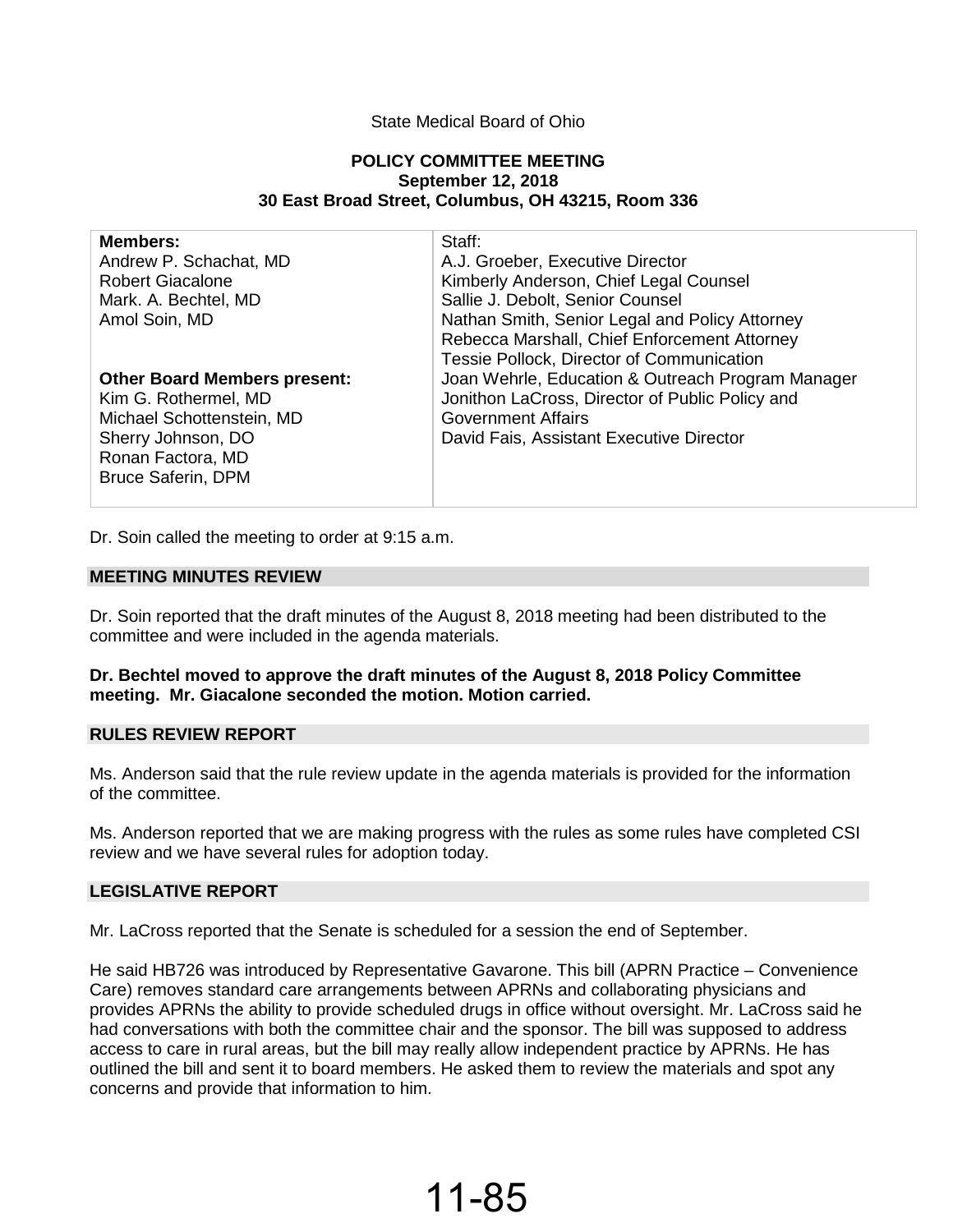State Medical Board of Ohio

**POLICY COMMITTEE MEETING**
**September 12, 2018**
**30 East Broad Street, Columbus, OH 43215, Room 336**

| **Members:** | Staff: |
|---|---|
| Andrew P. Schachat, MD | A.J. Groeber, Executive Director |
| Robert Giacalone | Kimberly Anderson, Chief Legal Counsel |
| Mark. A. Bechtel, MD | Sallie J. Debolt, Senior Counsel |
| Amol Soin, MD | Nathan Smith, Senior Legal and Policy Attorney |
| | Rebecca Marshall, Chief Enforcement Attorney |
| | Tessie Pollock, Director of Communication |
| **Other Board Members present:** | Joan Wehrle, Education & Outreach Program Manager |
| Kim G. Rothermel, MD | Jonithon LaCross, Director of Public Policy and Government Affairs |
| Michael Schottenstein, MD | David Fais, Assistant Executive Director |
| Sherry Johnson, DO | |
| Ronan Factora, MD | |
| Bruce Saferin, DPM | |

Dr. Soin called the meeting to order at 9:15 a.m.

## MEETING MINUTES REVIEW

Dr. Soin reported that the draft minutes of the August 8, 2018 meeting had been distributed to the committee and were included in the agenda materials.

**Dr. Bechtel moved to approve the draft minutes of the August 8, 2018 Policy Committee meeting. Mr. Giacalone seconded the motion. Motion carried.**

## RULES REVIEW REPORT

Ms. Anderson said that the rule review update in the agenda materials is provided for the information of the committee.

Ms. Anderson reported that we are making progress with the rules as some rules have completed CSI review and we have several rules for adoption today.

## LEGISLATIVE REPORT

Mr. LaCross reported that the Senate is scheduled for a session the end of September.

He said HB726 was introduced by Representative Gavarone. This bill (APRN Practice – Convenience Care) removes standard care arrangements between APRNs and collaborating physicians and provides APRNs the ability to provide scheduled drugs in office without oversight. Mr. LaCross said he had conversations with both the committee chair and the sponsor. The bill was supposed to address access to care in rural areas, but the bill may really allow independent practice by APRNs. He has outlined the bill and sent it to board members. He asked them to review the materials and spot any concerns and provide that information to him.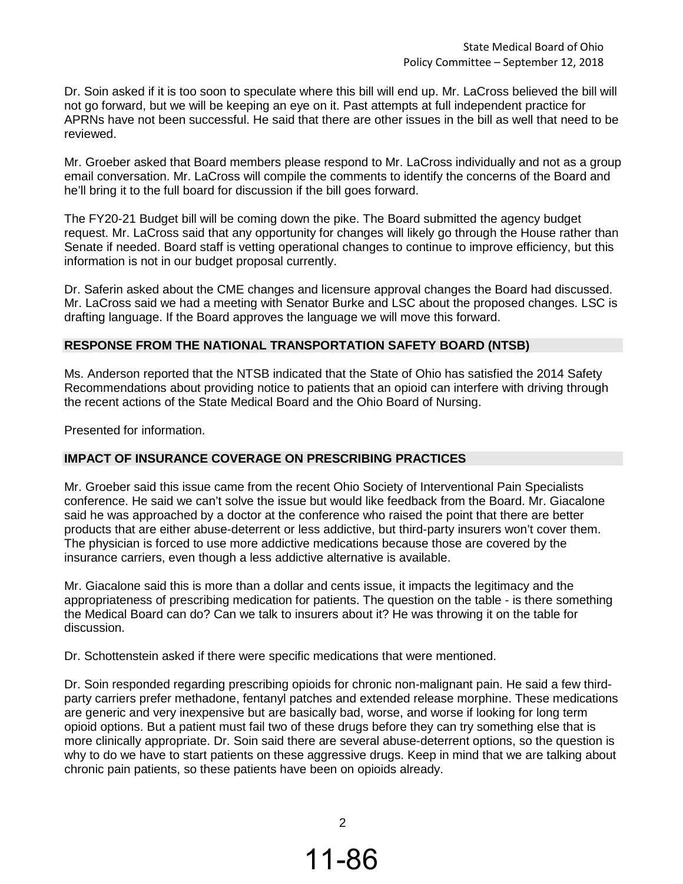Dr. Soin asked if it is too soon to speculate where this bill will end up. Mr. LaCross believed the bill will not go forward, but we will be keeping an eye on it. Past attempts at full independent practice for APRNs have not been successful. He said that there are other issues in the bill as well that need to be reviewed.

Mr. Groeber asked that Board members please respond to Mr. LaCross individually and not as a group email conversation. Mr. LaCross will compile the comments to identify the concerns of the Board and he'll bring it to the full board for discussion if the bill goes forward.

The FY20-21 Budget bill will be coming down the pike. The Board submitted the agency budget request. Mr. LaCross said that any opportunity for changes will likely go through the House rather than Senate if needed. Board staff is vetting operational changes to continue to improve efficiency, but this information is not in our budget proposal currently.

Dr. Saferin asked about the CME changes and licensure approval changes the Board had discussed. Mr. LaCross said we had a meeting with Senator Burke and LSC about the proposed changes. LSC is drafting language. If the Board approves the language we will move this forward.

## RESPONSE FROM THE NATIONAL TRANSPORTATION SAFETY BOARD (NTSB)

Ms. Anderson reported that the NTSB indicated that the State of Ohio has satisfied the 2014 Safety Recommendations about providing notice to patients that an opioid can interfere with driving through the recent actions of the State Medical Board and the Ohio Board of Nursing.

Presented for information.

## IMPACT OF INSURANCE COVERAGE ON PRESCRIBING PRACTICES

Mr. Groeber said this issue came from the recent Ohio Society of Interventional Pain Specialists conference. He said we can't solve the issue but would like feedback from the Board. Mr. Giacalone said he was approached by a doctor at the conference who raised the point that there are better products that are either abuse-deterrent or less addictive, but third-party insurers won't cover them. The physician is forced to use more addictive medications because those are covered by the insurance carriers, even though a less addictive alternative is available.

Mr. Giacalone said this is more than a dollar and cents issue, it impacts the legitimacy and the appropriateness of prescribing medication for patients. The question on the table - is there something the Medical Board can do? Can we talk to insurers about it? He was throwing it on the table for discussion.

Dr. Schottenstein asked if there were specific medications that were mentioned.

Dr. Soin responded regarding prescribing opioids for chronic non-malignant pain. He said a few third-party carriers prefer methadone, fentanyl patches and extended release morphine. These medications are generic and very inexpensive but are basically bad, worse, and worse if looking for long term opioid options. But a patient must fail two of these drugs before they can try something else that is more clinically appropriate. Dr. Soin said there are several abuse-deterrent options, so the question is why to do we have to start patients on these aggressive drugs. Keep in mind that we are talking about chronic pain patients, so these patients have been on opioids already.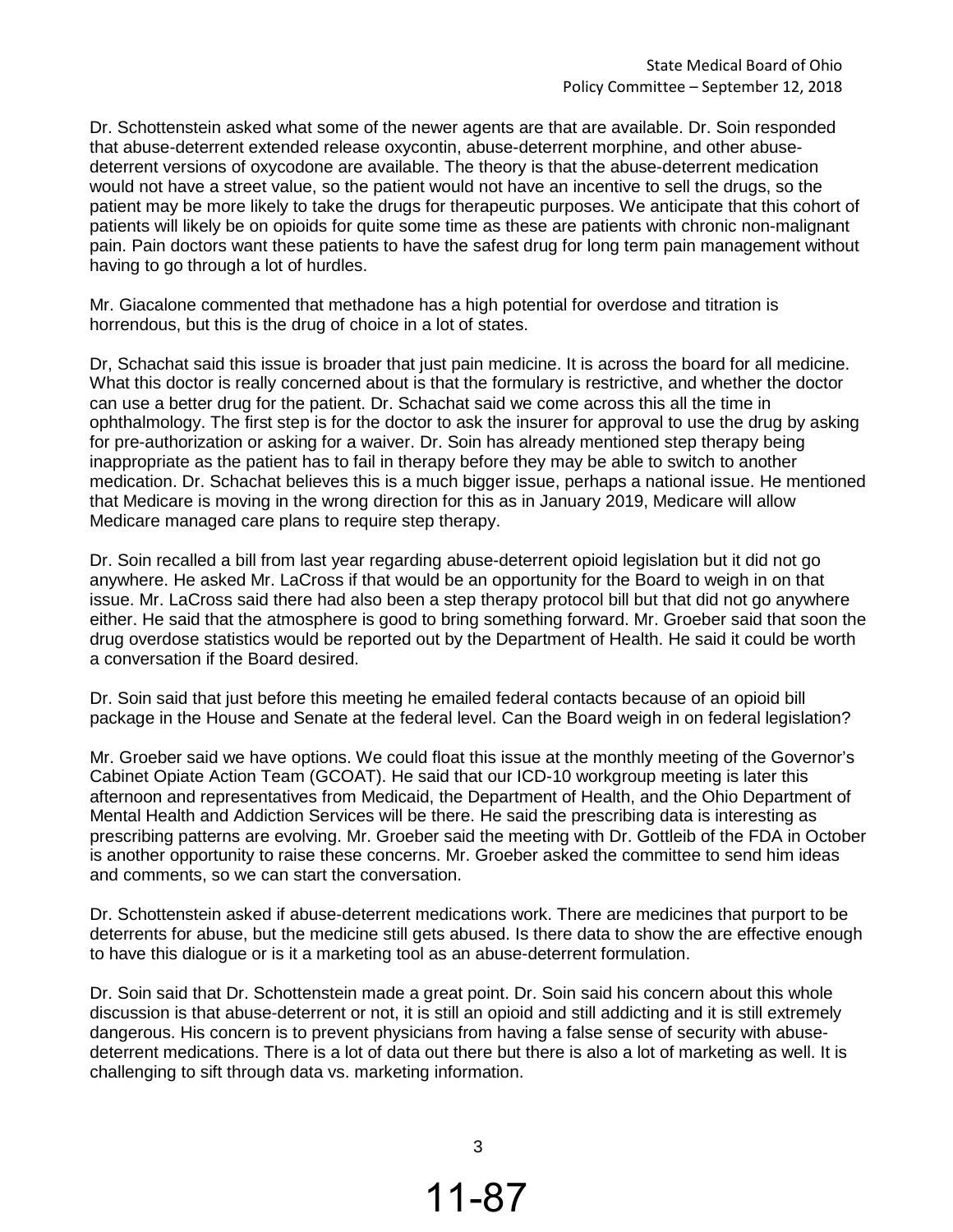Dr. Schottenstein asked what some of the newer agents are that are available. Dr. Soin responded that abuse-deterrent extended release oxycontin, abuse-deterrent morphine, and other abuse-deterrent versions of oxycodone are available. The theory is that the abuse-deterrent medication would not have a street value, so the patient would not have an incentive to sell the drugs, so the patient may be more likely to take the drugs for therapeutic purposes. We anticipate that this cohort of patients will likely be on opioids for quite some time as these are patients with chronic non-malignant pain. Pain doctors want these patients to have the safest drug for long term pain management without having to go through a lot of hurdles.

Mr. Giacalone commented that methadone has a high potential for overdose and titration is horrendous, but this is the drug of choice in a lot of states.

Dr, Schachat said this issue is broader that just pain medicine. It is across the board for all medicine. What this doctor is really concerned about is that the formulary is restrictive, and whether the doctor can use a better drug for the patient. Dr. Schachat said we come across this all the time in ophthalmology. The first step is for the doctor to ask the insurer for approval to use the drug by asking for pre-authorization or asking for a waiver. Dr. Soin has already mentioned step therapy being inappropriate as the patient has to fail in therapy before they may be able to switch to another medication. Dr. Schachat believes this is a much bigger issue, perhaps a national issue. He mentioned that Medicare is moving in the wrong direction for this as in January 2019, Medicare will allow Medicare managed care plans to require step therapy.

Dr. Soin recalled a bill from last year regarding abuse-deterrent opioid legislation but it did not go anywhere. He asked Mr. LaCross if that would be an opportunity for the Board to weigh in on that issue. Mr. LaCross said there had also been a step therapy protocol bill but that did not go anywhere either. He said that the atmosphere is good to bring something forward. Mr. Groeber said that soon the drug overdose statistics would be reported out by the Department of Health. He said it could be worth a conversation if the Board desired.

Dr. Soin said that just before this meeting he emailed federal contacts because of an opioid bill package in the House and Senate at the federal level. Can the Board weigh in on federal legislation?

Mr. Groeber said we have options. We could float this issue at the monthly meeting of the Governor's Cabinet Opiate Action Team (GCOAT). He said that our ICD-10 workgroup meeting is later this afternoon and representatives from Medicaid, the Department of Health, and the Ohio Department of Mental Health and Addiction Services will be there. He said the prescribing data is interesting as prescribing patterns are evolving. Mr. Groeber said the meeting with Dr. Gottlieb of the FDA in October is another opportunity to raise these concerns. Mr. Groeber asked the committee to send him ideas and comments, so we can start the conversation.

Dr. Schottenstein asked if abuse-deterrent medications work. There are medicines that purport to be deterrents for abuse, but the medicine still gets abused. Is there data to show the are effective enough to have this dialogue or is it a marketing tool as an abuse-deterrent formulation.

Dr. Soin said that Dr. Schottenstein made a great point. Dr. Soin said his concern about this whole discussion is that abuse-deterrent or not, it is still an opioid and still addicting and it is still extremely dangerous. His concern is to prevent physicians from having a false sense of security with abuse-deterrent medications. There is a lot of data out there but there is also a lot of marketing as well. It is challenging to sift through data vs. marketing information.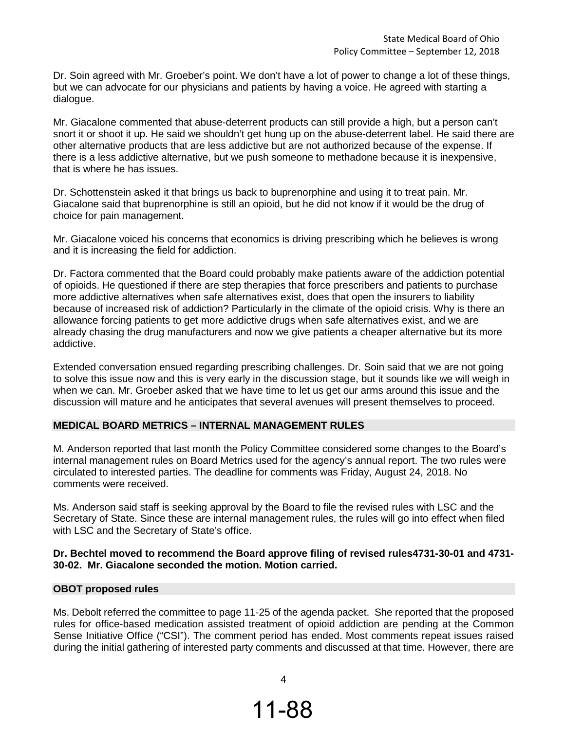Dr. Soin agreed with Mr. Groeber's point. We don't have a lot of power to change a lot of these things, but we can advocate for our physicians and patients by having a voice. He agreed with starting a dialogue.

Mr. Giacalone commented that abuse-deterrent products can still provide a high, but a person can't snort it or shoot it up. He said we shouldn't get hung up on the abuse-deterrent label. He said there are other alternative products that are less addictive but are not authorized because of the expense. If there is a less addictive alternative, but we push someone to methadone because it is inexpensive, that is where he has issues.

Dr. Schottenstein asked it that brings us back to buprenorphine and using it to treat pain. Mr. Giacalone said that buprenorphine is still an opioid, but he did not know if it would be the drug of choice for pain management.

Mr. Giacalone voiced his concerns that economics is driving prescribing which he believes is wrong and it is increasing the field for addiction.

Dr. Factora commented that the Board could probably make patients aware of the addiction potential of opioids. He questioned if there are step therapies that force prescribers and patients to purchase more addictive alternatives when safe alternatives exist, does that open the insurers to liability because of increased risk of addiction? Particularly in the climate of the opioid crisis. Why is there an allowance forcing patients to get more addictive drugs when safe alternatives exist, and we are already chasing the drug manufacturers and now we give patients a cheaper alternative but its more addictive.

Extended conversation ensued regarding prescribing challenges. Dr. Soin said that we are not going to solve this issue now and this is very early in the discussion stage, but it sounds like we will weigh in when we can. Mr. Groeber asked that we have time to let us get our arms around this issue and the discussion will mature and he anticipates that several avenues will present themselves to proceed.

## MEDICAL BOARD METRICS – INTERNAL MANAGEMENT RULES

M. Anderson reported that last month the Policy Committee considered some changes to the Board's internal management rules on Board Metrics used for the agency's annual report. The two rules were circulated to interested parties. The deadline for comments was Friday, August 24, 2018. No comments were received.

Ms. Anderson said staff is seeking approval by the Board to file the revised rules with LSC and the Secretary of State. Since these are internal management rules, the rules will go into effect when filed with LSC and the Secretary of State's office.

**Dr. Bechtel moved to recommend the Board approve filing of revised rules4731-30-01 and 4731-30-02. Mr. Giacalone seconded the motion. Motion carried.**

## OBOT proposed rules

Ms. Debolt referred the committee to page 11-25 of the agenda packet. She reported that the proposed rules for office-based medication assisted treatment of opioid addiction are pending at the Common Sense Initiative Office ("CSI"). The comment period has ended. Most comments repeat issues raised during the initial gathering of interested party comments and discussed at that time. However, there are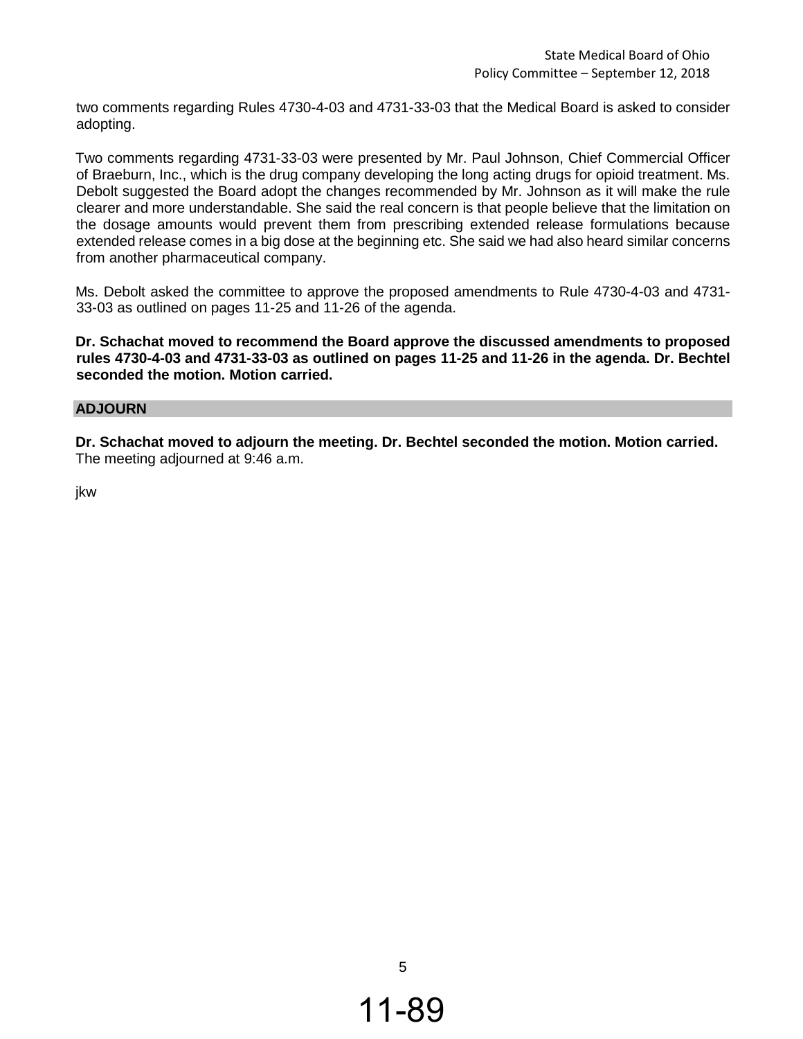two comments regarding Rules 4730-4-03 and 4731-33-03 that the Medical Board is asked to consider adopting.

Two comments regarding 4731-33-03 were presented by Mr. Paul Johnson, Chief Commercial Officer of Braeburn, Inc., which is the drug company developing the long acting drugs for opioid treatment. Ms. Debolt suggested the Board adopt the changes recommended by Mr. Johnson as it will make the rule clearer and more understandable. She said the real concern is that people believe that the limitation on the dosage amounts would prevent them from prescribing extended release formulations because extended release comes in a big dose at the beginning etc. She said we had also heard similar concerns from another pharmaceutical company.

Ms. Debolt asked the committee to approve the proposed amendments to Rule 4730-4-03 and 4731-33-03 as outlined on pages 11-25 and 11-26 of the agenda.

**Dr. Schachat moved to recommend the Board approve the discussed amendments to proposed rules 4730-4-03 and 4731-33-03 as outlined on pages 11-25 and 11-26 in the agenda. Dr. Bechtel seconded the motion. Motion carried.**

## ADJOURN

**Dr. Schachat moved to adjourn the meeting. Dr. Bechtel seconded the motion. Motion carried.**
The meeting adjourned at 9:46 a.m.

jkw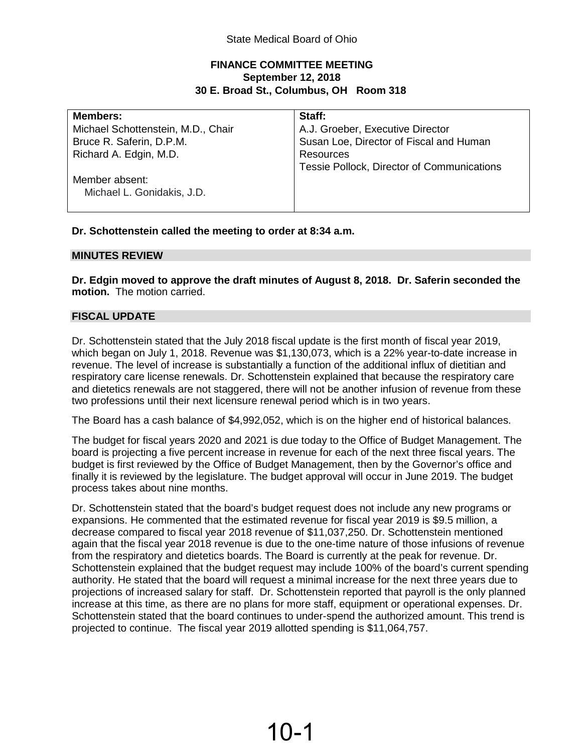State Medical Board of Ohio

**FINANCE COMMITTEE MEETING**
**September 12, 2018**
**30 E. Broad St., Columbus, OH Room 318**

| **Members:** | **Staff:** |
|---|---|
| Michael Schottenstein, M.D., Chair<br>Bruce R. Saferin, D.P.M.<br>Richard A. Edgin, M.D.<br><br>Member absent:<br>Michael L. Gonidakis, J.D. | A.J. Groeber, Executive Director<br>Susan Loe, Director of Fiscal and Human Resources<br>Tessie Pollock, Director of Communications |

**Dr. Schottenstein called the meeting to order at 8:34 a.m.**

## MINUTES REVIEW

**Dr. Edgin moved to approve the draft minutes of August 8, 2018. Dr. Saferin seconded the motion.** The motion carried.

## FISCAL UPDATE

Dr. Schottenstein stated that the July 2018 fiscal update is the first month of fiscal year 2019, which began on July 1, 2018. Revenue was $1,130,073, which is a 22% year-to-date increase in revenue. The level of increase is substantially a function of the additional influx of dietitian and respiratory care license renewals. Dr. Schottenstein explained that because the respiratory care and dietetics renewals are not staggered, there will not be another infusion of revenue from these two professions until their next licensure renewal period which is in two years.

The Board has a cash balance of $4,992,052, which is on the higher end of historical balances.

The budget for fiscal years 2020 and 2021 is due today to the Office of Budget Management. The board is projecting a five percent increase in revenue for each of the next three fiscal years. The budget is first reviewed by the Office of Budget Management, then by the Governor's office and finally it is reviewed by the legislature. The budget approval will occur in June 2019. The budget process takes about nine months.

Dr. Schottenstein stated that the board's budget request does not include any new programs or expansions. He commented that the estimated revenue for fiscal year 2019 is $9.5 million, a decrease compared to fiscal year 2018 revenue of $11,037,250. Dr. Schottenstein mentioned again that the fiscal year 2018 revenue is due to the one-time nature of those infusions of revenue from the respiratory and dietetics boards. The Board is currently at the peak for revenue. Dr. Schottenstein explained that the budget request may include 100% of the board's current spending authority. He stated that the board will request a minimal increase for the next three years due to projections of increased salary for staff. Dr. Schottenstein reported that payroll is the only planned increase at this time, as there are no plans for more staff, equipment or operational expenses. Dr. Schottenstein stated that the board continues to under-spend the authorized amount. This trend is projected to continue. The fiscal year 2019 allotted spending is $11,064,757.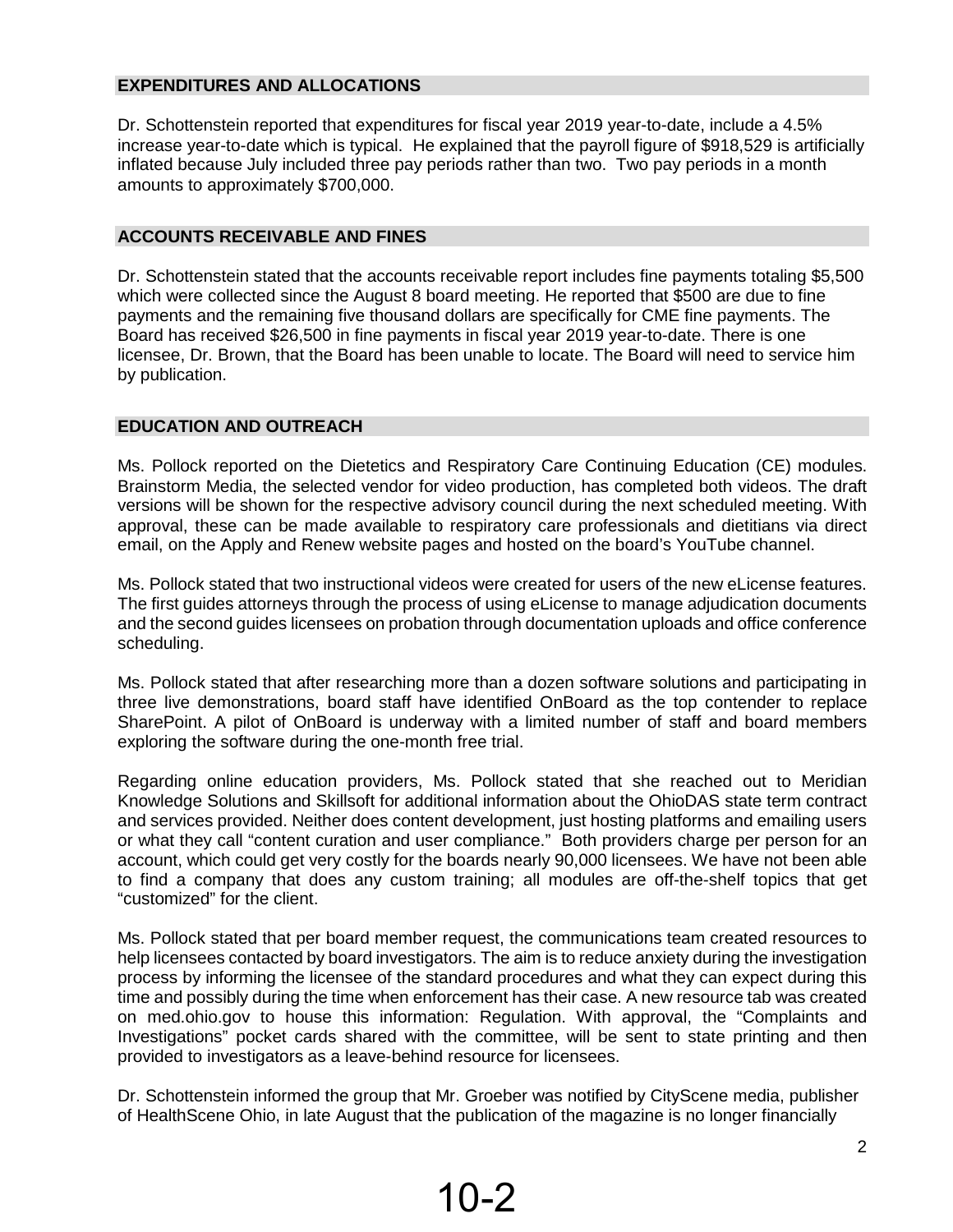## EXPENDITURES AND ALLOCATIONS

Dr. Schottenstein reported that expenditures for fiscal year 2019 year-to-date, include a 4.5% increase year-to-date which is typical. He explained that the payroll figure of $918,529 is artificially inflated because July included three pay periods rather than two. Two pay periods in a month amounts to approximately $700,000.

## ACCOUNTS RECEIVABLE AND FINES

Dr. Schottenstein stated that the accounts receivable report includes fine payments totaling $5,500 which were collected since the August 8 board meeting. He reported that $500 are due to fine payments and the remaining five thousand dollars are specifically for CME fine payments. The Board has received $26,500 in fine payments in fiscal year 2019 year-to-date. There is one licensee, Dr. Brown, that the Board has been unable to locate. The Board will need to service him by publication.

## EDUCATION AND OUTREACH

Ms. Pollock reported on the Dietetics and Respiratory Care Continuing Education (CE) modules. Brainstorm Media, the selected vendor for video production, has completed both videos. The draft versions will be shown for the respective advisory council during the next scheduled meeting. With approval, these can be made available to respiratory care professionals and dietitians via direct email, on the Apply and Renew website pages and hosted on the board's YouTube channel.

Ms. Pollock stated that two instructional videos were created for users of the new eLicense features. The first guides attorneys through the process of using eLicense to manage adjudication documents and the second guides licensees on probation through documentation uploads and office conference scheduling.

Ms. Pollock stated that after researching more than a dozen software solutions and participating in three live demonstrations, board staff have identified OnBoard as the top contender to replace SharePoint. A pilot of OnBoard is underway with a limited number of staff and board members exploring the software during the one-month free trial.

Regarding online education providers, Ms. Pollock stated that she reached out to Meridian Knowledge Solutions and Skillsoft for additional information about the OhioDAS state term contract and services provided. Neither does content development, just hosting platforms and emailing users or what they call "content curation and user compliance." Both providers charge per person for an account, which could get very costly for the boards nearly 90,000 licensees. We have not been able to find a company that does any custom training; all modules are off-the-shelf topics that get "customized" for the client.

Ms. Pollock stated that per board member request, the communications team created resources to help licensees contacted by board investigators. The aim is to reduce anxiety during the investigation process by informing the licensee of the standard procedures and what they can expect during this time and possibly during the time when enforcement has their case. A new resource tab was created on med.ohio.gov to house this information: Regulation. With approval, the "Complaints and Investigations" pocket cards shared with the committee, will be sent to state printing and then provided to investigators as a leave-behind resource for licensees.

Dr. Schottenstein informed the group that Mr. Groeber was notified by CityScene media, publisher of HealthScene Ohio, in late August that the publication of the magazine is no longer financially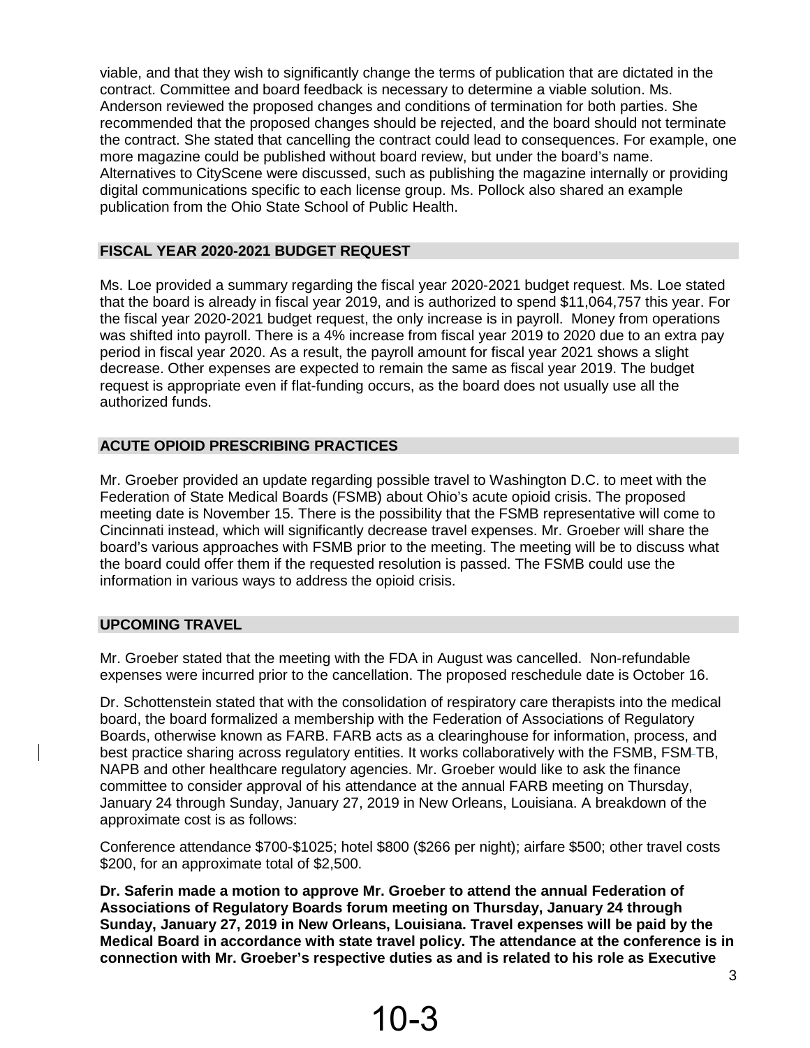viable, and that they wish to significantly change the terms of publication that are dictated in the contract. Committee and board feedback is necessary to determine a viable solution. Ms. Anderson reviewed the proposed changes and conditions of termination for both parties. She recommended that the proposed changes should be rejected, and the board should not terminate the contract. She stated that cancelling the contract could lead to consequences. For example, one more magazine could be published without board review, but under the board's name. Alternatives to CityScene were discussed, such as publishing the magazine internally or providing digital communications specific to each license group. Ms. Pollock also shared an example publication from the Ohio State School of Public Health.

## FISCAL YEAR 2020-2021 BUDGET REQUEST

Ms. Loe provided a summary regarding the fiscal year 2020-2021 budget request. Ms. Loe stated that the board is already in fiscal year 2019, and is authorized to spend $11,064,757 this year. For the fiscal year 2020-2021 budget request, the only increase is in payroll. Money from operations was shifted into payroll. There is a 4% increase from fiscal year 2019 to 2020 due to an extra pay period in fiscal year 2020. As a result, the payroll amount for fiscal year 2021 shows a slight decrease. Other expenses are expected to remain the same as fiscal year 2019. The budget request is appropriate even if flat-funding occurs, as the board does not usually use all the authorized funds.

## ACUTE OPIOID PRESCRIBING PRACTICES

Mr. Groeber provided an update regarding possible travel to Washington D.C. to meet with the Federation of State Medical Boards (FSMB) about Ohio's acute opioid crisis. The proposed meeting date is November 15. There is the possibility that the FSMB representative will come to Cincinnati instead, which will significantly decrease travel expenses. Mr. Groeber will share the board's various approaches with FSMB prior to the meeting. The meeting will be to discuss what the board could offer them if the requested resolution is passed. The FSMB could use the information in various ways to address the opioid crisis.

## UPCOMING TRAVEL

Mr. Groeber stated that the meeting with the FDA in August was cancelled. Non-refundable expenses were incurred prior to the cancellation. The proposed reschedule date is October 16.

Dr. Schottenstein stated that with the consolidation of respiratory care therapists into the medical board, the board formalized a membership with the Federation of Associations of Regulatory Boards, otherwise known as FARB. FARB acts as a clearinghouse for information, process, and best practice sharing across regulatory entities. It works collaboratively with the FSMB, FSM-TB, NAPB and other healthcare regulatory agencies. Mr. Groeber would like to ask the finance committee to consider approval of his attendance at the annual FARB meeting on Thursday, January 24 through Sunday, January 27, 2019 in New Orleans, Louisiana. A breakdown of the approximate cost is as follows:

Conference attendance $700-$1025; hotel $800 ($266 per night); airfare $500; other travel costs $200, for an approximate total of $2,500.

**Dr. Saferin made a motion to approve Mr. Groeber to attend the annual Federation of Associations of Regulatory Boards forum meeting on Thursday, January 24 through Sunday, January 27, 2019 in New Orleans, Louisiana. Travel expenses will be paid by the Medical Board in accordance with state travel policy. The attendance at the conference is in connection with Mr. Groeber's respective duties as and is related to his role as Executive**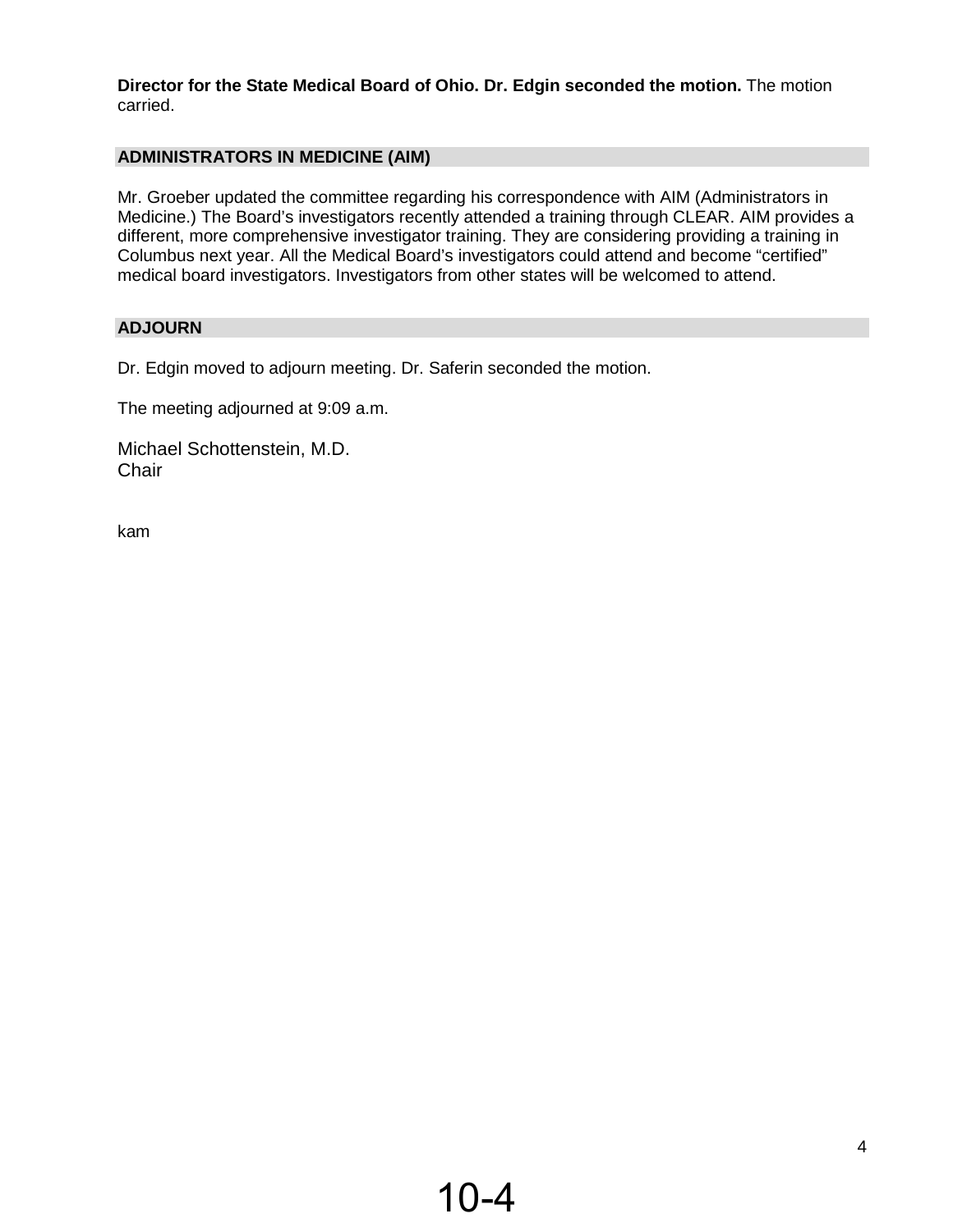**Director for the State Medical Board of Ohio. Dr. Edgin seconded the motion.** The motion carried.

## ADMINISTRATORS IN MEDICINE (AIM)

Mr. Groeber updated the committee regarding his correspondence with AIM (Administrators in Medicine.) The Board's investigators recently attended a training through CLEAR. AIM provides a different, more comprehensive investigator training. They are considering providing a training in Columbus next year. All the Medical Board's investigators could attend and become "certified" medical board investigators. Investigators from other states will be welcomed to attend.

## ADJOURN

Dr. Edgin moved to adjourn meeting. Dr. Saferin seconded the motion.

The meeting adjourned at 9:09 a.m.

Michael Schottenstein, M.D.
Chair

kam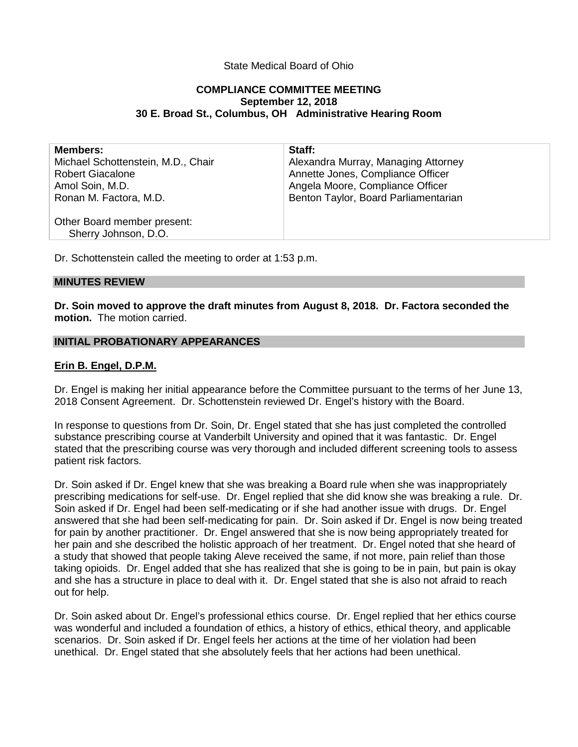State Medical Board of Ohio

**COMPLIANCE COMMITTEE MEETING**
**September 12, 2018**
**30 E. Broad St., Columbus, OH Administrative Hearing Room**

| **Members:** | **Staff:** |
|---|---|
| Michael Schottenstein, M.D., Chair | Alexandra Murray, Managing Attorney |
| Robert Giacalone | Annette Jones, Compliance Officer |
| Amol Soin, M.D. | Angela Moore, Compliance Officer |
| Ronan M. Factora, M.D. | Benton Taylor, Board Parliamentarian |
| Other Board member present: Sherry Johnson, D.O. | |

Dr. Schottenstein called the meeting to order at 1:53 p.m.

## MINUTES REVIEW

**Dr. Soin moved to approve the draft minutes from August 8, 2018. Dr. Factora seconded the motion.** The motion carried.

## INITIAL PROBATIONARY APPEARANCES

### Erin B. Engel, D.P.M.

Dr. Engel is making her initial appearance before the Committee pursuant to the terms of her June 13, 2018 Consent Agreement. Dr. Schottenstein reviewed Dr. Engel's history with the Board.

In response to questions from Dr. Soin, Dr. Engel stated that she has just completed the controlled substance prescribing course at Vanderbilt University and opined that it was fantastic. Dr. Engel stated that the prescribing course was very thorough and included different screening tools to assess patient risk factors.

Dr. Soin asked if Dr. Engel knew that she was breaking a Board rule when she was inappropriately prescribing medications for self-use. Dr. Engel replied that she did know she was breaking a rule. Dr. Soin asked if Dr. Engel had been self-medicating or if she had another issue with drugs. Dr. Engel answered that she had been self-medicating for pain. Dr. Soin asked if Dr. Engel is now being treated for pain by another practitioner. Dr. Engel answered that she is now being appropriately treated for her pain and she described the holistic approach of her treatment. Dr. Engel noted that she heard of a study that showed that people taking Aleve received the same, if not more, pain relief than those taking opioids. Dr. Engel added that she has realized that she is going to be in pain, but pain is okay and she has a structure in place to deal with it. Dr. Engel stated that she is also not afraid to reach out for help.

Dr. Soin asked about Dr. Engel's professional ethics course. Dr. Engel replied that her ethics course was wonderful and included a foundation of ethics, a history of ethics, ethical theory, and applicable scenarios. Dr. Soin asked if Dr. Engel feels her actions at the time of her violation had been unethical. Dr. Engel stated that she absolutely feels that her actions had been unethical.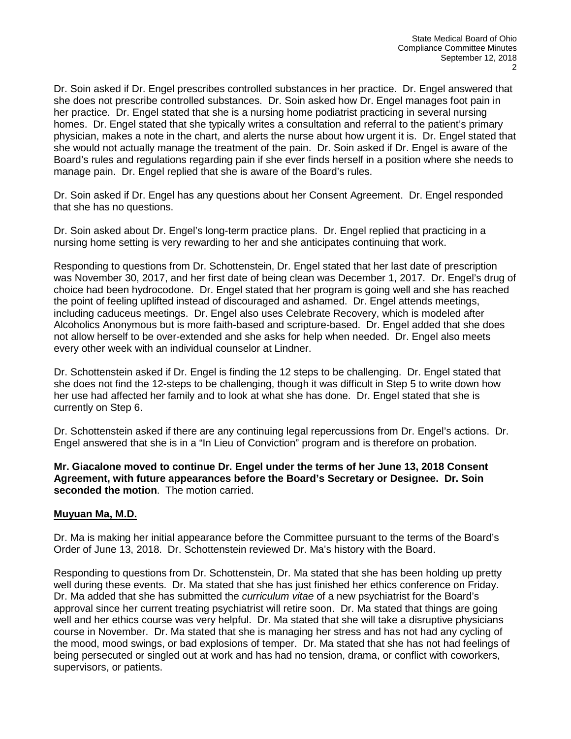Dr. Soin asked if Dr. Engel prescribes controlled substances in her practice. Dr. Engel answered that she does not prescribe controlled substances. Dr. Soin asked how Dr. Engel manages foot pain in her practice. Dr. Engel stated that she is a nursing home podiatrist practicing in several nursing homes. Dr. Engel stated that she typically writes a consultation and referral to the patient's primary physician, makes a note in the chart, and alerts the nurse about how urgent it is. Dr. Engel stated that she would not actually manage the treatment of the pain. Dr. Soin asked if Dr. Engel is aware of the Board's rules and regulations regarding pain if she ever finds herself in a position where she needs to manage pain. Dr. Engel replied that she is aware of the Board's rules.

Dr. Soin asked if Dr. Engel has any questions about her Consent Agreement. Dr. Engel responded that she has no questions.

Dr. Soin asked about Dr. Engel's long-term practice plans. Dr. Engel replied that practicing in a nursing home setting is very rewarding to her and she anticipates continuing that work.

Responding to questions from Dr. Schottenstein, Dr. Engel stated that her last date of prescription was November 30, 2017, and her first date of being clean was December 1, 2017. Dr. Engel's drug of choice had been hydrocodone. Dr. Engel stated that her program is going well and she has reached the point of feeling uplifted instead of discouraged and ashamed. Dr. Engel attends meetings, including caduceus meetings. Dr. Engel also uses Celebrate Recovery, which is modeled after Alcoholics Anonymous but is more faith-based and scripture-based. Dr. Engel added that she does not allow herself to be over-extended and she asks for help when needed. Dr. Engel also meets every other week with an individual counselor at Lindner.

Dr. Schottenstein asked if Dr. Engel is finding the 12 steps to be challenging. Dr. Engel stated that she does not find the 12-steps to be challenging, though it was difficult in Step 5 to write down how her use had affected her family and to look at what she has done. Dr. Engel stated that she is currently on Step 6.

Dr. Schottenstein asked if there are any continuing legal repercussions from Dr. Engel's actions. Dr. Engel answered that she is in a "In Lieu of Conviction" program and is therefore on probation.

**Mr. Giacalone moved to continue Dr. Engel under the terms of her June 13, 2018 Consent Agreement, with future appearances before the Board's Secretary or Designee. Dr. Soin seconded the motion**. The motion carried.

**Muyuan Ma, M.D.**

Dr. Ma is making her initial appearance before the Committee pursuant to the terms of the Board's Order of June 13, 2018. Dr. Schottenstein reviewed Dr. Ma's history with the Board.

Responding to questions from Dr. Schottenstein, Dr. Ma stated that she has been holding up pretty well during these events. Dr. Ma stated that she has just finished her ethics conference on Friday. Dr. Ma added that she has submitted the *curriculum vitae* of a new psychiatrist for the Board's approval since her current treating psychiatrist will retire soon. Dr. Ma stated that things are going well and her ethics course was very helpful. Dr. Ma stated that she will take a disruptive physicians course in November. Dr. Ma stated that she is managing her stress and has not had any cycling of the mood, mood swings, or bad explosions of temper. Dr. Ma stated that she has not had feelings of being persecuted or singled out at work and has had no tension, drama, or conflict with coworkers, supervisors, or patients.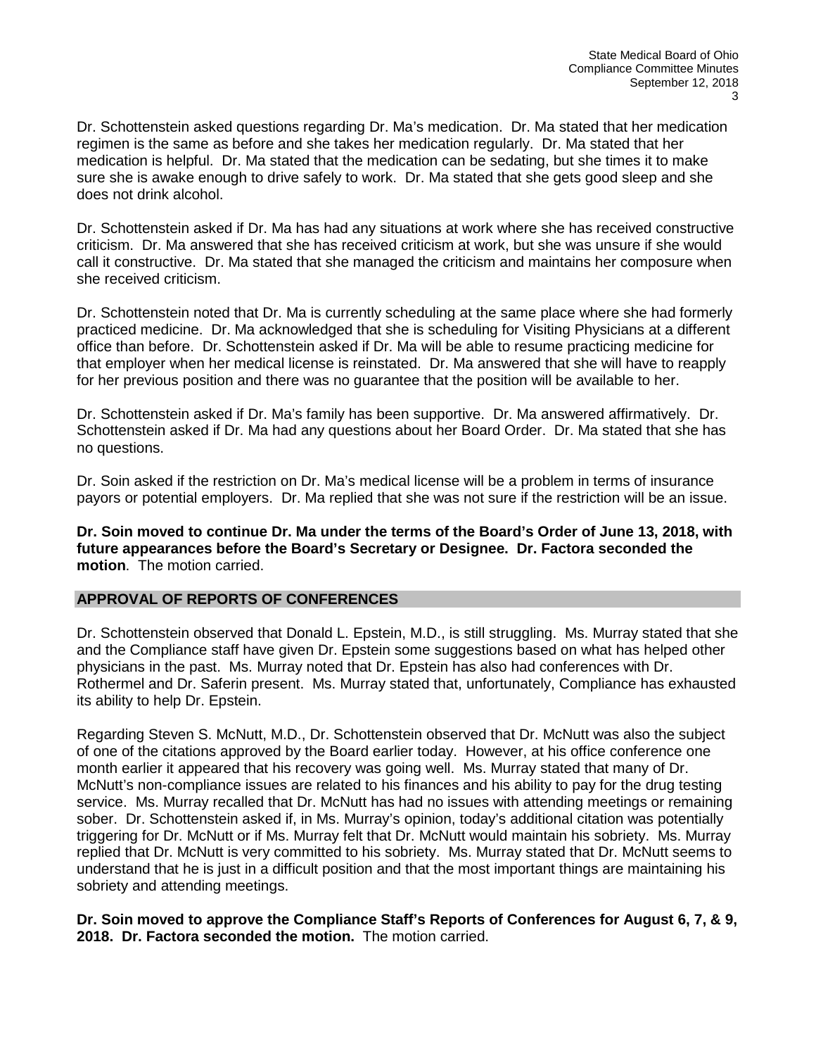Dr. Schottenstein asked questions regarding Dr. Ma's medication. Dr. Ma stated that her medication regimen is the same as before and she takes her medication regularly. Dr. Ma stated that her medication is helpful. Dr. Ma stated that the medication can be sedating, but she times it to make sure she is awake enough to drive safely to work. Dr. Ma stated that she gets good sleep and she does not drink alcohol.

Dr. Schottenstein asked if Dr. Ma has had any situations at work where she has received constructive criticism. Dr. Ma answered that she has received criticism at work, but she was unsure if she would call it constructive. Dr. Ma stated that she managed the criticism and maintains her composure when she received criticism.

Dr. Schottenstein noted that Dr. Ma is currently scheduling at the same place where she had formerly practiced medicine. Dr. Ma acknowledged that she is scheduling for Visiting Physicians at a different office than before. Dr. Schottenstein asked if Dr. Ma will be able to resume practicing medicine for that employer when her medical license is reinstated. Dr. Ma answered that she will have to reapply for her previous position and there was no guarantee that the position will be available to her.

Dr. Schottenstein asked if Dr. Ma's family has been supportive. Dr. Ma answered affirmatively. Dr. Schottenstein asked if Dr. Ma had any questions about her Board Order. Dr. Ma stated that she has no questions.

Dr. Soin asked if the restriction on Dr. Ma's medical license will be a problem in terms of insurance payors or potential employers. Dr. Ma replied that she was not sure if the restriction will be an issue.

**Dr. Soin moved to continue Dr. Ma under the terms of the Board's Order of June 13, 2018, with future appearances before the Board's Secretary or Designee. Dr. Factora seconded the motion**. The motion carried.

## APPROVAL OF REPORTS OF CONFERENCES

Dr. Schottenstein observed that Donald L. Epstein, M.D., is still struggling. Ms. Murray stated that she and the Compliance staff have given Dr. Epstein some suggestions based on what has helped other physicians in the past. Ms. Murray noted that Dr. Epstein has also had conferences with Dr. Rothermel and Dr. Saferin present. Ms. Murray stated that, unfortunately, Compliance has exhausted its ability to help Dr. Epstein.

Regarding Steven S. McNutt, M.D., Dr. Schottenstein observed that Dr. McNutt was also the subject of one of the citations approved by the Board earlier today. However, at his office conference one month earlier it appeared that his recovery was going well. Ms. Murray stated that many of Dr. McNutt's non-compliance issues are related to his finances and his ability to pay for the drug testing service. Ms. Murray recalled that Dr. McNutt has had no issues with attending meetings or remaining sober. Dr. Schottenstein asked if, in Ms. Murray's opinion, today's additional citation was potentially triggering for Dr. McNutt or if Ms. Murray felt that Dr. McNutt would maintain his sobriety. Ms. Murray replied that Dr. McNutt is very committed to his sobriety. Ms. Murray stated that Dr. McNutt seems to understand that he is just in a difficult position and that the most important things are maintaining his sobriety and attending meetings.

**Dr. Soin moved to approve the Compliance Staff's Reports of Conferences for August 6, 7, & 9, 2018. Dr. Factora seconded the motion.** The motion carried.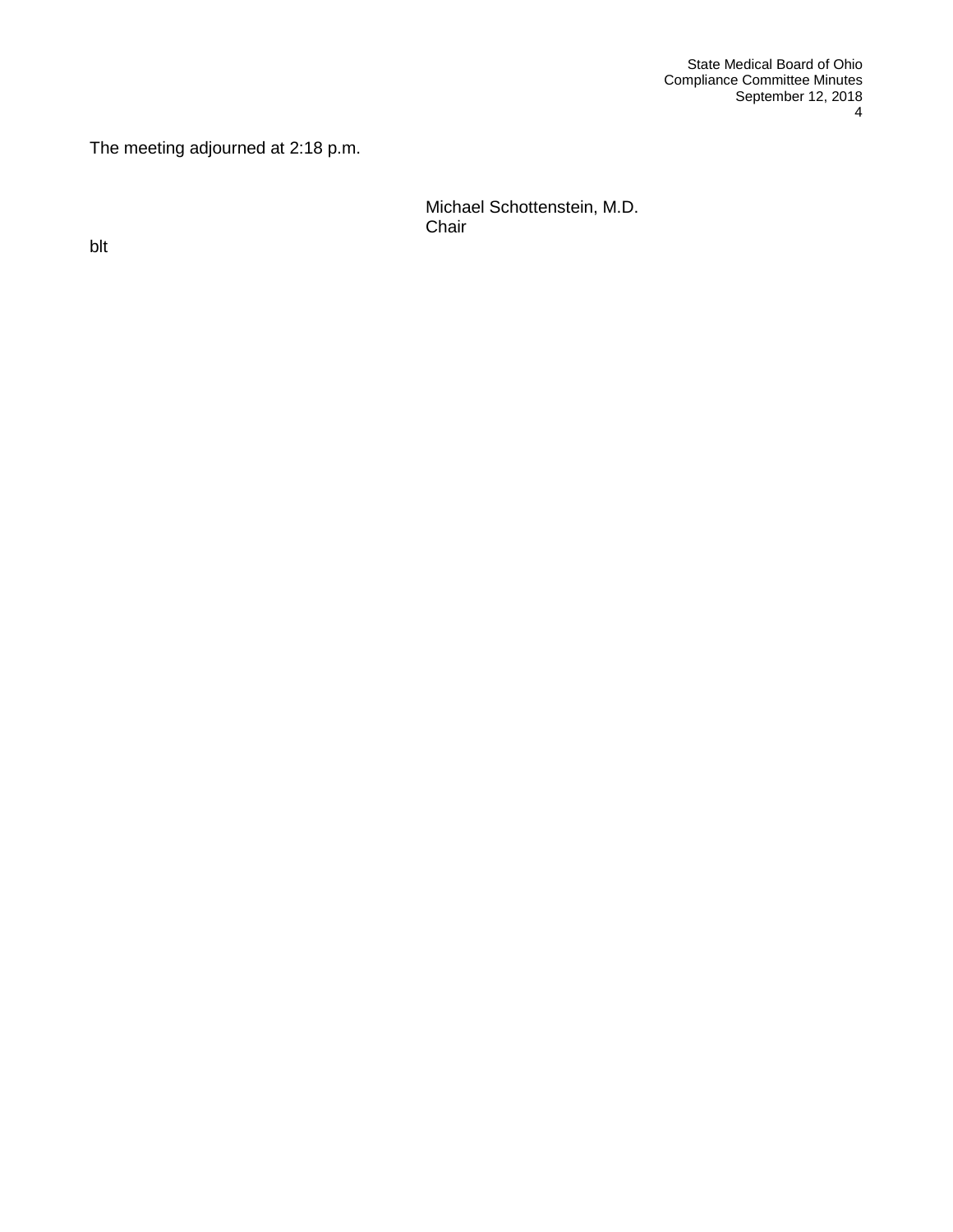The meeting adjourned at 2:18 p.m.

Michael Schottenstein, M.D.
Chair

blt